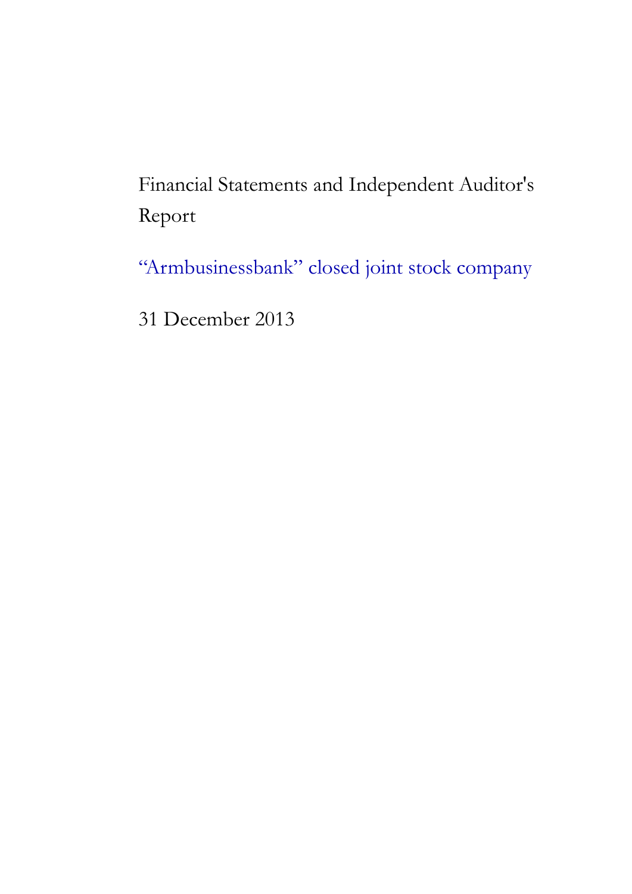# Financial Statements and Independent Auditor's Report

## “Armbusinessbank” closed joint stock company

31 December 2013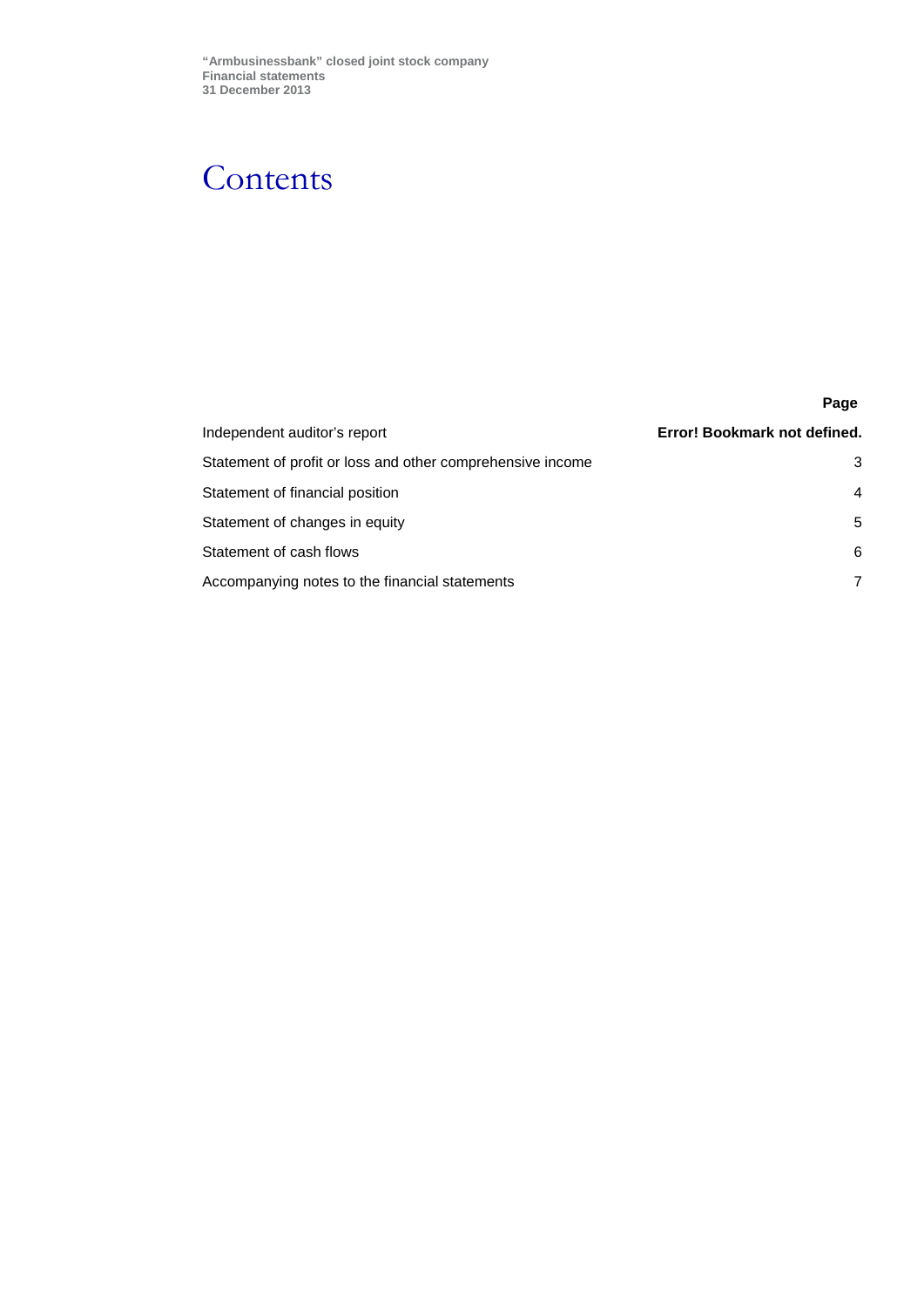# Contents

| | Page |
|---|---|
| Independent auditor's report | **Error! Bookmark not defined.** |
| Statement of profit or loss and other comprehensive income | 3 |
| Statement of financial position | 4 |
| Statement of changes in equity | 5 |
| Statement of cash flows | 6 |
| Accompanying notes to the financial statements | 7 |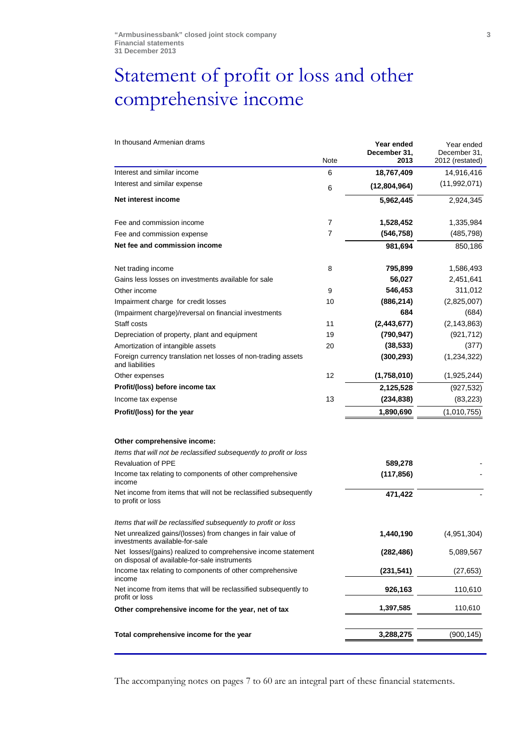# Statement of profit or loss and other comprehensive income

| In thousand Armenian drams | Note | Year ended December 31, 2013 | Year ended December 31, 2012 (restated) |
|---|---|---|---|
| Interest and similar income | 6 | **18,767,409** | 14,916,416 |
| Interest and similar expense | 6 | **(12,804,964)** | (11,992,071) |
| **Net interest income** | | **5,962,445** | 2,924,345 |
| | | | |
| Fee and commission income | 7 | **1,528,452** | 1,335,984 |
| Fee and commission expense | 7 | **(546,758)** | (485,798) |
| **Net fee and commission income** | | **981,694** | 850,186 |
| | | | |
| Net trading income | 8 | **795,899** | 1,586,493 |
| Gains less losses on investments available for sale | | **56,027** | 2,451,641 |
| Other income | 9 | **546,453** | 311,012 |
| Impairment charge for credit losses | 10 | **(886,214)** | (2,825,007) |
| (Impairment charge)/reversal on financial investments | | **684** | (684) |
| Staff costs | 11 | **(2,443,677)** | (2,143,863) |
| Depreciation of property, plant and equipment | 19 | **(790,947)** | (921,712) |
| Amortization of intangible assets | 20 | **(38,533)** | (377) |
| Foreign currency translation net losses of non-trading assets and liabilities | | **(300,293)** | (1,234,322) |
| Other expenses | 12 | **(1,758,010)** | (1,925,244) |
| **Profit/(loss) before income tax** | | **2,125,528** | (927,532) |
| Income tax expense | 13 | **(234,838)** | (83,223) |
| **Profit/(loss) for the year** | | **1,890,690** | (1,010,755) |
| | | | |
| **Other comprehensive income:** | | | |
| *Items that will not be reclassified subsequently to profit or loss* | | | |
| Revaluation of PPE | | **589,278** | - |
| Income tax relating to components of other comprehensive income | | **(117,856)** | - |
| Net income from items that will not be reclassified subsequently to profit or loss | | **471,422** | - |
| | | | |
| *Items that will be reclassified subsequently to profit or loss* | | | |
| Net unrealized gains/(losses) from changes in fair value of investments available-for-sale | | **1,440,190** | (4,951,304) |
| Net losses/(gains) realized to comprehensive income statement on disposal of available-for-sale instruments | | **(282,486)** | 5,089,567 |
| Income tax relating to components of other comprehensive income | | **(231,541)** | (27,653) |
| Net income from items that will be reclassified subsequently to profit or loss | | **926,163** | 110,610 |
| **Other comprehensive income for the year, net of tax** | | **1,397,585** | 110,610 |
| | | | |
| **Total comprehensive income for the year** | | **3,288,275** | (900,145) |

The accompanying notes on pages 7 to 60 are an integral part of these financial statements.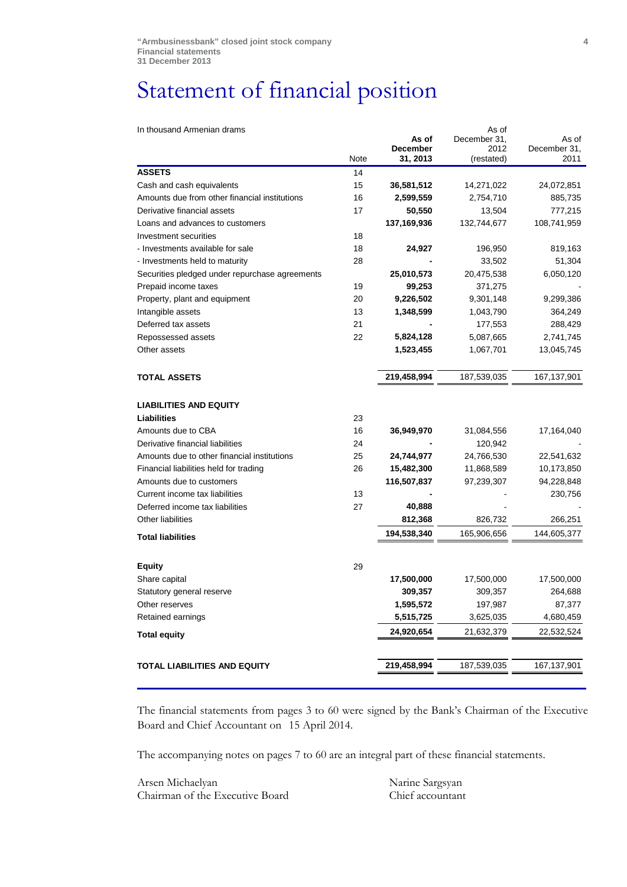# Statement of financial position

| In thousand Armenian drams | Note | As of December 31, 2013 | As of December 31, 2012 (restated) | As of December 31, 2011 |
|---|---|---|---|---|
| **ASSETS** | 14 | | | |
| Cash and cash equivalents | 15 | **36,581,512** | 14,271,022 | 24,072,851 |
| Amounts due from other financial institutions | 16 | **2,599,559** | 2,754,710 | 885,735 |
| Derivative financial assets | 17 | **50,550** | 13,504 | 777,215 |
| Loans and advances to customers | | **137,169,936** | 132,744,677 | 108,741,959 |
| Investment securities | 18 | | | |
| - Investments available for sale | 18 | **24,927** | 196,950 | 819,163 |
| - Investments held to maturity | 28 | **-** | 33,502 | 51,304 |
| Securities pledged under repurchase agreements | | **25,010,573** | 20,475,538 | 6,050,120 |
| Prepaid income taxes | 19 | **99,253** | 371,275 | - |
| Property, plant and equipment | 20 | **9,226,502** | 9,301,148 | 9,299,386 |
| Intangible assets | 13 | **1,348,599** | 1,043,790 | 364,249 |
| Deferred tax assets | 21 | **-** | 177,553 | 288,429 |
| Repossessed assets | 22 | **5,824,128** | 5,087,665 | 2,741,745 |
| Other assets | | **1,523,455** | 1,067,701 | 13,045,745 |
| **TOTAL ASSETS** | | **219,458,994** | 187,539,035 | 167,137,901 |
| | | | | |
| **LIABILITIES AND EQUITY** | | | | |
| **Liabilities** | 23 | | | |
| Amounts due to CBA | 16 | **36,949,970** | 31,084,556 | 17,164,040 |
| Derivative financial liabilities | 24 | **-** | 120,942 | - |
| Amounts due to other financial institutions | 25 | **24,744,977** | 24,766,530 | 22,541,632 |
| Financial liabilities held for trading | 26 | **15,482,300** | 11,868,589 | 10,173,850 |
| Amounts due to customers | | **116,507,837** | 97,239,307 | 94,228,848 |
| Current income tax liabilities | 13 | **-** | - | 230,756 |
| Deferred income tax liabilities | 27 | **40,888** | - | - |
| Other liabilities | | **812,368** | 826,732 | 266,251 |
| **Total liabilities** | | **194,538,340** | 165,906,656 | 144,605,377 |
| | | | | |
| **Equity** | 29 | | | |
| Share capital | | **17,500,000** | 17,500,000 | 17,500,000 |
| Statutory general reserve | | **309,357** | 309,357 | 264,688 |
| Other reserves | | **1,595,572** | 197,987 | 87,377 |
| Retained earnings | | **5,515,725** | 3,625,035 | 4,680,459 |
| **Total equity** | | **24,920,654** | 21,632,379 | 22,532,524 |
| | | | | |
| **TOTAL LIABILITIES AND EQUITY** | | **219,458,994** | 187,539,035 | 167,137,901 |

The financial statements from pages 3 to 60 were signed by the Bank's Chairman of the Executive Board and Chief Accountant on 15 April 2014.

The accompanying notes on pages 7 to 60 are an integral part of these financial statements.

Arsen Michaelyan
Chairman of the Executive Board

Narine Sargsyan
Chief accountant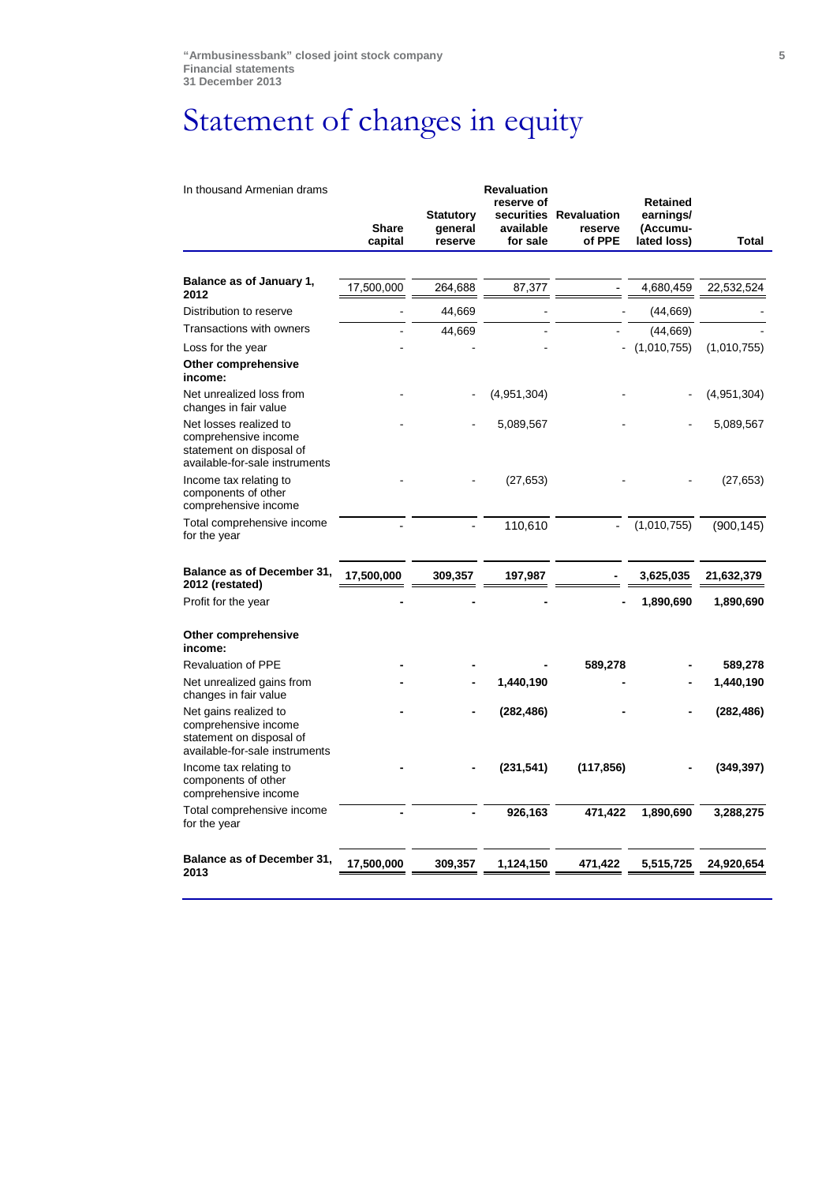# Statement of changes in equity

| In thousand Armenian drams | Share capital | Statutory general reserve | Revaluation reserve of securities available for sale | Revaluation reserve of PPE | Retained earnings/ (Accumu-lated loss) | Total |
|---|---|---|---|---|---|---|
| **Balance as of January 1, 2012** | 17,500,000 | 264,688 | 87,377 | - | 4,680,459 | 22,532,524 |
| Distribution to reserve | - | 44,669 | - | - | (44,669) | - |
| Transactions with owners | - | 44,669 | - | - | (44,669) | - |
| Loss for the year | - | - | - | - | (1,010,755) | (1,010,755) |
| **Other comprehensive income:** | | | | | | |
| Net unrealized loss from changes in fair value | - | - | (4,951,304) | - | - | (4,951,304) |
| Net losses realized to comprehensive income statement on disposal of available-for-sale instruments | - | - | 5,089,567 | - | - | 5,089,567 |
| Income tax relating to components of other comprehensive income | - | - | (27,653) | - | - | (27,653) |
| Total comprehensive income for the year | - | - | 110,610 | - | (1,010,755) | (900,145) |
| **Balance as of December 31, 2012 (restated)** | **17,500,000** | **309,357** | **197,987** | **-** | **3,625,035** | **21,632,379** |
| Profit for the year | **-** | **-** | **-** | **-** | **1,890,690** | **1,890,690** |
| **Other comprehensive income:** | | | | | | |
| Revaluation of PPE | **-** | **-** | **-** | **589,278** | **-** | **589,278** |
| Net unrealized gains from changes in fair value | **-** | **-** | **1,440,190** | **-** | **-** | **1,440,190** |
| Net gains realized to comprehensive income statement on disposal of available-for-sale instruments | **-** | **-** | **(282,486)** | **-** | **-** | **(282,486)** |
| Income tax relating to components of other comprehensive income | **-** | **-** | **(231,541)** | **(117,856)** | **-** | **(349,397)** |
| Total comprehensive income for the year | **-** | **-** | **926,163** | **471,422** | **1,890,690** | **3,288,275** |
| **Balance as of December 31, 2013** | **17,500,000** | **309,357** | **1,124,150** | **471,422** | **5,515,725** | **24,920,654** |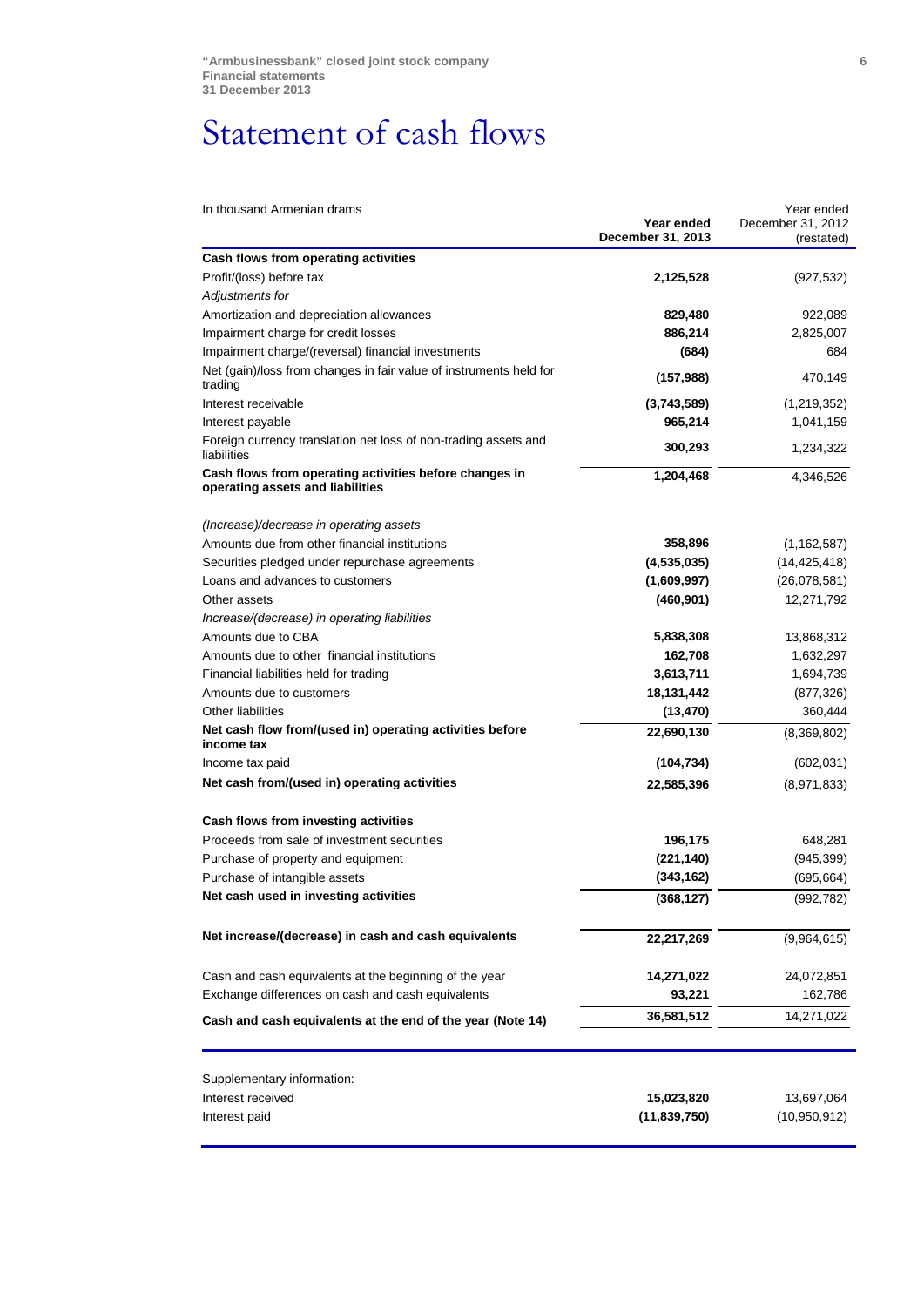# Statement of cash flows

| In thousand Armenian drams | Year ended December 31, 2013 | Year ended December 31, 2012 (restated) |
|---|---|---|
| **Cash flows from operating activities** | | |
| Profit/(loss) before tax | **2,125,528** | (927,532) |
| *Adjustments for* | | |
| Amortization and depreciation allowances | **829,480** | 922,089 |
| Impairment charge for credit losses | **886,214** | 2,825,007 |
| Impairment charge/(reversal) financial investments | **(684)** | 684 |
| Net (gain)/loss from changes in fair value of instruments held for trading | **(157,988)** | 470,149 |
| Interest receivable | **(3,743,589)** | (1,219,352) |
| Interest payable | **965,214** | 1,041,159 |
| Foreign currency translation net loss of non-trading assets and liabilities | **300,293** | 1,234,322 |
| **Cash flows from operating activities before changes in operating assets and liabilities** | **1,204,468** | 4,346,526 |
| *(Increase)/decrease in operating assets* | | |
| Amounts due from other financial institutions | **358,896** | (1,162,587) |
| Securities pledged under repurchase agreements | **(4,535,035)** | (14,425,418) |
| Loans and advances to customers | **(1,609,997)** | (26,078,581) |
| Other assets | **(460,901)** | 12,271,792 |
| *Increase/(decrease) in operating liabilities* | | |
| Amounts due to CBA | **5,838,308** | 13,868,312 |
| Amounts due to other financial institutions | **162,708** | 1,632,297 |
| Financial liabilities held for trading | **3,613,711** | 1,694,739 |
| Amounts due to customers | **18,131,442** | (877,326) |
| Other liabilities | **(13,470)** | 360,444 |
| **Net cash flow from/(used in) operating activities before income tax** | **22,690,130** | (8,369,802) |
| Income tax paid | **(104,734)** | (602,031) |
| **Net cash from/(used in) operating activities** | **22,585,396** | (8,971,833) |
| **Cash flows from investing activities** | | |
| Proceeds from sale of investment securities | **196,175** | 648,281 |
| Purchase of property and equipment | **(221,140)** | (945,399) |
| Purchase of intangible assets | **(343,162)** | (695,664) |
| **Net cash used in investing activities** | **(368,127)** | (992,782) |
| **Net increase/(decrease) in cash and cash equivalents** | **22,217,269** | (9,964,615) |
| Cash and cash equivalents at the beginning of the year | **14,271,022** | 24,072,851 |
| Exchange differences on cash and cash equivalents | **93,221** | 162,786 |
| **Cash and cash equivalents at the end of the year (Note 14)** | **36,581,512** | 14,271,022 |

| Supplementary information: | | |
|---|---|---|
| Interest received | **15,023,820** | 13,697,064 |
| Interest paid | **(11,839,750)** | (10,950,912) |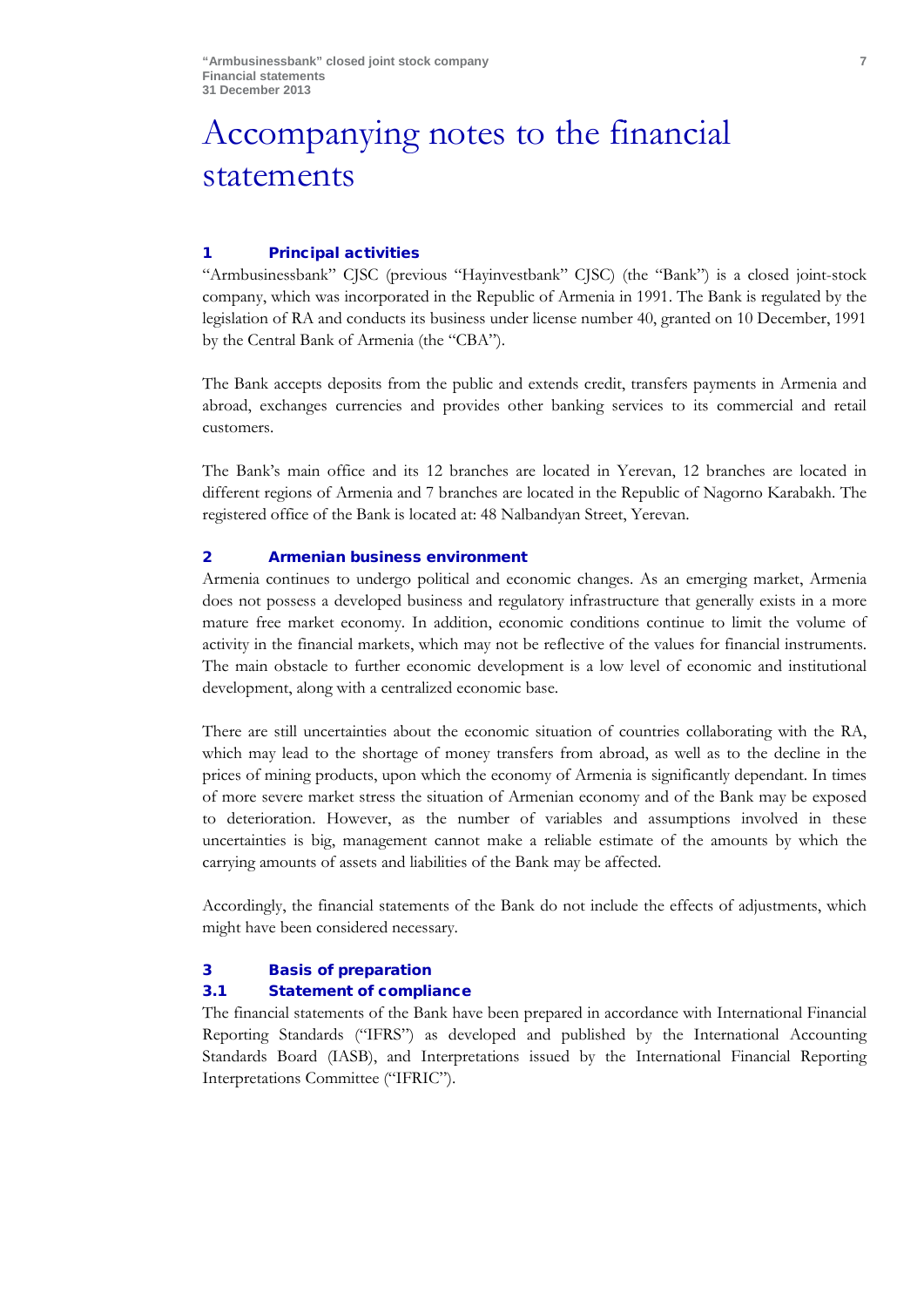# Accompanying notes to the financial statements

## 1 Principal activities

"Armbusinessbank" CJSC (previous "Hayinvestbank" CJSC) (the "Bank") is a closed joint-stock company, which was incorporated in the Republic of Armenia in 1991. The Bank is regulated by the legislation of RA and conducts its business under license number 40, granted on 10 December, 1991 by the Central Bank of Armenia (the "CBA").

The Bank accepts deposits from the public and extends credit, transfers payments in Armenia and abroad, exchanges currencies and provides other banking services to its commercial and retail customers.

The Bank's main office and its 12 branches are located in Yerevan, 12 branches are located in different regions of Armenia and 7 branches are located in the Republic of Nagorno Karabakh. The registered office of the Bank is located at: 48 Nalbandyan Street, Yerevan.

## 2 Armenian business environment

Armenia continues to undergo political and economic changes. As an emerging market, Armenia does not possess a developed business and regulatory infrastructure that generally exists in a more mature free market economy. In addition, economic conditions continue to limit the volume of activity in the financial markets, which may not be reflective of the values for financial instruments. The main obstacle to further economic development is a low level of economic and institutional development, along with a centralized economic base.

There are still uncertainties about the economic situation of countries collaborating with the RA, which may lead to the shortage of money transfers from abroad, as well as to the decline in the prices of mining products, upon which the economy of Armenia is significantly dependant. In times of more severe market stress the situation of Armenian economy and of the Bank may be exposed to deterioration. However, as the number of variables and assumptions involved in these uncertainties is big, management cannot make a reliable estimate of the amounts by which the carrying amounts of assets and liabilities of the Bank may be affected.

Accordingly, the financial statements of the Bank do not include the effects of adjustments, which might have been considered necessary.

## 3 Basis of preparation

### 3.1 Statement of compliance

The financial statements of the Bank have been prepared in accordance with International Financial Reporting Standards ("IFRS") as developed and published by the International Accounting Standards Board (IASB), and Interpretations issued by the International Financial Reporting Interpretations Committee ("IFRIC").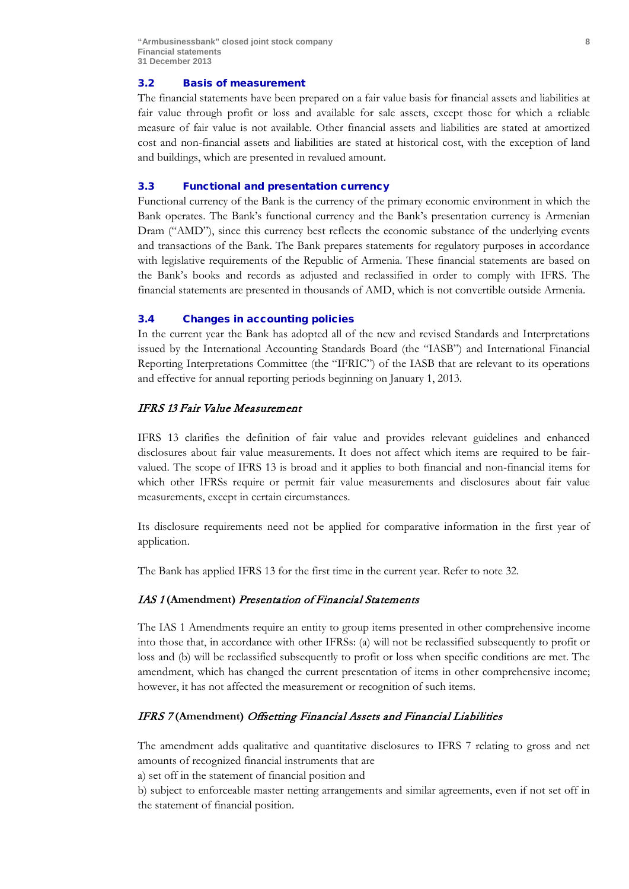## 3.2 Basis of measurement

The financial statements have been prepared on a fair value basis for financial assets and liabilities at fair value through profit or loss and available for sale assets, except those for which a reliable measure of fair value is not available. Other financial assets and liabilities are stated at amortized cost and non-financial assets and liabilities are stated at historical cost, with the exception of land and buildings, which are presented in revalued amount.

## 3.3 Functional and presentation currency

Functional currency of the Bank is the currency of the primary economic environment in which the Bank operates. The Bank's functional currency and the Bank's presentation currency is Armenian Dram ("AMD"), since this currency best reflects the economic substance of the underlying events and transactions of the Bank. The Bank prepares statements for regulatory purposes in accordance with legislative requirements of the Republic of Armenia. These financial statements are based on the Bank's books and records as adjusted and reclassified in order to comply with IFRS. The financial statements are presented in thousands of AMD, which is not convertible outside Armenia.

## 3.4 Changes in accounting policies

In the current year the Bank has adopted all of the new and revised Standards and Interpretations issued by the International Accounting Standards Board (the "IASB") and International Financial Reporting Interpretations Committee (the "IFRIC") of the IASB that are relevant to its operations and effective for annual reporting periods beginning on January 1, 2013.

### *IFRS 13 Fair Value Measurement*

IFRS 13 clarifies the definition of fair value and provides relevant guidelines and enhanced disclosures about fair value measurements. It does not affect which items are required to be fair-valued. The scope of IFRS 13 is broad and it applies to both financial and non-financial items for which other IFRSs require or permit fair value measurements and disclosures about fair value measurements, except in certain circumstances.

Its disclosure requirements need not be applied for comparative information in the first year of application.

The Bank has applied IFRS 13 for the first time in the current year. Refer to note 32.

### *IAS 1* **(Amendment)** *Presentation of Financial Statements*

The IAS 1 Amendments require an entity to group items presented in other comprehensive income into those that, in accordance with other IFRSs: (a) will not be reclassified subsequently to profit or loss and (b) will be reclassified subsequently to profit or loss when specific conditions are met. The amendment, which has changed the current presentation of items in other comprehensive income; however, it has not affected the measurement or recognition of such items.

### *IFRS 7* **(Amendment)** *Offsetting Financial Assets and Financial Liabilities*

The amendment adds qualitative and quantitative disclosures to IFRS 7 relating to gross and net amounts of recognized financial instruments that are

a) set off in the statement of financial position and

b) subject to enforceable master netting arrangements and similar agreements, even if not set off in the statement of financial position.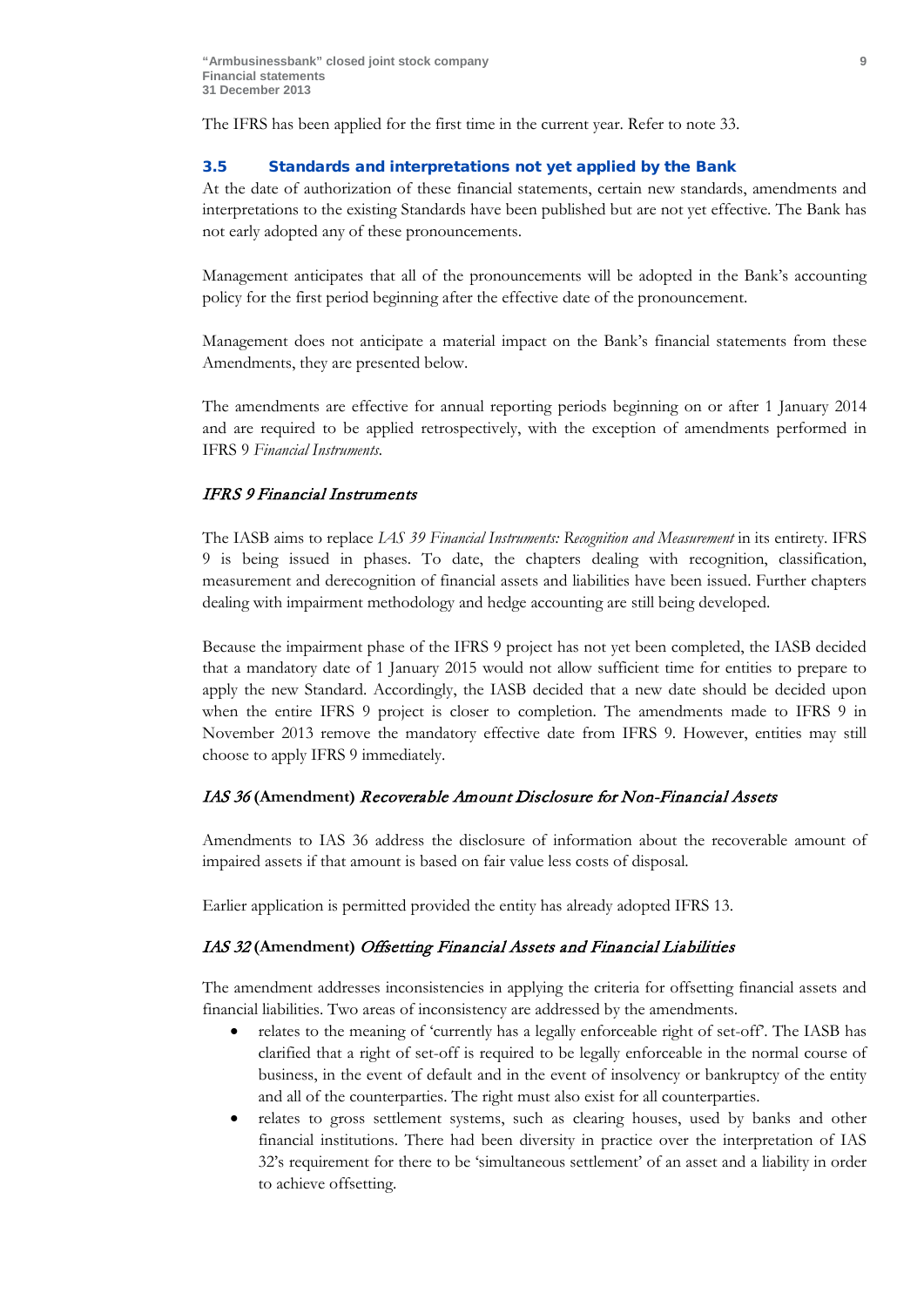The IFRS has been applied for the first time in the current year. Refer to note 33.

### 3.5 Standards and interpretations not yet applied by the Bank

At the date of authorization of these financial statements, certain new standards, amendments and interpretations to the existing Standards have been published but are not yet effective. The Bank has not early adopted any of these pronouncements.

Management anticipates that all of the pronouncements will be adopted in the Bank's accounting policy for the first period beginning after the effective date of the pronouncement.

Management does not anticipate a material impact on the Bank's financial statements from these Amendments, they are presented below.

The amendments are effective for annual reporting periods beginning on or after 1 January 2014 and are required to be applied retrospectively, with the exception of amendments performed in IFRS 9 *Financial Instruments*.

#### *IFRS 9 Financial Instruments*

The IASB aims to replace *IAS 39 Financial Instruments: Recognition and Measurement* in its entirety. IFRS 9 is being issued in phases. To date, the chapters dealing with recognition, classification, measurement and derecognition of financial assets and liabilities have been issued. Further chapters dealing with impairment methodology and hedge accounting are still being developed.

Because the impairment phase of the IFRS 9 project has not yet been completed, the IASB decided that a mandatory date of 1 January 2015 would not allow sufficient time for entities to prepare to apply the new Standard. Accordingly, the IASB decided that a new date should be decided upon when the entire IFRS 9 project is closer to completion. The amendments made to IFRS 9 in November 2013 remove the mandatory effective date from IFRS 9. However, entities may still choose to apply IFRS 9 immediately.

#### *IAS 36* **(Amendment)** *Recoverable Amount Disclosure for Non-Financial Assets*

Amendments to IAS 36 address the disclosure of information about the recoverable amount of impaired assets if that amount is based on fair value less costs of disposal.

Earlier application is permitted provided the entity has already adopted IFRS 13.

#### *IAS 32* **(Amendment)** *Offsetting Financial Assets and Financial Liabilities*

The amendment addresses inconsistencies in applying the criteria for offsetting financial assets and financial liabilities. Two areas of inconsistency are addressed by the amendments.

- relates to the meaning of 'currently has a legally enforceable right of set-off'. The IASB has clarified that a right of set-off is required to be legally enforceable in the normal course of business, in the event of default and in the event of insolvency or bankruptcy of the entity and all of the counterparties. The right must also exist for all counterparties.
- relates to gross settlement systems, such as clearing houses, used by banks and other financial institutions. There had been diversity in practice over the interpretation of IAS 32's requirement for there to be 'simultaneous settlement' of an asset and a liability in order to achieve offsetting.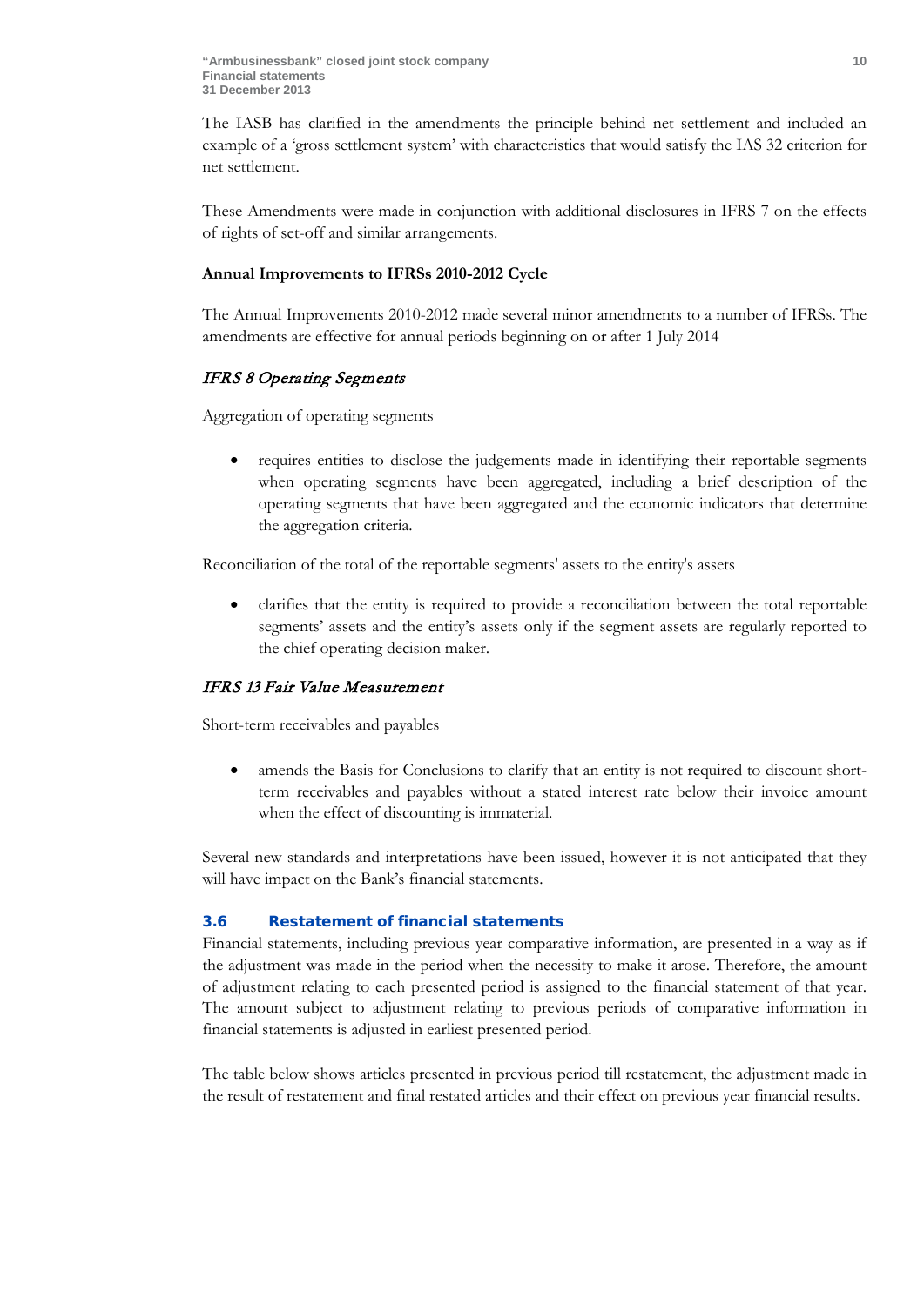The IASB has clarified in the amendments the principle behind net settlement and included an example of a 'gross settlement system' with characteristics that would satisfy the IAS 32 criterion for net settlement.

These Amendments were made in conjunction with additional disclosures in IFRS 7 on the effects of rights of set-off and similar arrangements.

**Annual Improvements to IFRSs 2010-2012 Cycle**

The Annual Improvements 2010-2012 made several minor amendments to a number of IFRSs. The amendments are effective for annual periods beginning on or after 1 July 2014

*IFRS 8 Operating Segments*

Aggregation of operating segments

- requires entities to disclose the judgements made in identifying their reportable segments when operating segments have been aggregated, including a brief description of the operating segments that have been aggregated and the economic indicators that determine the aggregation criteria.

Reconciliation of the total of the reportable segments' assets to the entity's assets

- clarifies that the entity is required to provide a reconciliation between the total reportable segments' assets and the entity's assets only if the segment assets are regularly reported to the chief operating decision maker.

*IFRS 13 Fair Value Measurement*

Short-term receivables and payables

- amends the Basis for Conclusions to clarify that an entity is not required to discount short-term receivables and payables without a stated interest rate below their invoice amount when the effect of discounting is immaterial.

Several new standards and interpretations have been issued, however it is not anticipated that they will have impact on the Bank's financial statements.

### 3.6 Restatement of financial statements

Financial statements, including previous year comparative information, are presented in a way as if the adjustment was made in the period when the necessity to make it arose. Therefore, the amount of adjustment relating to each presented period is assigned to the financial statement of that year. The amount subject to adjustment relating to previous periods of comparative information in financial statements is adjusted in earliest presented period.

The table below shows articles presented in previous period till restatement, the adjustment made in the result of restatement and final restated articles and their effect on previous year financial results.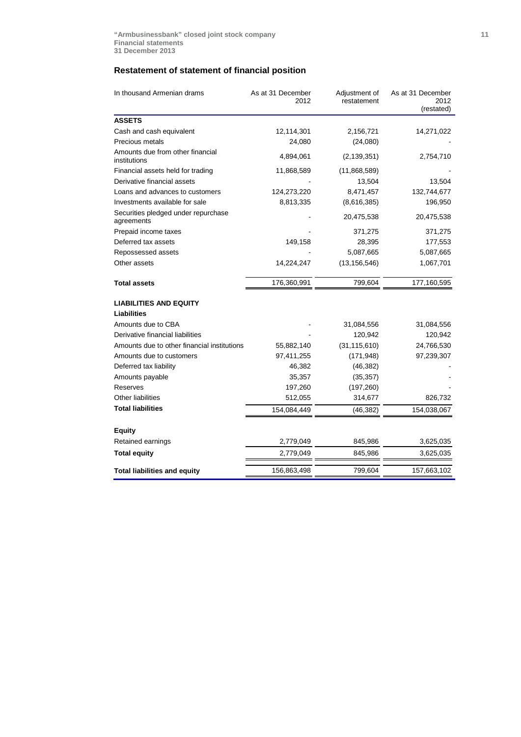## Restatement of statement of financial position

| In thousand Armenian drams | As at 31 December 2012 | Adjustment of restatement | As at 31 December 2012 (restated) |
|---|---|---|---|
| **ASSETS** | | | |
| Cash and cash equivalent | 12,114,301 | 2,156,721 | 14,271,022 |
| Precious metals | 24,080 | (24,080) | - |
| Amounts due from other financial institutions | 4,894,061 | (2,139,351) | 2,754,710 |
| Financial assets held for trading | 11,868,589 | (11,868,589) | - |
| Derivative financial assets | - | 13,504 | 13,504 |
| Loans and advances to customers | 124,273,220 | 8,471,457 | 132,744,677 |
| Investments available for sale | 8,813,335 | (8,616,385) | 196,950 |
| Securities pledged under repurchase agreements | - | 20,475,538 | 20,475,538 |
| Prepaid income taxes | - | 371,275 | 371,275 |
| Deferred tax assets | 149,158 | 28,395 | 177,553 |
| Repossessed assets | - | 5,087,665 | 5,087,665 |
| Other assets | 14,224,247 | (13,156,546) | 1,067,701 |
| **Total assets** | 176,360,991 | 799,604 | 177,160,595 |
| **LIABILITIES AND EQUITY** | | | |
| **Liabilities** | | | |
| Amounts due to CBA | - | 31,084,556 | 31,084,556 |
| Derivative financial liabilities | - | 120,942 | 120,942 |
| Amounts due to other financial institutions | 55,882,140 | (31,115,610) | 24,766,530 |
| Amounts due to customers | 97,411,255 | (171,948) | 97,239,307 |
| Deferred tax liability | 46,382 | (46,382) | - |
| Amounts payable | 35,357 | (35,357) | - |
| Reserves | 197,260 | (197,260) | - |
| Other liabilities | 512,055 | 314,677 | 826,732 |
| **Total liabilities** | 154,084,449 | (46,382) | 154,038,067 |
| **Equity** | | | |
| Retained earnings | 2,779,049 | 845,986 | 3,625,035 |
| **Total equity** | 2,779,049 | 845,986 | 3,625,035 |
| **Total liabilities and equity** | 156,863,498 | 799,604 | 157,663,102 |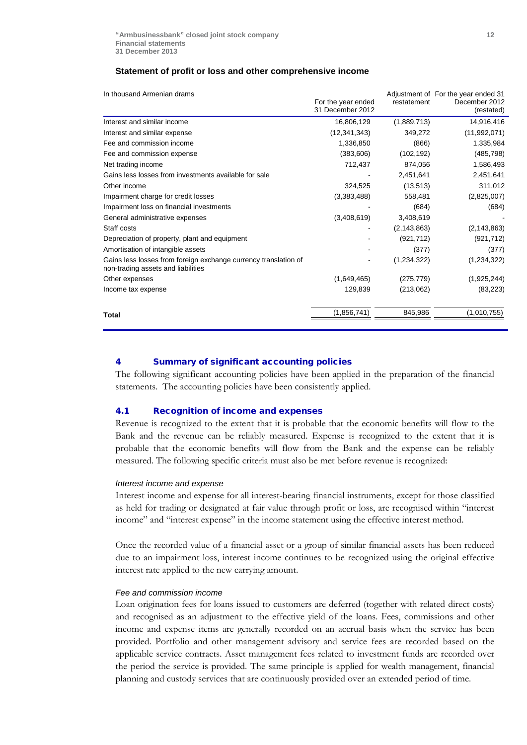## Statement of profit or loss and other comprehensive income

| In thousand Armenian drams | For the year ended 31 December 2012 | Adjustment of restatement | For the year ended 31 December 2012 (restated) |
|---|---|---|---|
| Interest and similar income | 16,806,129 | (1,889,713) | 14,916,416 |
| Interest and similar expense | (12,341,343) | 349,272 | (11,992,071) |
| Fee and commission income | 1,336,850 | (866) | 1,335,984 |
| Fee and commission expense | (383,606) | (102,192) | (485,798) |
| Net trading income | 712,437 | 874,056 | 1,586,493 |
| Gains less losses from investments available for sale | - | 2,451,641 | 2,451,641 |
| Other income | 324,525 | (13,513) | 311,012 |
| Impairment charge for credit losses | (3,383,488) | 558,481 | (2,825,007) |
| Impairment loss on financial investments | - | (684) | (684) |
| General administrative expenses | (3,408,619) | 3,408,619 | - |
| Staff costs | - | (2,143,863) | (2,143,863) |
| Depreciation of property, plant and equipment | - | (921,712) | (921,712) |
| Amortisation of intangible assets | - | (377) | (377) |
| Gains less losses from foreign exchange currency translation of non-trading assets and liabilities | - | (1,234,322) | (1,234,322) |
| Other expenses | (1,649,465) | (275,779) | (1,925,244) |
| Income tax expense | 129,839 | (213,062) | (83,223) |
| **Total** | (1,856,741) | 845,986 | (1,010,755) |

## 4 Summary of significant accounting policies

The following significant accounting policies have been applied in the preparation of the financial statements. The accounting policies have been consistently applied.

### 4.1 Recognition of income and expenses

Revenue is recognized to the extent that it is probable that the economic benefits will flow to the Bank and the revenue can be reliably measured. Expense is recognized to the extent that it is probable that the economic benefits will flow from the Bank and the expense can be reliably measured. The following specific criteria must also be met before revenue is recognized:

*Interest income and expense*

Interest income and expense for all interest-bearing financial instruments, except for those classified as held for trading or designated at fair value through profit or loss, are recognised within "interest income" and "interest expense" in the income statement using the effective interest method.

Once the recorded value of a financial asset or a group of similar financial assets has been reduced due to an impairment loss, interest income continues to be recognized using the original effective interest rate applied to the new carrying amount.

*Fee and commission income*

Loan origination fees for loans issued to customers are deferred (together with related direct costs) and recognised as an adjustment to the effective yield of the loans. Fees, commissions and other income and expense items are generally recorded on an accrual basis when the service has been provided. Portfolio and other management advisory and service fees are recorded based on the applicable service contracts. Asset management fees related to investment funds are recorded over the period the service is provided. The same principle is applied for wealth management, financial planning and custody services that are continuously provided over an extended period of time.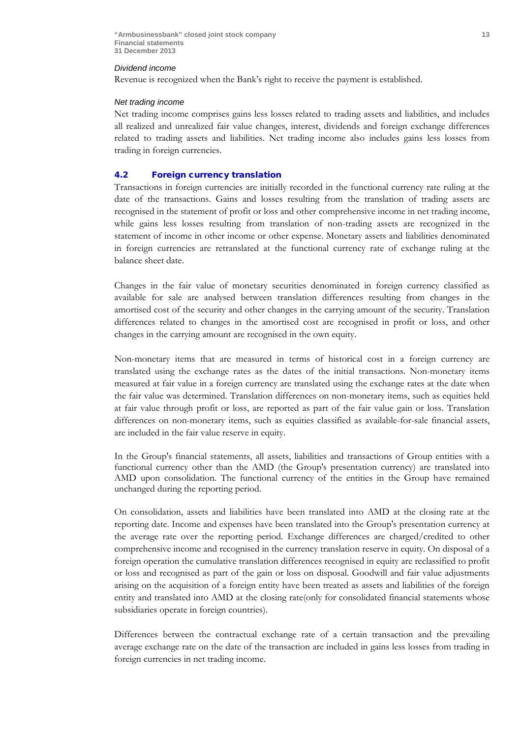*Dividend income*

Revenue is recognized when the Bank's right to receive the payment is established.

*Net trading income*

Net trading income comprises gains less losses related to trading assets and liabilities, and includes all realized and unrealized fair value changes, interest, dividends and foreign exchange differences related to trading assets and liabilities. Net trading income also includes gains less losses from trading in foreign currencies.

### 4.2 Foreign currency translation

Transactions in foreign currencies are initially recorded in the functional currency rate ruling at the date of the transactions. Gains and losses resulting from the translation of trading assets are recognised in the statement of profit or loss and other comprehensive income in net trading income, while gains less losses resulting from translation of non-trading assets are recognized in the statement of income in other income or other expense. Monetary assets and liabilities denominated in foreign currencies are retranslated at the functional currency rate of exchange ruling at the balance sheet date.

Changes in the fair value of monetary securities denominated in foreign currency classified as available for sale are analysed between translation differences resulting from changes in the amortised cost of the security and other changes in the carrying amount of the security. Translation differences related to changes in the amortised cost are recognised in profit or loss, and other changes in the carrying amount are recognised in the own equity.

Non-monetary items that are measured in terms of historical cost in a foreign currency are translated using the exchange rates as the dates of the initial transactions. Non-monetary items measured at fair value in a foreign currency are translated using the exchange rates at the date when the fair value was determined. Translation differences on non-monetary items, such as equities held at fair value through profit or loss, are reported as part of the fair value gain or loss. Translation differences on non-monetary items, such as equities classified as available-for-sale financial assets, are included in the fair value reserve in equity.

In the Group's financial statements, all assets, liabilities and transactions of Group entities with a functional currency other than the AMD (the Group's presentation currency) are translated into AMD upon consolidation. The functional currency of the entities in the Group have remained unchanged during the reporting period.

On consolidation, assets and liabilities have been translated into AMD at the closing rate at the reporting date. Income and expenses have been translated into the Group's presentation currency at the average rate over the reporting period. Exchange differences are charged/credited to other comprehensive income and recognised in the currency translation reserve in equity. On disposal of a foreign operation the cumulative translation differences recognised in equity are reclassified to profit or loss and recognised as part of the gain or loss on disposal. Goodwill and fair value adjustments arising on the acquisition of a foreign entity have been treated as assets and liabilities of the foreign entity and translated into AMD at the closing rate(only for consolidated financial statements whose subsidiaries operate in foreign countries).

Differences between the contractual exchange rate of a certain transaction and the prevailing average exchange rate on the date of the transaction are included in gains less losses from trading in foreign currencies in net trading income.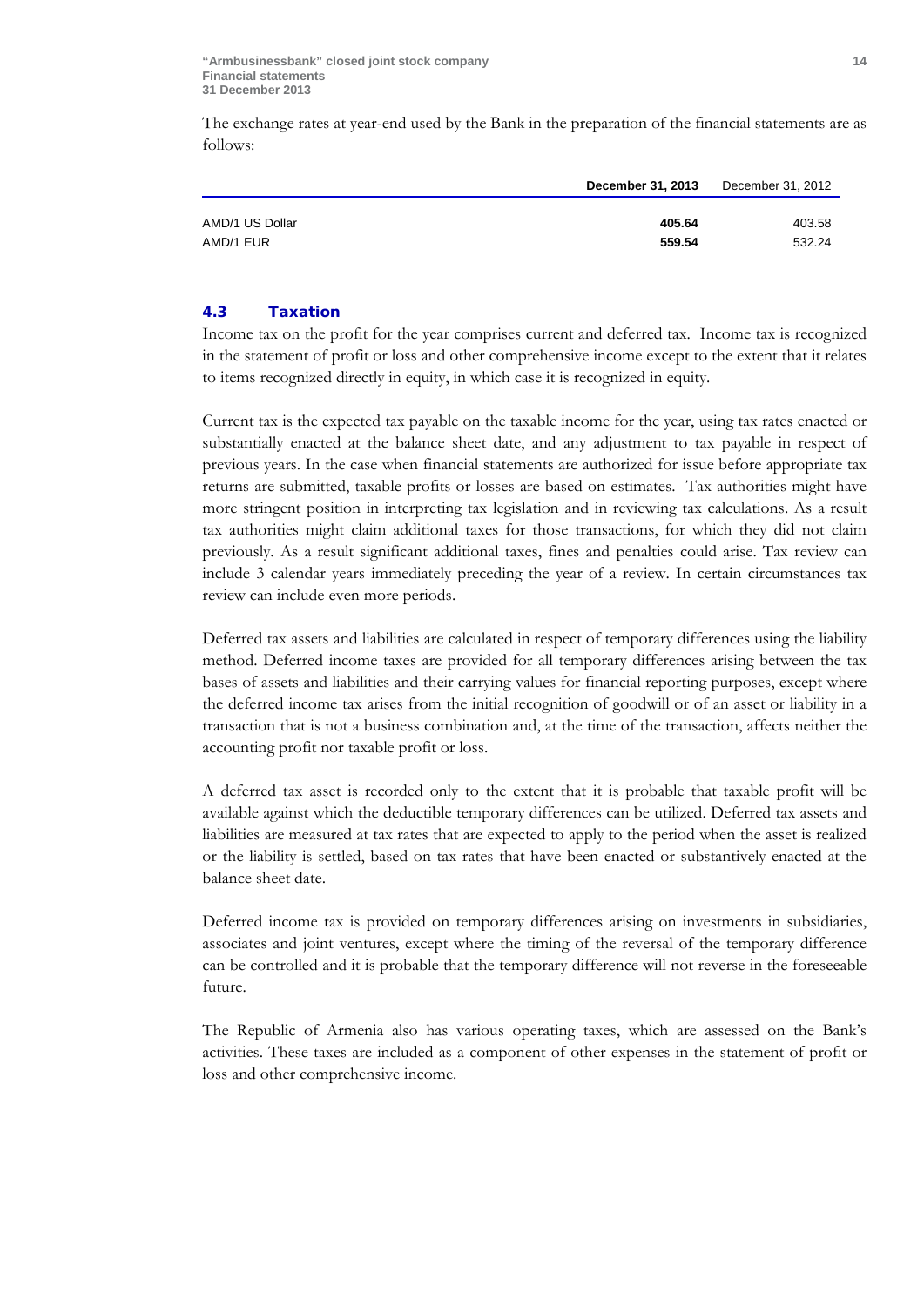The exchange rates at year-end used by the Bank in the preparation of the financial statements are as follows:

| | **December 31, 2013** | December 31, 2012 |
|---|---|---|
| AMD/1 US Dollar | **405.64** | 403.58 |
| AMD/1 EUR | **559.54** | 532.24 |

## 4.3 Taxation

Income tax on the profit for the year comprises current and deferred tax. Income tax is recognized in the statement of profit or loss and other comprehensive income except to the extent that it relates to items recognized directly in equity, in which case it is recognized in equity.

Current tax is the expected tax payable on the taxable income for the year, using tax rates enacted or substantially enacted at the balance sheet date, and any adjustment to tax payable in respect of previous years. In the case when financial statements are authorized for issue before appropriate tax returns are submitted, taxable profits or losses are based on estimates. Tax authorities might have more stringent position in interpreting tax legislation and in reviewing tax calculations. As a result tax authorities might claim additional taxes for those transactions, for which they did not claim previously. As a result significant additional taxes, fines and penalties could arise. Tax review can include 3 calendar years immediately preceding the year of a review. In certain circumstances tax review can include even more periods.

Deferred tax assets and liabilities are calculated in respect of temporary differences using the liability method. Deferred income taxes are provided for all temporary differences arising between the tax bases of assets and liabilities and their carrying values for financial reporting purposes, except where the deferred income tax arises from the initial recognition of goodwill or of an asset or liability in a transaction that is not a business combination and, at the time of the transaction, affects neither the accounting profit nor taxable profit or loss.

A deferred tax asset is recorded only to the extent that it is probable that taxable profit will be available against which the deductible temporary differences can be utilized. Deferred tax assets and liabilities are measured at tax rates that are expected to apply to the period when the asset is realized or the liability is settled, based on tax rates that have been enacted or substantively enacted at the balance sheet date.

Deferred income tax is provided on temporary differences arising on investments in subsidiaries, associates and joint ventures, except where the timing of the reversal of the temporary difference can be controlled and it is probable that the temporary difference will not reverse in the foreseeable future.

The Republic of Armenia also has various operating taxes, which are assessed on the Bank's activities. These taxes are included as a component of other expenses in the statement of profit or loss and other comprehensive income.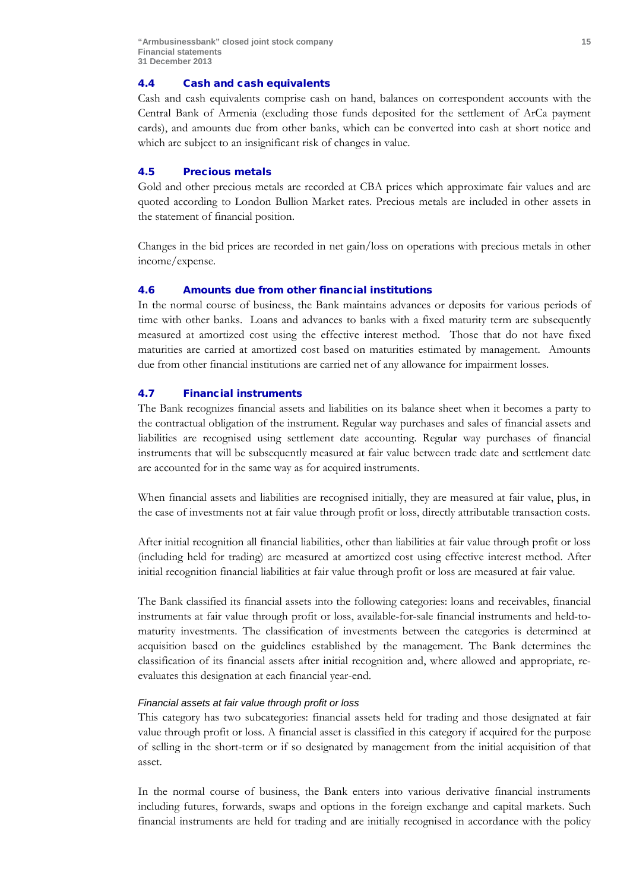### 4.4 Cash and cash equivalents

Cash and cash equivalents comprise cash on hand, balances on correspondent accounts with the Central Bank of Armenia (excluding those funds deposited for the settlement of ArCa payment cards), and amounts due from other banks, which can be converted into cash at short notice and which are subject to an insignificant risk of changes in value.

### 4.5 Precious metals

Gold and other precious metals are recorded at CBA prices which approximate fair values and are quoted according to London Bullion Market rates. Precious metals are included in other assets in the statement of financial position.

Changes in the bid prices are recorded in net gain/loss on operations with precious metals in other income/expense.

### 4.6 Amounts due from other financial institutions

In the normal course of business, the Bank maintains advances or deposits for various periods of time with other banks. Loans and advances to banks with a fixed maturity term are subsequently measured at amortized cost using the effective interest method. Those that do not have fixed maturities are carried at amortized cost based on maturities estimated by management. Amounts due from other financial institutions are carried net of any allowance for impairment losses.

### 4.7 Financial instruments

The Bank recognizes financial assets and liabilities on its balance sheet when it becomes a party to the contractual obligation of the instrument. Regular way purchases and sales of financial assets and liabilities are recognised using settlement date accounting. Regular way purchases of financial instruments that will be subsequently measured at fair value between trade date and settlement date are accounted for in the same way as for acquired instruments.

When financial assets and liabilities are recognised initially, they are measured at fair value, plus, in the case of investments not at fair value through profit or loss, directly attributable transaction costs.

After initial recognition all financial liabilities, other than liabilities at fair value through profit or loss (including held for trading) are measured at amortized cost using effective interest method. After initial recognition financial liabilities at fair value through profit or loss are measured at fair value.

The Bank classified its financial assets into the following categories: loans and receivables, financial instruments at fair value through profit or loss, available-for-sale financial instruments and held-to-maturity investments. The classification of investments between the categories is determined at acquisition based on the guidelines established by the management. The Bank determines the classification of its financial assets after initial recognition and, where allowed and appropriate, re-evaluates this designation at each financial year-end.

*Financial assets at fair value through profit or loss*

This category has two subcategories: financial assets held for trading and those designated at fair value through profit or loss. A financial asset is classified in this category if acquired for the purpose of selling in the short-term or if so designated by management from the initial acquisition of that asset.

In the normal course of business, the Bank enters into various derivative financial instruments including futures, forwards, swaps and options in the foreign exchange and capital markets. Such financial instruments are held for trading and are initially recognised in accordance with the policy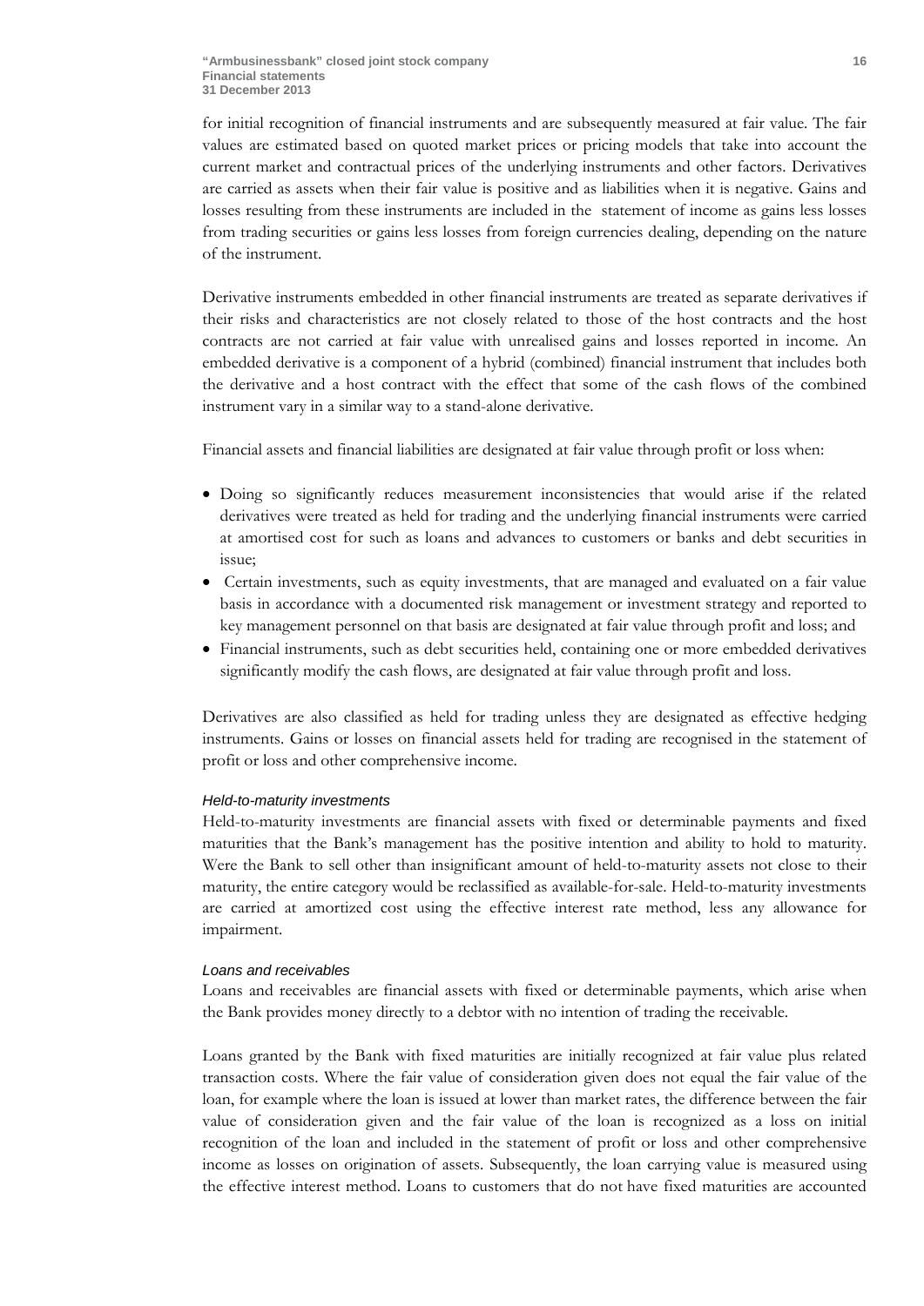for initial recognition of financial instruments and are subsequently measured at fair value. The fair values are estimated based on quoted market prices or pricing models that take into account the current market and contractual prices of the underlying instruments and other factors. Derivatives are carried as assets when their fair value is positive and as liabilities when it is negative. Gains and losses resulting from these instruments are included in the statement of income as gains less losses from trading securities or gains less losses from foreign currencies dealing, depending on the nature of the instrument.

Derivative instruments embedded in other financial instruments are treated as separate derivatives if their risks and characteristics are not closely related to those of the host contracts and the host contracts are not carried at fair value with unrealised gains and losses reported in income. An embedded derivative is a component of a hybrid (combined) financial instrument that includes both the derivative and a host contract with the effect that some of the cash flows of the combined instrument vary in a similar way to a stand-alone derivative.

Financial assets and financial liabilities are designated at fair value through profit or loss when:

- Doing so significantly reduces measurement inconsistencies that would arise if the related derivatives were treated as held for trading and the underlying financial instruments were carried at amortised cost for such as loans and advances to customers or banks and debt securities in issue;
- Certain investments, such as equity investments, that are managed and evaluated on a fair value basis in accordance with a documented risk management or investment strategy and reported to key management personnel on that basis are designated at fair value through profit and loss; and
- Financial instruments, such as debt securities held, containing one or more embedded derivatives significantly modify the cash flows, are designated at fair value through profit and loss.

Derivatives are also classified as held for trading unless they are designated as effective hedging instruments. Gains or losses on financial assets held for trading are recognised in the statement of profit or loss and other comprehensive income.

*Held-to-maturity investments*

Held-to-maturity investments are financial assets with fixed or determinable payments and fixed maturities that the Bank's management has the positive intention and ability to hold to maturity. Were the Bank to sell other than insignificant amount of held-to-maturity assets not close to their maturity, the entire category would be reclassified as available-for-sale. Held-to-maturity investments are carried at amortized cost using the effective interest rate method, less any allowance for impairment.

*Loans and receivables*

Loans and receivables are financial assets with fixed or determinable payments, which arise when the Bank provides money directly to a debtor with no intention of trading the receivable.

Loans granted by the Bank with fixed maturities are initially recognized at fair value plus related transaction costs. Where the fair value of consideration given does not equal the fair value of the loan, for example where the loan is issued at lower than market rates, the difference between the fair value of consideration given and the fair value of the loan is recognized as a loss on initial recognition of the loan and included in the statement of profit or loss and other comprehensive income as losses on origination of assets. Subsequently, the loan carrying value is measured using the effective interest method. Loans to customers that do not have fixed maturities are accounted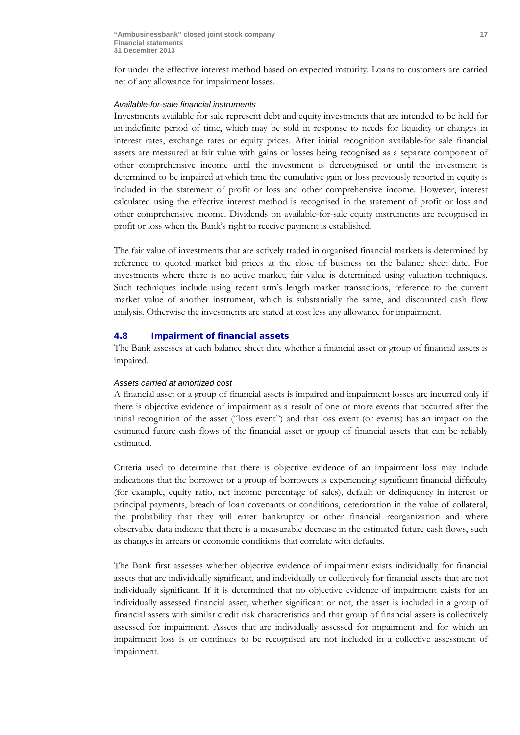for under the effective interest method based on expected maturity. Loans to customers are carried net of any allowance for impairment losses.

*Available-for-sale financial instruments*

Investments available for sale represent debt and equity investments that are intended to be held for an indefinite period of time, which may be sold in response to needs for liquidity or changes in interest rates, exchange rates or equity prices. After initial recognition available-for sale financial assets are measured at fair value with gains or losses being recognised as a separate component of other comprehensive income until the investment is derecognised or until the investment is determined to be impaired at which time the cumulative gain or loss previously reported in equity is included in the statement of profit or loss and other comprehensive income. However, interest calculated using the effective interest method is recognised in the statement of profit or loss and other comprehensive income. Dividends on available-for-sale equity instruments are recognised in profit or loss when the Bank's right to receive payment is established.

The fair value of investments that are actively traded in organised financial markets is determined by reference to quoted market bid prices at the close of business on the balance sheet date. For investments where there is no active market, fair value is determined using valuation techniques. Such techniques include using recent arm's length market transactions, reference to the current market value of another instrument, which is substantially the same, and discounted cash flow analysis. Otherwise the investments are stated at cost less any allowance for impairment.

## 4.8 Impairment of financial assets

The Bank assesses at each balance sheet date whether a financial asset or group of financial assets is impaired.

*Assets carried at amortized cost*

A financial asset or a group of financial assets is impaired and impairment losses are incurred only if there is objective evidence of impairment as a result of one or more events that occurred after the initial recognition of the asset ("loss event") and that loss event (or events) has an impact on the estimated future cash flows of the financial asset or group of financial assets that can be reliably estimated.

Criteria used to determine that there is objective evidence of an impairment loss may include indications that the borrower or a group of borrowers is experiencing significant financial difficulty (for example, equity ratio, net income percentage of sales), default or delinquency in interest or principal payments, breach of loan covenants or conditions, deterioration in the value of collateral, the probability that they will enter bankruptcy or other financial reorganization and where observable data indicate that there is a measurable decrease in the estimated future cash flows, such as changes in arrears or economic conditions that correlate with defaults.

The Bank first assesses whether objective evidence of impairment exists individually for financial assets that are individually significant, and individually or collectively for financial assets that are not individually significant. If it is determined that no objective evidence of impairment exists for an individually assessed financial asset, whether significant or not, the asset is included in a group of financial assets with similar credit risk characteristics and that group of financial assets is collectively assessed for impairment. Assets that are individually assessed for impairment and for which an impairment loss is or continues to be recognised are not included in a collective assessment of impairment.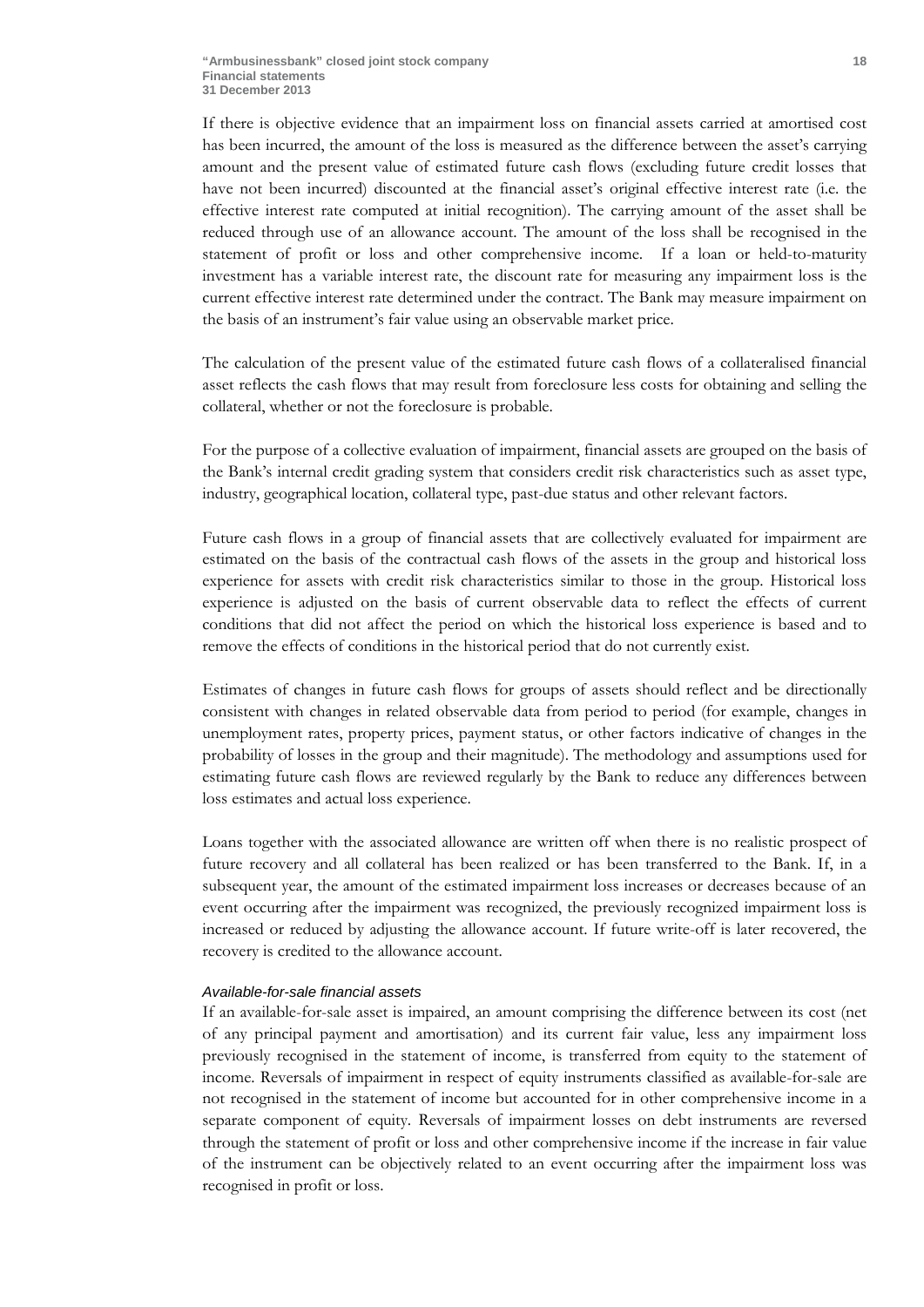If there is objective evidence that an impairment loss on financial assets carried at amortised cost has been incurred, the amount of the loss is measured as the difference between the asset's carrying amount and the present value of estimated future cash flows (excluding future credit losses that have not been incurred) discounted at the financial asset's original effective interest rate (i.e. the effective interest rate computed at initial recognition). The carrying amount of the asset shall be reduced through use of an allowance account. The amount of the loss shall be recognised in the statement of profit or loss and other comprehensive income. If a loan or held-to-maturity investment has a variable interest rate, the discount rate for measuring any impairment loss is the current effective interest rate determined under the contract. The Bank may measure impairment on the basis of an instrument's fair value using an observable market price.

The calculation of the present value of the estimated future cash flows of a collateralised financial asset reflects the cash flows that may result from foreclosure less costs for obtaining and selling the collateral, whether or not the foreclosure is probable.

For the purpose of a collective evaluation of impairment, financial assets are grouped on the basis of the Bank's internal credit grading system that considers credit risk characteristics such as asset type, industry, geographical location, collateral type, past-due status and other relevant factors.

Future cash flows in a group of financial assets that are collectively evaluated for impairment are estimated on the basis of the contractual cash flows of the assets in the group and historical loss experience for assets with credit risk characteristics similar to those in the group. Historical loss experience is adjusted on the basis of current observable data to reflect the effects of current conditions that did not affect the period on which the historical loss experience is based and to remove the effects of conditions in the historical period that do not currently exist.

Estimates of changes in future cash flows for groups of assets should reflect and be directionally consistent with changes in related observable data from period to period (for example, changes in unemployment rates, property prices, payment status, or other factors indicative of changes in the probability of losses in the group and their magnitude). The methodology and assumptions used for estimating future cash flows are reviewed regularly by the Bank to reduce any differences between loss estimates and actual loss experience.

Loans together with the associated allowance are written off when there is no realistic prospect of future recovery and all collateral has been realized or has been transferred to the Bank. If, in a subsequent year, the amount of the estimated impairment loss increases or decreases because of an event occurring after the impairment was recognized, the previously recognized impairment loss is increased or reduced by adjusting the allowance account. If future write-off is later recovered, the recovery is credited to the allowance account.

*Available-for-sale financial assets*

If an available-for-sale asset is impaired, an amount comprising the difference between its cost (net of any principal payment and amortisation) and its current fair value, less any impairment loss previously recognised in the statement of income, is transferred from equity to the statement of income. Reversals of impairment in respect of equity instruments classified as available-for-sale are not recognised in the statement of income but accounted for in other comprehensive income in a separate component of equity. Reversals of impairment losses on debt instruments are reversed through the statement of profit or loss and other comprehensive income if the increase in fair value of the instrument can be objectively related to an event occurring after the impairment loss was recognised in profit or loss.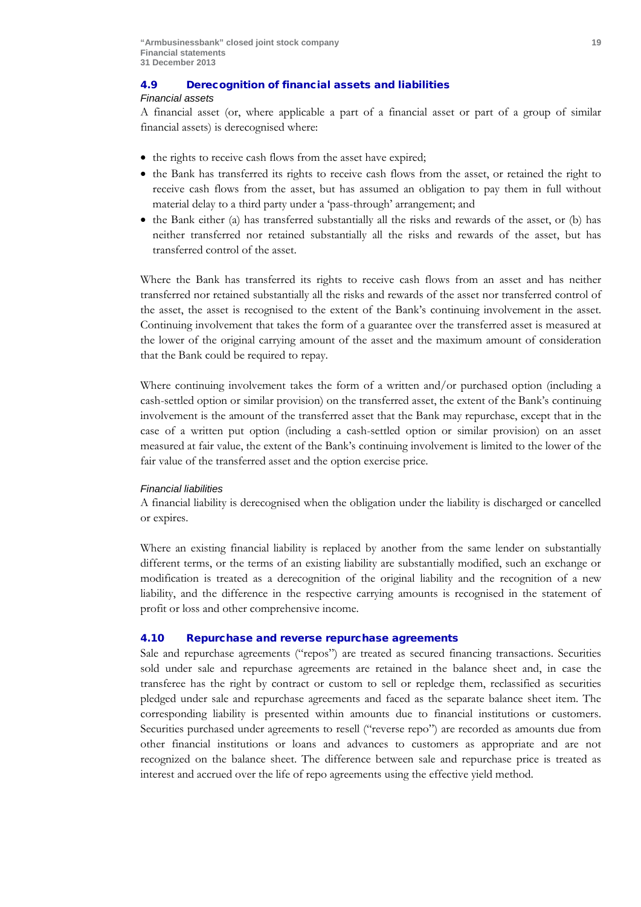## 4.9 Derecognition of financial assets and liabilities

*Financial assets*

A financial asset (or, where applicable a part of a financial asset or part of a group of similar financial assets) is derecognised where:

- the rights to receive cash flows from the asset have expired;
- the Bank has transferred its rights to receive cash flows from the asset, or retained the right to receive cash flows from the asset, but has assumed an obligation to pay them in full without material delay to a third party under a 'pass-through' arrangement; and
- the Bank either (a) has transferred substantially all the risks and rewards of the asset, or (b) has neither transferred nor retained substantially all the risks and rewards of the asset, but has transferred control of the asset.

Where the Bank has transferred its rights to receive cash flows from an asset and has neither transferred nor retained substantially all the risks and rewards of the asset nor transferred control of the asset, the asset is recognised to the extent of the Bank's continuing involvement in the asset. Continuing involvement that takes the form of a guarantee over the transferred asset is measured at the lower of the original carrying amount of the asset and the maximum amount of consideration that the Bank could be required to repay.

Where continuing involvement takes the form of a written and/or purchased option (including a cash-settled option or similar provision) on the transferred asset, the extent of the Bank's continuing involvement is the amount of the transferred asset that the Bank may repurchase, except that in the case of a written put option (including a cash-settled option or similar provision) on an asset measured at fair value, the extent of the Bank's continuing involvement is limited to the lower of the fair value of the transferred asset and the option exercise price.

*Financial liabilities*

A financial liability is derecognised when the obligation under the liability is discharged or cancelled or expires.

Where an existing financial liability is replaced by another from the same lender on substantially different terms, or the terms of an existing liability are substantially modified, such an exchange or modification is treated as a derecognition of the original liability and the recognition of a new liability, and the difference in the respective carrying amounts is recognised in the statement of profit or loss and other comprehensive income.

## 4.10 Repurchase and reverse repurchase agreements

Sale and repurchase agreements ("repos") are treated as secured financing transactions. Securities sold under sale and repurchase agreements are retained in the balance sheet and, in case the transferee has the right by contract or custom to sell or repledge them, reclassified as securities pledged under sale and repurchase agreements and faced as the separate balance sheet item. The corresponding liability is presented within amounts due to financial institutions or customers. Securities purchased under agreements to resell ("reverse repo") are recorded as amounts due from other financial institutions or loans and advances to customers as appropriate and are not recognized on the balance sheet. The difference between sale and repurchase price is treated as interest and accrued over the life of repo agreements using the effective yield method.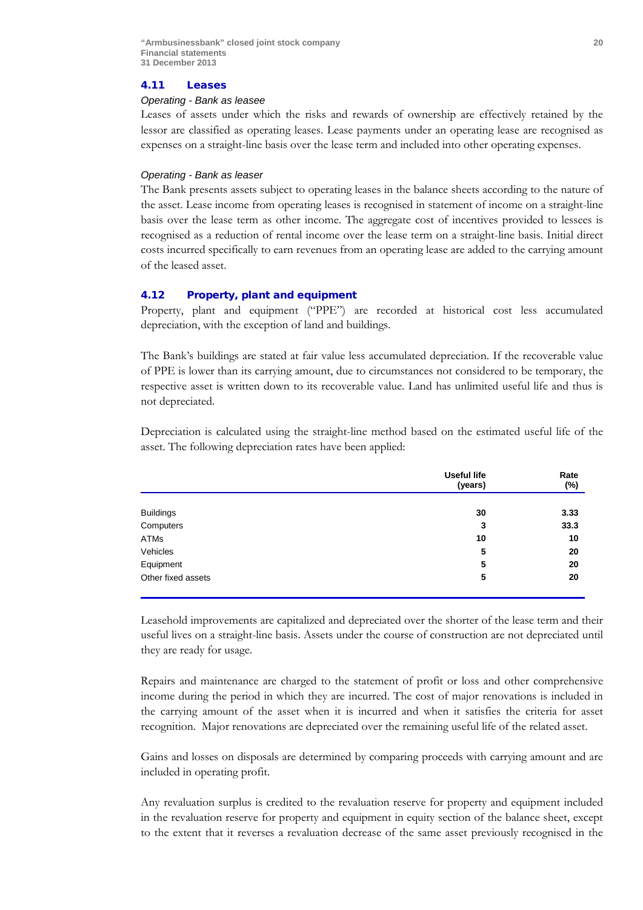### 4.11 Leases

*Operating - Bank as leasee*

Leases of assets under which the risks and rewards of ownership are effectively retained by the lessor are classified as operating leases. Lease payments under an operating lease are recognised as expenses on a straight-line basis over the lease term and included into other operating expenses.

*Operating - Bank as leaser*

The Bank presents assets subject to operating leases in the balance sheets according to the nature of the asset. Lease income from operating leases is recognised in statement of income on a straight-line basis over the lease term as other income. The aggregate cost of incentives provided to lessees is recognised as a reduction of rental income over the lease term on a straight-line basis. Initial direct costs incurred specifically to earn revenues from an operating lease are added to the carrying amount of the leased asset.

### 4.12 Property, plant and equipment

Property, plant and equipment ("PPE") are recorded at historical cost less accumulated depreciation, with the exception of land and buildings.

The Bank's buildings are stated at fair value less accumulated depreciation. If the recoverable value of PPE is lower than its carrying amount, due to circumstances not considered to be temporary, the respective asset is written down to its recoverable value. Land has unlimited useful life and thus is not depreciated.

Depreciation is calculated using the straight-line method based on the estimated useful life of the asset. The following depreciation rates have been applied:

| | Useful life (years) | Rate (%) |
|---|---|---|
| Buildings | 30 | 3.33 |
| Computers | 3 | 33.3 |
| ATMs | 10 | 10 |
| Vehicles | 5 | 20 |
| Equipment | 5 | 20 |
| Other fixed assets | 5 | 20 |

Leasehold improvements are capitalized and depreciated over the shorter of the lease term and their useful lives on a straight-line basis. Assets under the course of construction are not depreciated until they are ready for usage.

Repairs and maintenance are charged to the statement of profit or loss and other comprehensive income during the period in which they are incurred. The cost of major renovations is included in the carrying amount of the asset when it is incurred and when it satisfies the criteria for asset recognition. Major renovations are depreciated over the remaining useful life of the related asset.

Gains and losses on disposals are determined by comparing proceeds with carrying amount and are included in operating profit.

Any revaluation surplus is credited to the revaluation reserve for property and equipment included in the revaluation reserve for property and equipment in equity section of the balance sheet, except to the extent that it reverses a revaluation decrease of the same asset previously recognised in the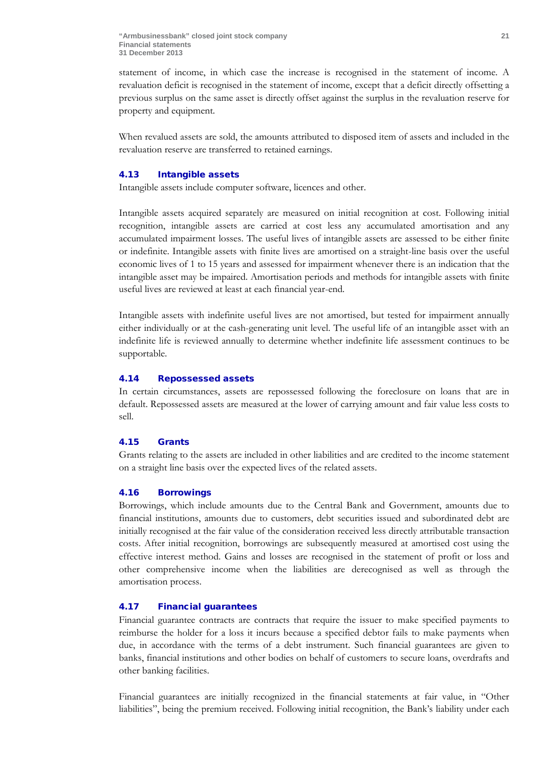statement of income, in which case the increase is recognised in the statement of income. A revaluation deficit is recognised in the statement of income, except that a deficit directly offsetting a previous surplus on the same asset is directly offset against the surplus in the revaluation reserve for property and equipment.

When revalued assets are sold, the amounts attributed to disposed item of assets and included in the revaluation reserve are transferred to retained earnings.

### 4.13 Intangible assets

Intangible assets include computer software, licences and other.

Intangible assets acquired separately are measured on initial recognition at cost. Following initial recognition, intangible assets are carried at cost less any accumulated amortisation and any accumulated impairment losses. The useful lives of intangible assets are assessed to be either finite or indefinite. Intangible assets with finite lives are amortised on a straight-line basis over the useful economic lives of 1 to 15 years and assessed for impairment whenever there is an indication that the intangible asset may be impaired. Amortisation periods and methods for intangible assets with finite useful lives are reviewed at least at each financial year-end.

Intangible assets with indefinite useful lives are not amortised, but tested for impairment annually either individually or at the cash-generating unit level. The useful life of an intangible asset with an indefinite life is reviewed annually to determine whether indefinite life assessment continues to be supportable.

### 4.14 Repossessed assets

In certain circumstances, assets are repossessed following the foreclosure on loans that are in default. Repossessed assets are measured at the lower of carrying amount and fair value less costs to sell.

### 4.15 Grants

Grants relating to the assets are included in other liabilities and are credited to the income statement on a straight line basis over the expected lives of the related assets.

### 4.16 Borrowings

Borrowings, which include amounts due to the Central Bank and Government, amounts due to financial institutions, amounts due to customers, debt securities issued and subordinated debt are initially recognised at the fair value of the consideration received less directly attributable transaction costs. After initial recognition, borrowings are subsequently measured at amortised cost using the effective interest method. Gains and losses are recognised in the statement of profit or loss and other comprehensive income when the liabilities are derecognised as well as through the amortisation process.

### 4.17 Financial guarantees

Financial guarantee contracts are contracts that require the issuer to make specified payments to reimburse the holder for a loss it incurs because a specified debtor fails to make payments when due, in accordance with the terms of a debt instrument. Such financial guarantees are given to banks, financial institutions and other bodies on behalf of customers to secure loans, overdrafts and other banking facilities.

Financial guarantees are initially recognized in the financial statements at fair value, in "Other liabilities", being the premium received. Following initial recognition, the Bank's liability under each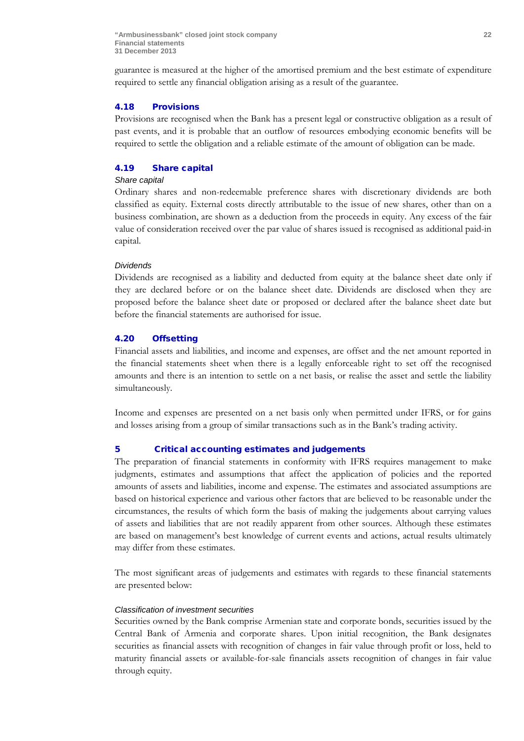guarantee is measured at the higher of the amortised premium and the best estimate of expenditure required to settle any financial obligation arising as a result of the guarantee.

### 4.18 Provisions

Provisions are recognised when the Bank has a present legal or constructive obligation as a result of past events, and it is probable that an outflow of resources embodying economic benefits will be required to settle the obligation and a reliable estimate of the amount of obligation can be made.

### 4.19 Share capital

*Share capital*

Ordinary shares and non-redeemable preference shares with discretionary dividends are both classified as equity. External costs directly attributable to the issue of new shares, other than on a business combination, are shown as a deduction from the proceeds in equity. Any excess of the fair value of consideration received over the par value of shares issued is recognised as additional paid-in capital.

*Dividends*

Dividends are recognised as a liability and deducted from equity at the balance sheet date only if they are declared before or on the balance sheet date. Dividends are disclosed when they are proposed before the balance sheet date or proposed or declared after the balance sheet date but before the financial statements are authorised for issue.

### 4.20 Offsetting

Financial assets and liabilities, and income and expenses, are offset and the net amount reported in the financial statements sheet when there is a legally enforceable right to set off the recognised amounts and there is an intention to settle on a net basis, or realise the asset and settle the liability simultaneously.

Income and expenses are presented on a net basis only when permitted under IFRS, or for gains and losses arising from a group of similar transactions such as in the Bank's trading activity.

## 5 Critical accounting estimates and judgements

The preparation of financial statements in conformity with IFRS requires management to make judgments, estimates and assumptions that affect the application of policies and the reported amounts of assets and liabilities, income and expense. The estimates and associated assumptions are based on historical experience and various other factors that are believed to be reasonable under the circumstances, the results of which form the basis of making the judgements about carrying values of assets and liabilities that are not readily apparent from other sources. Although these estimates are based on management's best knowledge of current events and actions, actual results ultimately may differ from these estimates.

The most significant areas of judgements and estimates with regards to these financial statements are presented below:

*Classification of investment securities*

Securities owned by the Bank comprise Armenian state and corporate bonds, securities issued by the Central Bank of Armenia and corporate shares. Upon initial recognition, the Bank designates securities as financial assets with recognition of changes in fair value through profit or loss, held to maturity financial assets or available-for-sale financials assets recognition of changes in fair value through equity.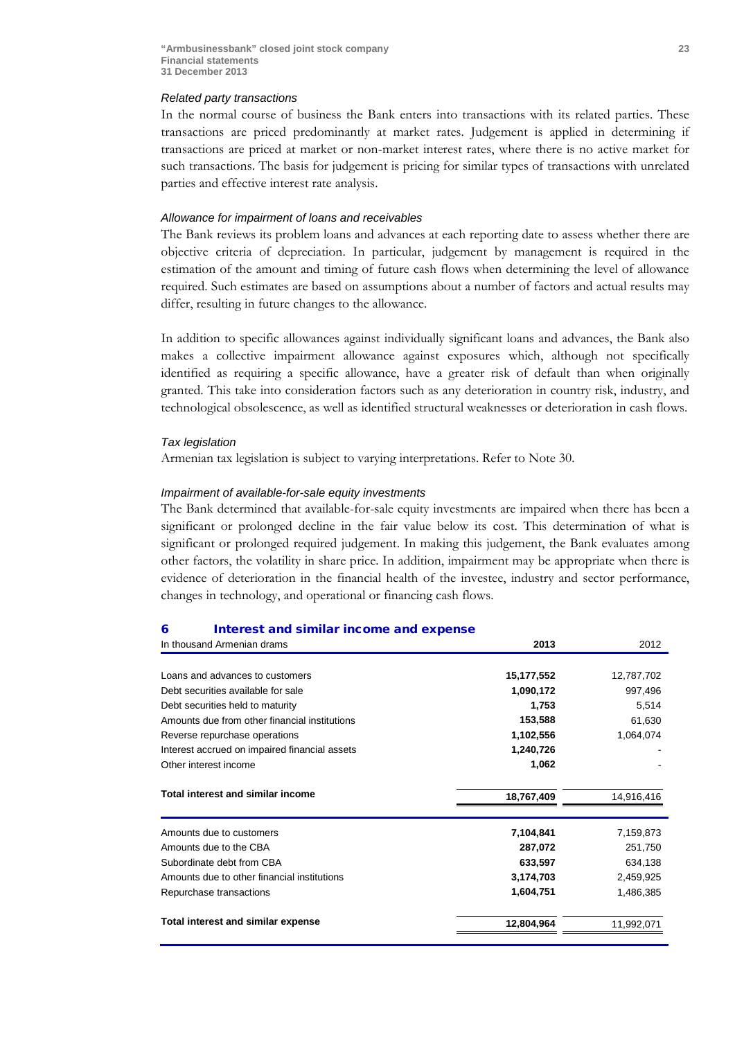### *Related party transactions*

In the normal course of business the Bank enters into transactions with its related parties. These transactions are priced predominantly at market rates. Judgement is applied in determining if transactions are priced at market or non-market interest rates, where there is no active market for such transactions. The basis for judgement is pricing for similar types of transactions with unrelated parties and effective interest rate analysis.

### *Allowance for impairment of loans and receivables*

The Bank reviews its problem loans and advances at each reporting date to assess whether there are objective criteria of depreciation. In particular, judgement by management is required in the estimation of the amount and timing of future cash flows when determining the level of allowance required. Such estimates are based on assumptions about a number of factors and actual results may differ, resulting in future changes to the allowance.

In addition to specific allowances against individually significant loans and advances, the Bank also makes a collective impairment allowance against exposures which, although not specifically identified as requiring a specific allowance, have a greater risk of default than when originally granted. This take into consideration factors such as any deterioration in country risk, industry, and technological obsolescence, as well as identified structural weaknesses or deterioration in cash flows.

### *Tax legislation*

Armenian tax legislation is subject to varying interpretations. Refer to Note 30.

### *Impairment of available-for-sale equity investments*

The Bank determined that available-for-sale equity investments are impaired when there has been a significant or prolonged decline in the fair value below its cost. This determination of what is significant or prolonged required judgement. In making this judgement, the Bank evaluates among other factors, the volatility in share price. In addition, impairment may be appropriate when there is evidence of deterioration in the financial health of the investee, industry and sector performance, changes in technology, and operational or financing cash flows.

## 6 Interest and similar income and expense

| In thousand Armenian drams | 2013 | 2012 |
|---|---|---|
| Loans and advances to customers | **15,177,552** | 12,787,702 |
| Debt securities available for sale | **1,090,172** | 997,496 |
| Debt securities held to maturity | **1,753** | 5,514 |
| Amounts due from other financial institutions | **153,588** | 61,630 |
| Reverse repurchase operations | **1,102,556** | 1,064,074 |
| Interest accrued on impaired financial assets | **1,240,726** | - |
| Other interest income | **1,062** | - |
| **Total interest and similar income** | **18,767,409** | 14,916,416 |
| Amounts due to customers | **7,104,841** | 7,159,873 |
| Amounts due to the CBA | **287,072** | 251,750 |
| Subordinate debt from CBA | **633,597** | 634,138 |
| Amounts due to other financial institutions | **3,174,703** | 2,459,925 |
| Repurchase transactions | **1,604,751** | 1,486,385 |
| **Total interest and similar expense** | **12,804,964** | 11,992,071 |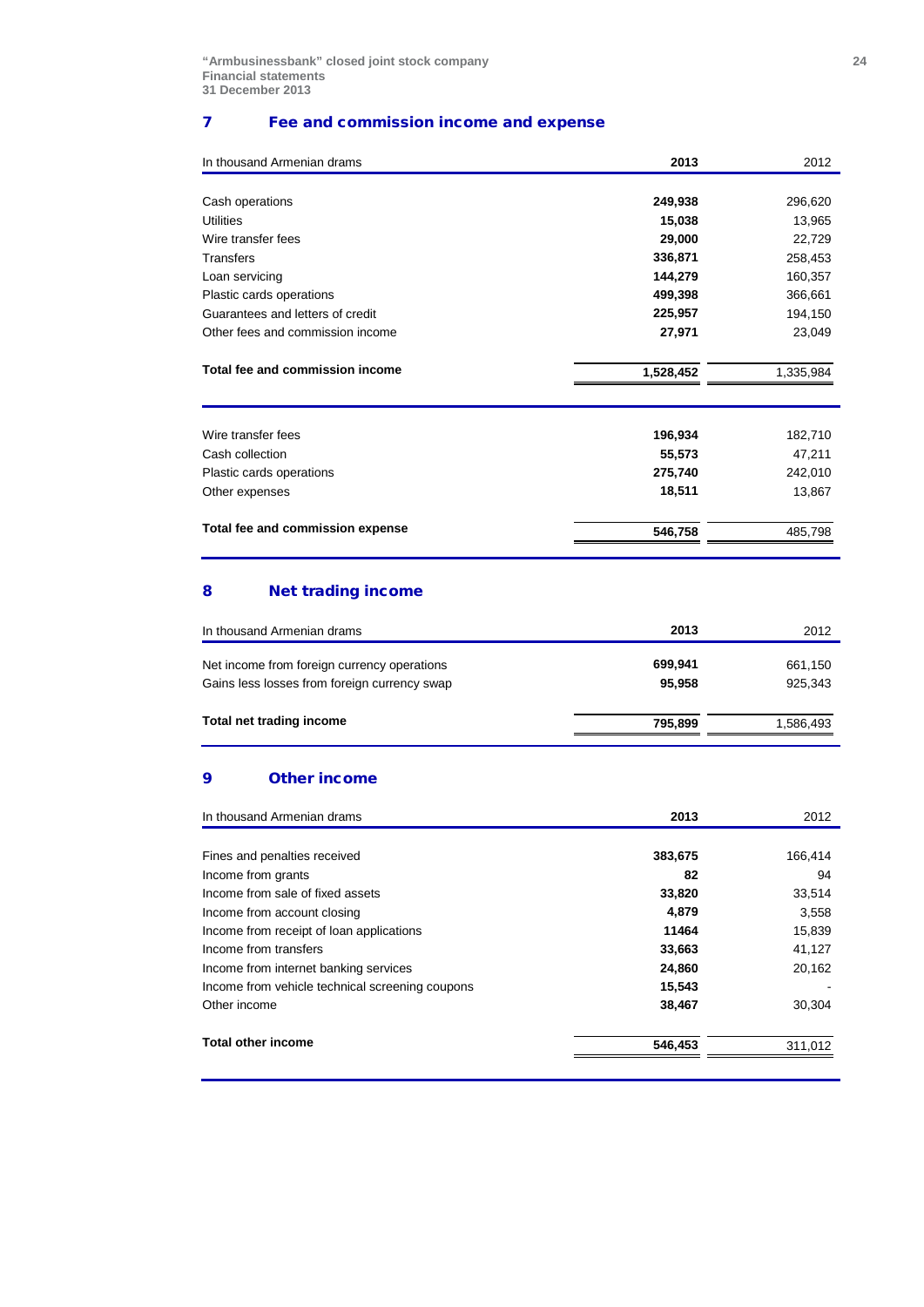## 7 Fee and commission income and expense

| In thousand Armenian drams | 2013 | 2012 |
|---|---|---|
| Cash operations | **249,938** | 296,620 |
| Utilities | **15,038** | 13,965 |
| Wire transfer fees | **29,000** | 22,729 |
| Transfers | **336,871** | 258,453 |
| Loan servicing | **144,279** | 160,357 |
| Plastic cards operations | **499,398** | 366,661 |
| Guarantees and letters of credit | **225,957** | 194,150 |
| Other fees and commission income | **27,971** | 23,049 |
| **Total fee and commission income** | **1,528,452** | 1,335,984 |

| In thousand Armenian drams | 2013 | 2012 |
|---|---|---|
| Wire transfer fees | **196,934** | 182,710 |
| Cash collection | **55,573** | 47,211 |
| Plastic cards operations | **275,740** | 242,010 |
| Other expenses | **18,511** | 13,867 |
| **Total fee and commission expense** | **546,758** | 485,798 |

## 8 Net trading income

| In thousand Armenian drams | 2013 | 2012 |
|---|---|---|
| Net income from foreign currency operations | **699,941** | 661,150 |
| Gains less losses from foreign currency swap | **95,958** | 925,343 |
| **Total net trading income** | **795,899** | 1,586,493 |

## 9 Other income

| In thousand Armenian drams | 2013 | 2012 |
|---|---|---|
| Fines and penalties received | **383,675** | 166,414 |
| Income from grants | **82** | 94 |
| Income from sale of fixed assets | **33,820** | 33,514 |
| Income from account closing | **4,879** | 3,558 |
| Income from receipt of loan applications | **11464** | 15,839 |
| Income from transfers | **33,663** | 41,127 |
| Income from internet banking services | **24,860** | 20,162 |
| Income from vehicle technical screening coupons | **15,543** | - |
| Other income | **38,467** | 30,304 |
| **Total other income** | **546,453** | 311,012 |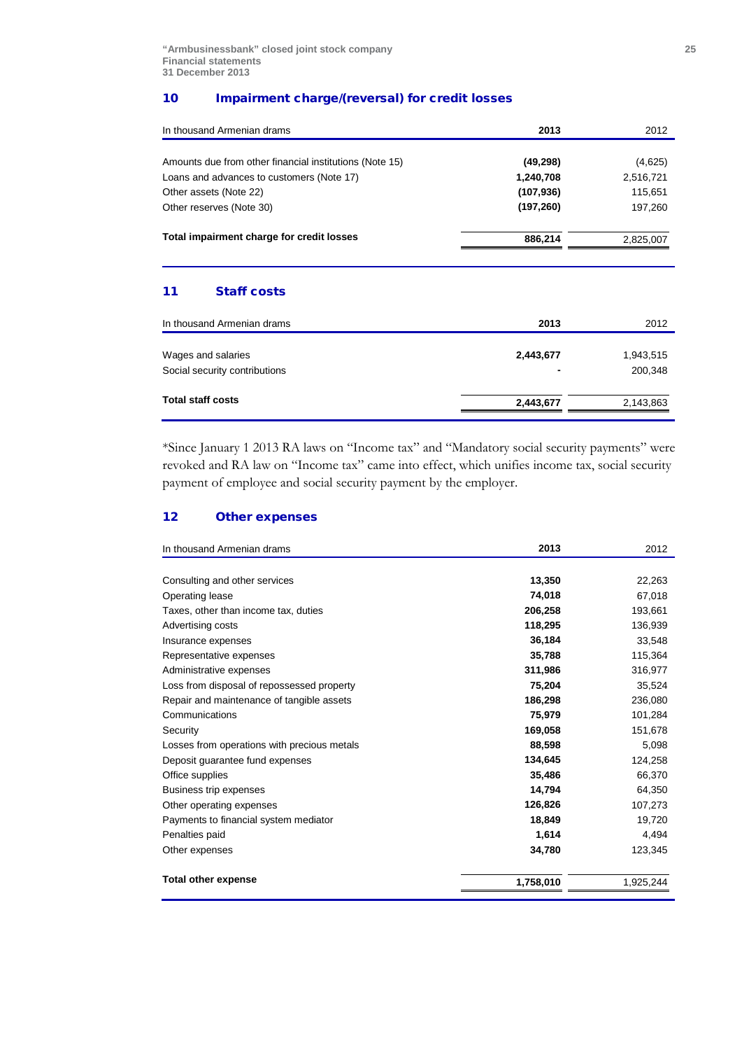## 10 Impairment charge/(reversal) for credit losses

| In thousand Armenian drams | 2013 | 2012 |
|---|---|---|
| Amounts due from other financial institutions (Note 15) | **(49,298)** | (4,625) |
| Loans and advances to customers (Note 17) | **1,240,708** | 2,516,721 |
| Other assets (Note 22) | **(107,936)** | 115,651 |
| Other reserves (Note 30) | **(197,260)** | 197,260 |
| **Total impairment charge for credit losses** | **886,214** | 2,825,007 |

## 11 Staff costs

| In thousand Armenian drams | 2013 | 2012 |
|---|---|---|
| Wages and salaries | **2,443,677** | 1,943,515 |
| Social security contributions | **-** | 200,348 |
| **Total staff costs** | **2,443,677** | 2,143,863 |

*Since January 1 2013 RA laws on "Income tax" and "Mandatory social security payments" were revoked and RA law on "Income tax" came into effect, which unifies income tax, social security payment of employee and social security payment by the employer.

## 12 Other expenses

| In thousand Armenian drams | 2013 | 2012 |
|---|---|---|
| Consulting and other services | **13,350** | 22,263 |
| Operating lease | **74,018** | 67,018 |
| Taxes, other than income tax, duties | **206,258** | 193,661 |
| Advertising costs | **118,295** | 136,939 |
| Insurance expenses | **36,184** | 33,548 |
| Representative expenses | **35,788** | 115,364 |
| Administrative expenses | **311,986** | 316,977 |
| Loss from disposal of repossessed property | **75,204** | 35,524 |
| Repair and maintenance of tangible assets | **186,298** | 236,080 |
| Communications | **75,979** | 101,284 |
| Security | **169,058** | 151,678 |
| Losses from operations with precious metals | **88,598** | 5,098 |
| Deposit guarantee fund expenses | **134,645** | 124,258 |
| Office supplies | **35,486** | 66,370 |
| Business trip expenses | **14,794** | 64,350 |
| Other operating expenses | **126,826** | 107,273 |
| Payments to financial system mediator | **18,849** | 19,720 |
| Penalties paid | **1,614** | 4,494 |
| Other expenses | **34,780** | 123,345 |
| **Total other expense** | **1,758,010** | 1,925,244 |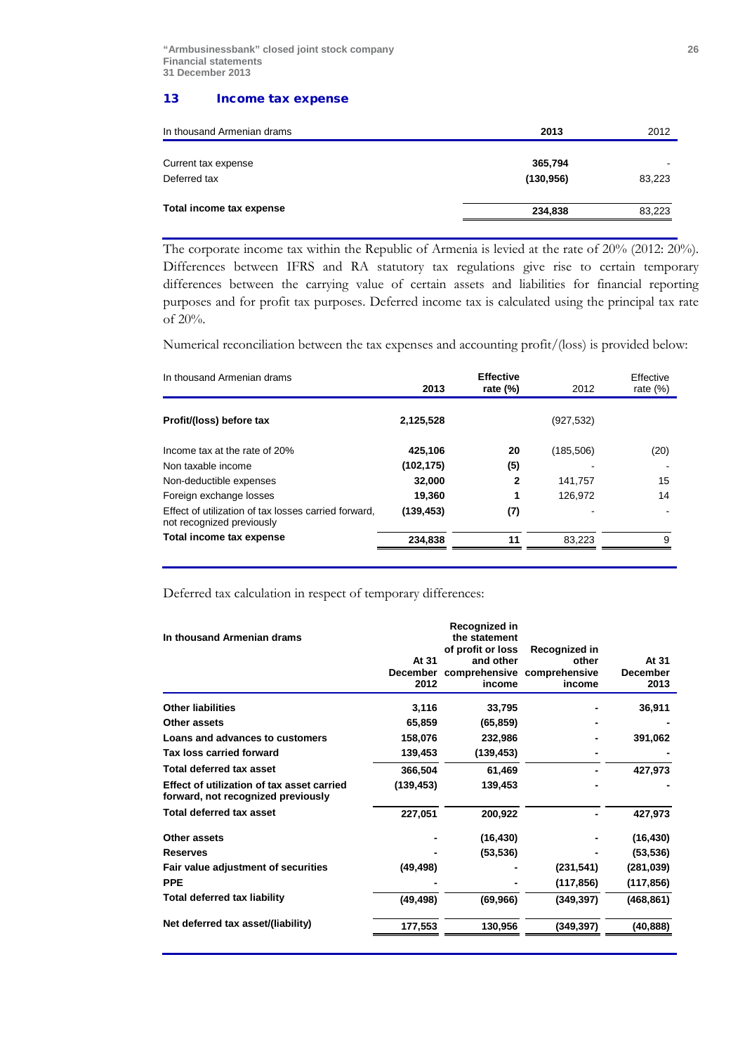## 13 Income tax expense

| In thousand Armenian drams | 2013 | 2012 |
|---|---|---|
| Current tax expense | **365,794** | - |
| Deferred tax | **(130,956)** | 83,223 |
| **Total income tax expense** | **234,838** | 83,223 |

The corporate income tax within the Republic of Armenia is levied at the rate of 20% (2012: 20%). Differences between IFRS and RA statutory tax regulations give rise to certain temporary differences between the carrying value of certain assets and liabilities for financial reporting purposes and for profit tax purposes. Deferred income tax is calculated using the principal tax rate of 20%.

Numerical reconciliation between the tax expenses and accounting profit/(loss) is provided below:

| In thousand Armenian drams | 2013 | Effective rate (%) | 2012 | Effective rate (%) |
|---|---|---|---|---|
| **Profit/(loss) before tax** | **2,125,528** | | (927,532) | |
| Income tax at the rate of 20% | **425,106** | **20** | (185,506) | (20) |
| Non taxable income | **(102,175)** | **(5)** | - | - |
| Non-deductible expenses | **32,000** | **2** | 141,757 | 15 |
| Foreign exchange losses | **19,360** | **1** | 126,972 | 14 |
| Effect of utilization of tax losses carried forward, not recognized previously | **(139,453)** | **(7)** | - | - |
| **Total income tax expense** | **234,838** | **11** | 83,223 | 9 |

Deferred tax calculation in respect of temporary differences:

| In thousand Armenian drams | At 31 December 2012 | Recognized in the statement of profit or loss and other comprehensive income | Recognized in other comprehensive income | At 31 December 2013 |
|---|---|---|---|---|
| **Other liabilities** | 3,116 | 33,795 | - | 36,911 |
| **Other assets** | 65,859 | (65,859) | - | - |
| **Loans and advances to customers** | 158,076 | 232,986 | - | 391,062 |
| **Tax loss carried forward** | 139,453 | (139,453) | - | - |
| **Total deferred tax asset** | 366,504 | 61,469 | - | 427,973 |
| **Effect of utilization of tax asset carried forward, not recognized previously** | (139,453) | 139,453 | - | - |
| **Total deferred tax asset** | 227,051 | 200,922 | - | 427,973 |
| **Other assets** | - | (16,430) | - | (16,430) |
| **Reserves** | - | (53,536) | - | (53,536) |
| **Fair value adjustment of securities** | (49,498) | - | (231,541) | (281,039) |
| **PPE** | - | - | (117,856) | (117,856) |
| **Total deferred tax liability** | (49,498) | (69,966) | (349,397) | (468,861) |
| **Net deferred tax asset/(liability)** | 177,553 | 130,956 | (349,397) | (40,888) |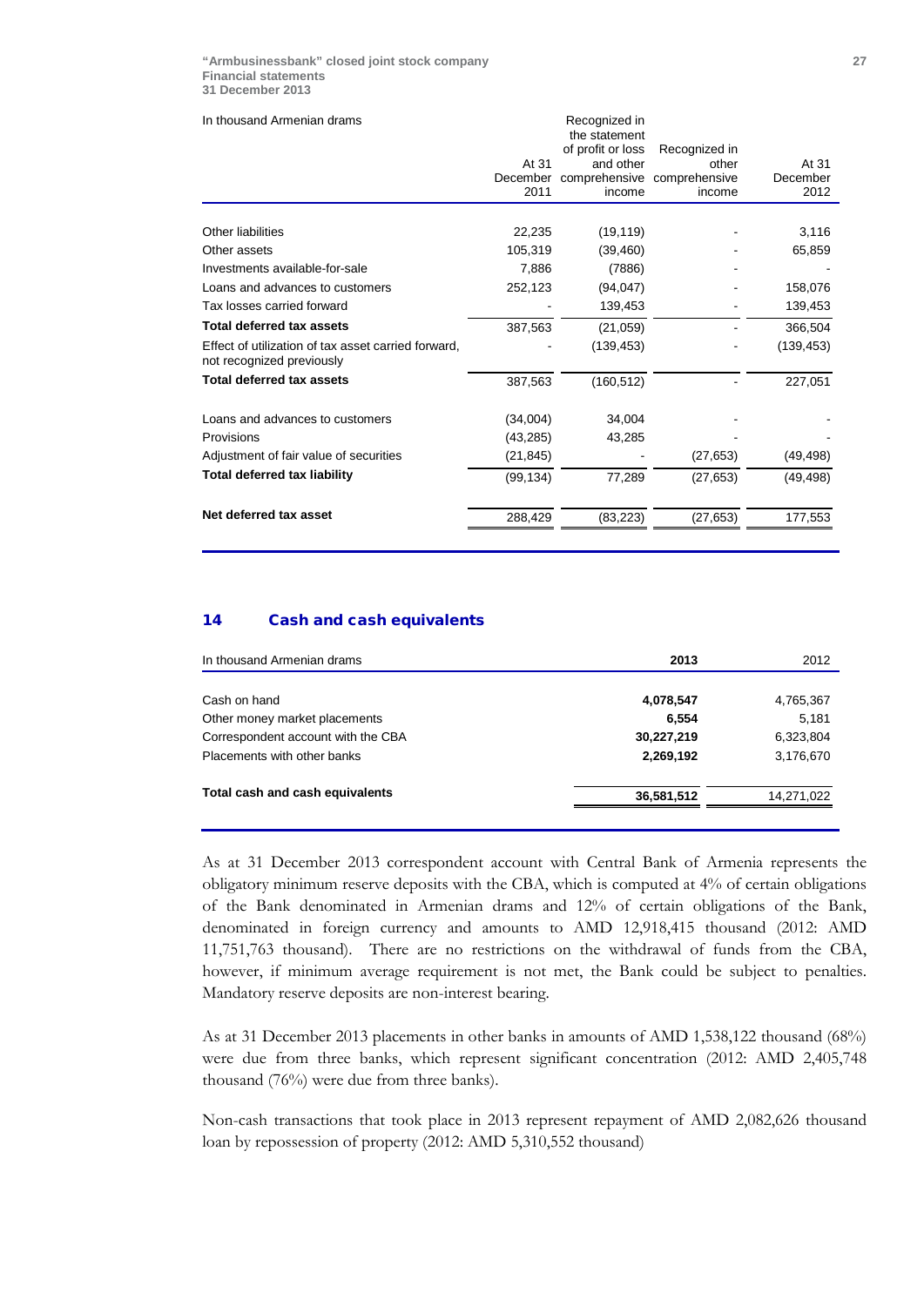| In thousand Armenian drams | At 31 December 2011 | Recognized in the statement of profit or loss and other comprehensive income | Recognized in other comprehensive income | At 31 December 2012 |
|---|---|---|---|---|
| Other liabilities | 22,235 | (19,119) | - | 3,116 |
| Other assets | 105,319 | (39,460) | - | 65,859 |
| Investments available-for-sale | 7,886 | (7886) | - | - |
| Loans and advances to customers | 252,123 | (94,047) | - | 158,076 |
| Tax losses carried forward | - | 139,453 | - | 139,453 |
| **Total deferred tax assets** | 387,563 | (21,059) | - | 366,504 |
| Effect of utilization of tax asset carried forward, not recognized previously | - | (139,453) | - | (139,453) |
| **Total deferred tax assets** | 387,563 | (160,512) | - | 227,051 |
| Loans and advances to customers | (34,004) | 34,004 | - | - |
| Provisions | (43,285) | 43,285 | - | - |
| Adjustment of fair value of securities | (21,845) | - | (27,653) | (49,498) |
| **Total deferred tax liability** | (99,134) | 77,289 | (27,653) | (49,498) |
| **Net deferred tax asset** | 288,429 | (83,223) | (27,653) | 177,553 |

## 14 Cash and cash equivalents

| In thousand Armenian drams | 2013 | 2012 |
|---|---|---|
| Cash on hand | **4,078,547** | 4,765,367 |
| Other money market placements | **6,554** | 5,181 |
| Correspondent account with the CBA | **30,227,219** | 6,323,804 |
| Placements with other banks | **2,269,192** | 3,176,670 |
| **Total cash and cash equivalents** | **36,581,512** | 14,271,022 |

As at 31 December 2013 correspondent account with Central Bank of Armenia represents the obligatory minimum reserve deposits with the CBA, which is computed at 4% of certain obligations of the Bank denominated in Armenian drams and 12% of certain obligations of the Bank, denominated in foreign currency and amounts to AMD 12,918,415 thousand (2012: AMD 11,751,763 thousand). There are no restrictions on the withdrawal of funds from the CBA, however, if minimum average requirement is not met, the Bank could be subject to penalties. Mandatory reserve deposits are non-interest bearing.

As at 31 December 2013 placements in other banks in amounts of AMD 1,538,122 thousand (68%) were due from three banks, which represent significant concentration (2012: AMD 2,405,748 thousand (76%) were due from three banks).

Non-cash transactions that took place in 2013 represent repayment of AMD 2,082,626 thousand loan by repossession of property (2012: AMD 5,310,552 thousand)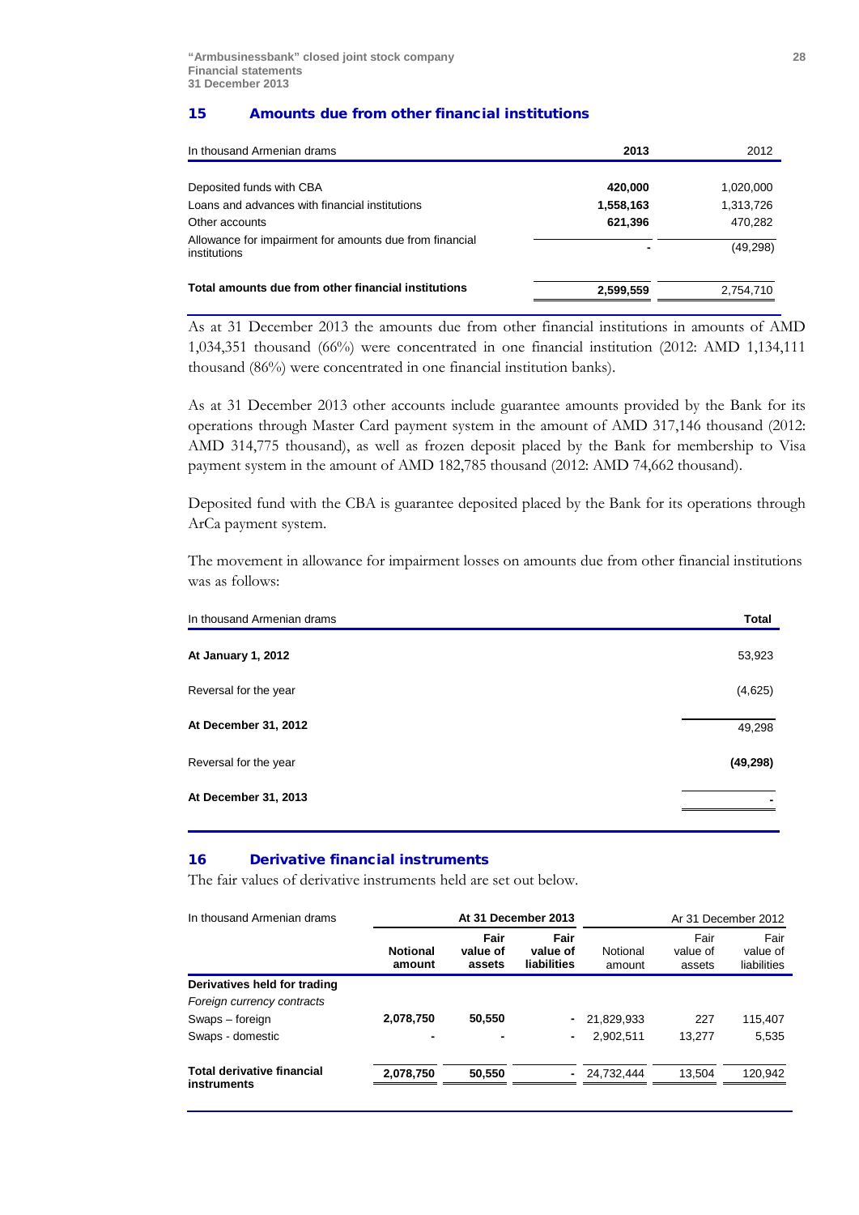## 15 Amounts due from other financial institutions

| In thousand Armenian drams | **2013** | 2012 |
|---|---|---|
| Deposited funds with CBA | **420,000** | 1,020,000 |
| Loans and advances with financial institutions | **1,558,163** | 1,313,726 |
| Other accounts | **621,396** | 470,282 |
| Allowance for impairment for amounts due from financial institutions | **-** | (49,298) |
| **Total amounts due from other financial institutions** | **2,599,559** | 2,754,710 |

As at 31 December 2013 the amounts due from other financial institutions in amounts of AMD 1,034,351 thousand (66%) were concentrated in one financial institution (2012: AMD 1,134,111 thousand (86%) were concentrated in one financial institution banks).

As at 31 December 2013 other accounts include guarantee amounts provided by the Bank for its operations through Master Card payment system in the amount of AMD 317,146 thousand (2012: AMD 314,775 thousand), as well as frozen deposit placed by the Bank for membership to Visa payment system in the amount of AMD 182,785 thousand (2012: AMD 74,662 thousand).

Deposited fund with the CBA is guarantee deposited placed by the Bank for its operations through ArCa payment system.

The movement in allowance for impairment losses on amounts due from other financial institutions was as follows:

| In thousand Armenian drams | **Total** |
|---|---|
| **At January 1, 2012** | 53,923 |
| Reversal for the year | (4,625) |
| **At December 31, 2012** | 49,298 |
| Reversal for the year | **(49,298)** |
| **At December 31, 2013** | **-** |

## 16 Derivative financial instruments

The fair values of derivative instruments held are set out below.

| In thousand Armenian drams | **At 31 December 2013** | | | Ar 31 December 2012 | | |
|---|---|---|---|---|---|---|
| | **Notional amount** | **Fair value of assets** | **Fair value of liabilities** | Notional amount | Fair value of assets | Fair value of liabilities |
| **Derivatives held for trading** | | | | | | |
| *Foreign currency contracts* | | | | | | |
| Swaps – foreign | **2,078,750** | **50,550** | **-** | 21,829,933 | 227 | 115,407 |
| Swaps - domestic | **-** | **-** | **-** | 2,902,511 | 13,277 | 5,535 |
| **Total derivative financial instruments** | **2,078,750** | **50,550** | **-** | 24,732,444 | 13,504 | 120,942 |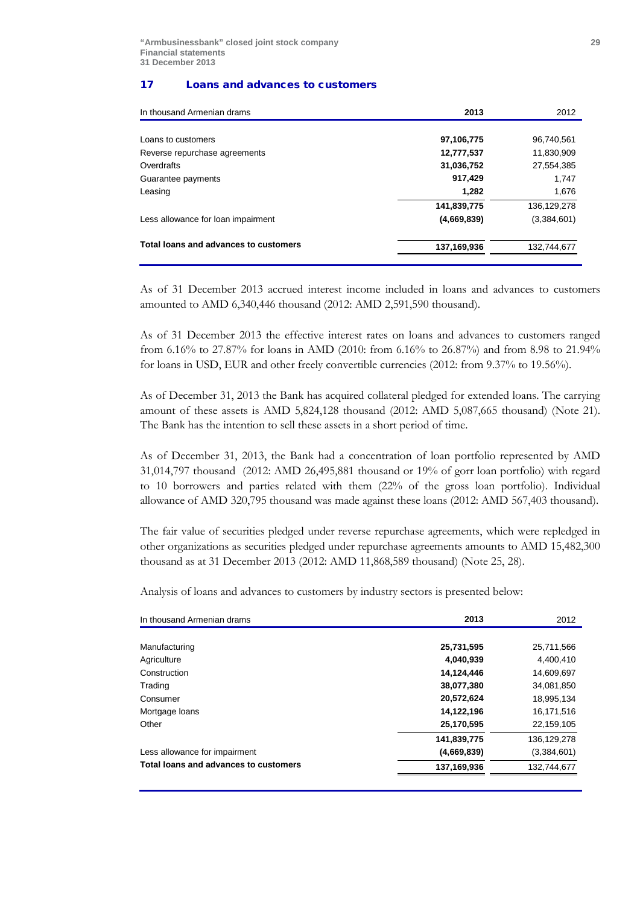## 17 Loans and advances to customers

| In thousand Armenian drams | 2013 | 2012 |
|---|---|---|
| Loans to customers | **97,106,775** | 96,740,561 |
| Reverse repurchase agreements | **12,777,537** | 11,830,909 |
| Overdrafts | **31,036,752** | 27,554,385 |
| Guarantee payments | **917,429** | 1,747 |
| Leasing | **1,282** | 1,676 |
| | **141,839,775** | 136,129,278 |
| Less allowance for loan impairment | **(4,669,839)** | (3,384,601) |
| **Total loans and advances to customers** | **137,169,936** | 132,744,677 |

As of 31 December 2013 accrued interest income included in loans and advances to customers amounted to AMD 6,340,446 thousand (2012: AMD 2,591,590 thousand).

As of 31 December 2013 the effective interest rates on loans and advances to customers ranged from 6.16% to 27.87% for loans in AMD (2010: from 6.16% to 26.87%) and from 8.98 to 21.94% for loans in USD, EUR and other freely convertible currencies (2012: from 9.37% to 19.56%).

As of December 31, 2013 the Bank has acquired collateral pledged for extended loans. The carrying amount of these assets is AMD 5,824,128 thousand (2012: AMD 5,087,665 thousand) (Note 21). The Bank has the intention to sell these assets in a short period of time.

As of December 31, 2013, the Bank had a concentration of loan portfolio represented by AMD 31,014,797 thousand (2012: AMD 26,495,881 thousand or 19% of gorr loan portfolio) with regard to 10 borrowers and parties related with them (22% of the gross loan portfolio). Individual allowance of AMD 320,795 thousand was made against these loans (2012: AMD 567,403 thousand).

The fair value of securities pledged under reverse repurchase agreements, which were repledged in other organizations as securities pledged under repurchase agreements amounts to AMD 15,482,300 thousand as at 31 December 2013 (2012: AMD 11,868,589 thousand) (Note 25, 28).

Analysis of loans and advances to customers by industry sectors is presented below:

| In thousand Armenian drams | 2013 | 2012 |
|---|---|---|
| Manufacturing | **25,731,595** | 25,711,566 |
| Agriculture | **4,040,939** | 4,400,410 |
| Construction | **14,124,446** | 14,609,697 |
| Trading | **38,077,380** | 34,081,850 |
| Consumer | **20,572,624** | 18,995,134 |
| Mortgage loans | **14,122,196** | 16,171,516 |
| Other | **25,170,595** | 22,159,105 |
| | **141,839,775** | 136,129,278 |
| Less allowance for impairment | **(4,669,839)** | (3,384,601) |
| **Total loans and advances to customers** | **137,169,936** | 132,744,677 |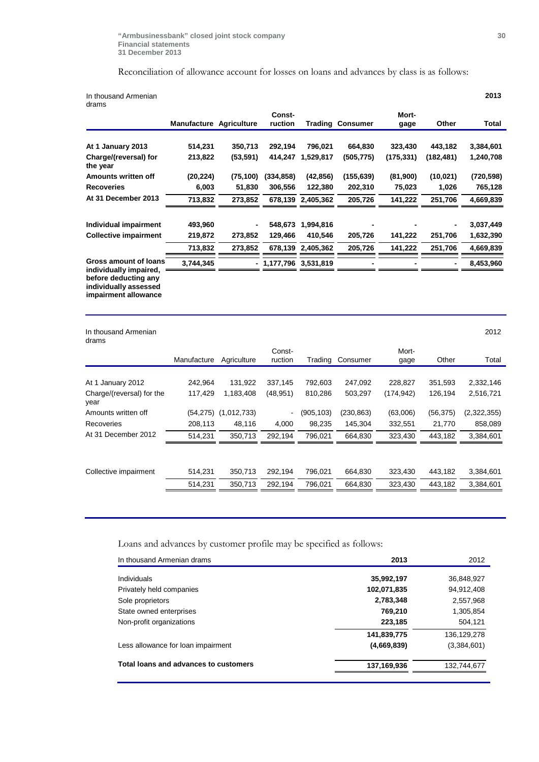Reconciliation of allowance account for losses on loans and advances by class is as follows:

| In thousand Armenian drams | | | | | | | | 2013 |
|---|---|---|---|---|---|---|---|---|
| | **Manufacture** | **Agriculture** | **Const-ruction** | **Trading** | **Consumer** | **Mort-gage** | **Other** | **Total** |
| **At 1 January 2013** | **514,231** | **350,713** | **292,194** | **796,021** | **664,830** | **323,430** | **443,182** | **3,384,601** |
| **Charge/(reversal) for the year** | **213,822** | **(53,591)** | **414,247** | **1,529,817** | **(505,775)** | **(175,331)** | **(182,481)** | **1,240,708** |
| **Amounts written off** | **(20,224)** | **(75,100)** | **(334,858)** | **(42,856)** | **(155,639)** | **(81,900)** | **(10,021)** | **(720,598)** |
| **Recoveries** | **6,003** | **51,830** | **306,556** | **122,380** | **202,310** | **75,023** | **1,026** | **765,128** |
| **At 31 December 2013** | **713,832** | **273,852** | **678,139** | **2,405,362** | **205,726** | **141,222** | **251,706** | **4,669,839** |
| | | | | | | | | |
| **Individual impairment** | **493,960** | **-** | **548,673** | **1,994,816** | **-** | **-** | **-** | **3,037,449** |
| **Collective impairment** | **219,872** | **273,852** | **129,466** | **410,546** | **205,726** | **141,222** | **251,706** | **1,632,390** |
| | **713,832** | **273,852** | **678,139** | **2,405,362** | **205,726** | **141,222** | **251,706** | **4,669,839** |
| **Gross amount of loans individually impaired, before deducting any individually assessed impairment allowance** | **3,744,345** | **-** | **1,177,796** | **3,531,819** | **-** | **-** | **-** | **8,453,960** |

| In thousand Armenian drams | | | | | | | | 2012 |
|---|---|---|---|---|---|---|---|---|
| | Manufacture | Agriculture | Const-ruction | Trading | Consumer | Mort-gage | Other | Total |
| At 1 January 2012 | 242,964 | 131,922 | 337,145 | 792,603 | 247,092 | 228,827 | 351,593 | 2,332,146 |
| Charge/(reversal) for the year | 117,429 | 1,183,408 | (48,951) | 810,286 | 503,297 | (174,942) | 126,194 | 2,516,721 |
| Amounts written off | (54,275) | (1,012,733) | - | (905,103) | (230,863) | (63,006) | (56,375) | (2,322,355) |
| Recoveries | 208,113 | 48,116 | 4,000 | 98,235 | 145,304 | 332,551 | 21,770 | 858,089 |
| At 31 December 2012 | 514,231 | 350,713 | 292,194 | 796,021 | 664,830 | 323,430 | 443,182 | 3,384,601 |
| | | | | | | | | |
| Collective impairment | 514,231 | 350,713 | 292,194 | 796,021 | 664,830 | 323,430 | 443,182 | 3,384,601 |
| | 514,231 | 350,713 | 292,194 | 796,021 | 664,830 | 323,430 | 443,182 | 3,384,601 |

Loans and advances by customer profile may be specified as follows:

| In thousand Armenian drams | 2013 | 2012 |
|---|---|---|
| Individuals | **35,992,197** | 36,848,927 |
| Privately held companies | **102,071,835** | 94,912,408 |
| Sole proprietors | **2,783,348** | 2,557,968 |
| State owned enterprises | **769,210** | 1,305,854 |
| Non-profit organizations | **223,185** | 504,121 |
| | **141,839,775** | 136,129,278 |
| Less allowance for loan impairment | **(4,669,839)** | (3,384,601) |
| **Total loans and advances to customers** | **137,169,936** | 132,744,677 |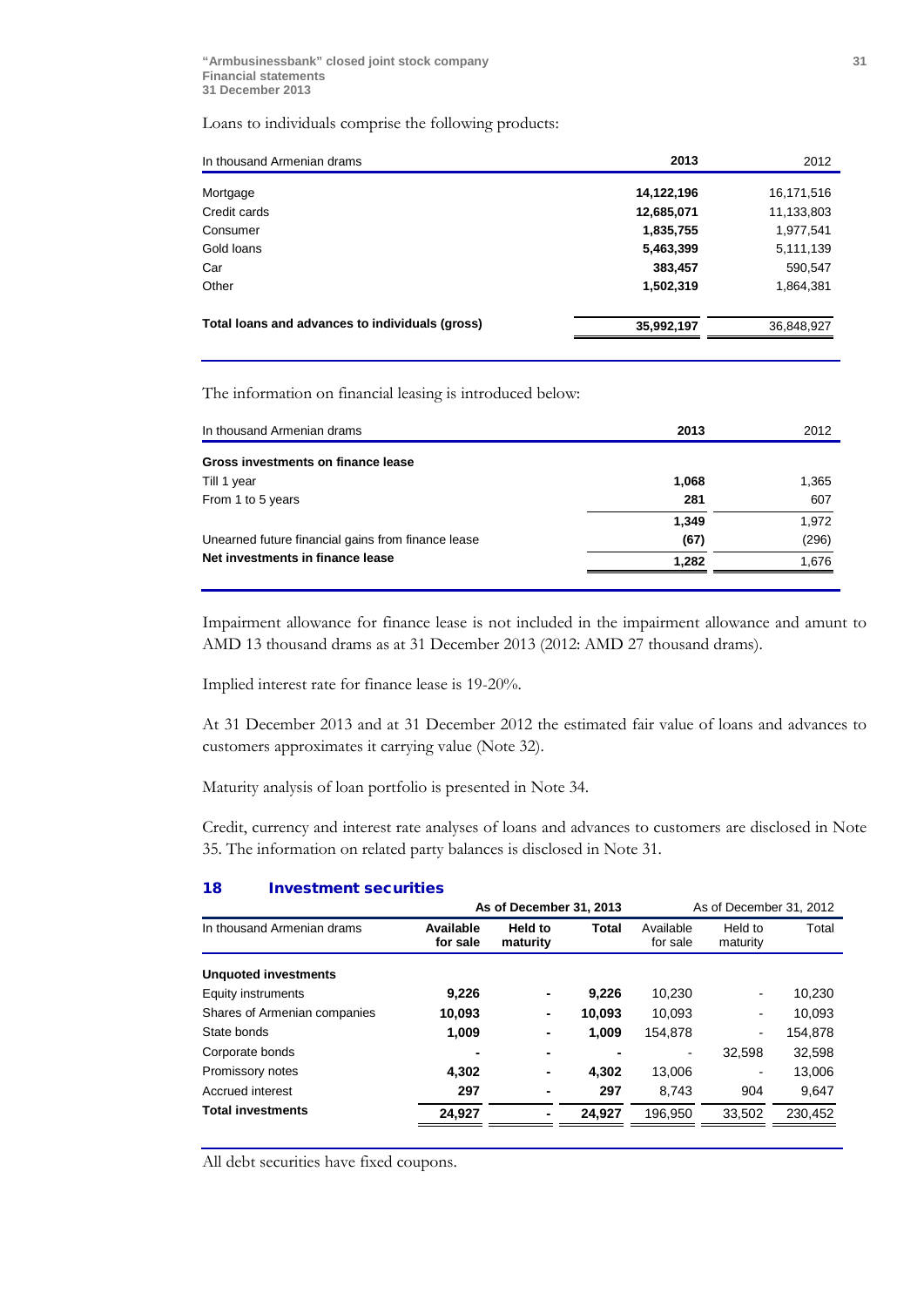Loans to individuals comprise the following products:

| In thousand Armenian drams | 2013 | 2012 |
|---|---|---|
| Mortgage | **14,122,196** | 16,171,516 |
| Credit cards | **12,685,071** | 11,133,803 |
| Consumer | **1,835,755** | 1,977,541 |
| Gold loans | **5,463,399** | 5,111,139 |
| Car | **383,457** | 590,547 |
| Other | **1,502,319** | 1,864,381 |
| **Total loans and advances to individuals (gross)** | **35,992,197** | 36,848,927 |

The information on financial leasing is introduced below:

| In thousand Armenian drams | 2013 | 2012 |
|---|---|---|
| **Gross investments on finance lease** | | |
| Till 1 year | **1,068** | 1,365 |
| From 1 to 5 years | **281** | 607 |
| | **1,349** | 1,972 |
| Unearned future financial gains from finance lease | **(67)** | (296) |
| **Net investments in finance lease** | **1,282** | 1,676 |

Impairment allowance for finance lease is not included in the impairment allowance and amunt to AMD 13 thousand drams as at 31 December 2013 (2012: AMD 27 thousand drams).

Implied interest rate for finance lease is 19-20%.

At 31 December 2013 and at 31 December 2012 the estimated fair value of loans and advances to customers approximates it carrying value (Note 32).

Maturity analysis of loan portfolio is presented in Note 34.

Credit, currency and interest rate analyses of loans and advances to customers are disclosed in Note 35. The information on related party balances is disclosed in Note 31.

## 18 Investment securities

| | **As of December 31, 2013** | | | As of December 31, 2012 | | |
|---|---|---|---|---|---|---|
| In thousand Armenian drams | **Available for sale** | **Held to maturity** | **Total** | Available for sale | Held to maturity | Total |
| **Unquoted investments** | | | | | | |
| Equity instruments | **9,226** | **-** | **9,226** | 10,230 | - | 10,230 |
| Shares of Armenian companies | **10,093** | **-** | **10,093** | 10,093 | - | 10,093 |
| State bonds | **1,009** | **-** | **1,009** | 154,878 | - | 154,878 |
| Corporate bonds | **-** | **-** | **-** | - | 32,598 | 32,598 |
| Promissory notes | **4,302** | **-** | **4,302** | 13,006 | - | 13,006 |
| Accrued interest | **297** | **-** | **297** | 8,743 | 904 | 9,647 |
| **Total investments** | **24,927** | **-** | **24,927** | 196,950 | 33,502 | 230,452 |

All debt securities have fixed coupons.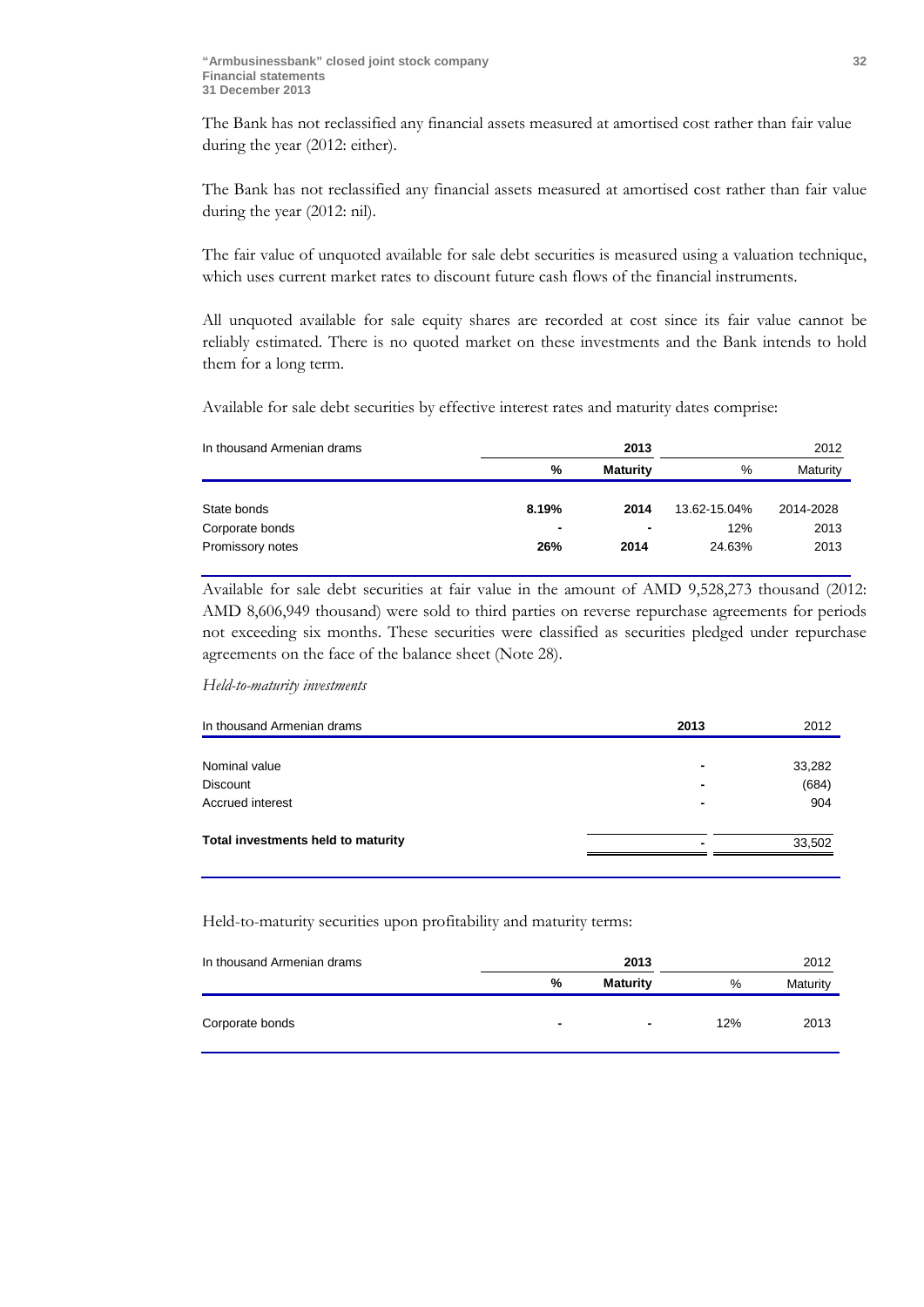The Bank has not reclassified any financial assets measured at amortised cost rather than fair value during the year (2012: either).

The Bank has not reclassified any financial assets measured at amortised cost rather than fair value during the year (2012: nil).

The fair value of unquoted available for sale debt securities is measured using a valuation technique, which uses current market rates to discount future cash flows of the financial instruments.

All unquoted available for sale equity shares are recorded at cost since its fair value cannot be reliably estimated. There is no quoted market on these investments and the Bank intends to hold them for a long term.

Available for sale debt securities by effective interest rates and maturity dates comprise:

| In thousand Armenian drams | **2013** | | 2012 | |
|---|---|---|---|---|
| | **%** | **Maturity** | % | Maturity |
| State bonds | **8.19%** | **2014** | 13.62-15.04% | 2014-2028 |
| Corporate bonds | **-** | **-** | 12% | 2013 |
| Promissory notes | **26%** | **2014** | 24.63% | 2013 |

Available for sale debt securities at fair value in the amount of AMD 9,528,273 thousand (2012: AMD 8,606,949 thousand) were sold to third parties on reverse repurchase agreements for periods not exceeding six months. These securities were classified as securities pledged under repurchase agreements on the face of the balance sheet (Note 28).

*Held-to-maturity investments*

| In thousand Armenian drams | **2013** | 2012 |
|---|---|---|
| Nominal value | **-** | 33,282 |
| Discount | **-** | (684) |
| Accrued interest | **-** | 904 |
| **Total investments held to maturity** | **-** | 33,502 |

Held-to-maturity securities upon profitability and maturity terms:

| In thousand Armenian drams | **2013** | | 2012 | |
|---|---|---|---|---|
| | **%** | **Maturity** | % | Maturity |
| Corporate bonds | **-** | **-** | 12% | 2013 |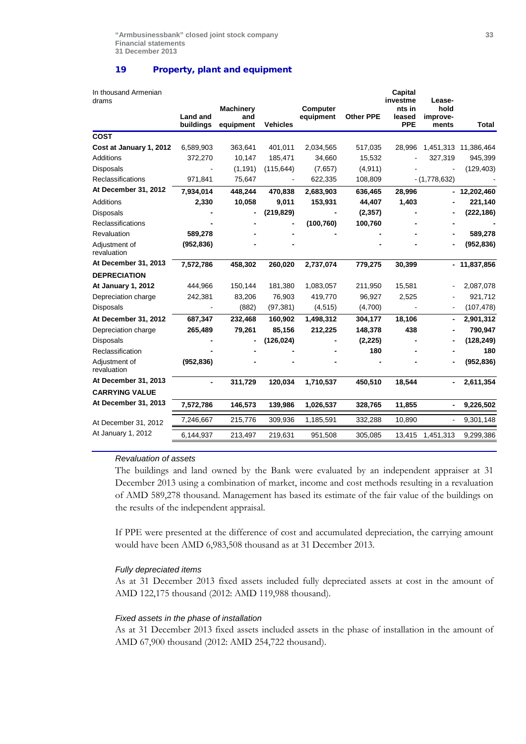## 19 Property, plant and equipment

| In thousand Armenian drams | Land and buildings | Machinery and equipment | Vehicles | Computer equipment | Other PPE | Capital investments in leased PPE | Lease-hold improve-ments | Total |
|---|---|---|---|---|---|---|---|---|
| **COST** | | | | | | | | |
| **Cost at January 1, 2012** | 6,589,903 | 363,641 | 401,011 | 2,034,565 | 517,035 | 28,996 | 1,451,313 | 11,386,464 |
| Additions | 372,270 | 10,147 | 185,471 | 34,660 | 15,532 | - | 327,319 | 945,399 |
| Disposals | - | (1,191) | (115,644) | (7,657) | (4,911) | - | - | (129,403) |
| Reclassifications | 971,841 | 75,647 | - | 622,335 | 108,809 | - | (1,778,632) | - |
| **At December 31, 2012** | **7,934,014** | **448,244** | **470,838** | **2,683,903** | **636,465** | **28,996** | **-** | **12,202,460** |
| Additions | **2,330** | **10,058** | **9,011** | **153,931** | **44,407** | **1,403** | **-** | **221,140** |
| Disposals | **-** | **-** | **(219,829)** | **-** | **(2,357)** | **-** | **-** | **(222,186)** |
| Reclassifications | **-** | **-** | **-** | **(100,760)** | **100,760** | **-** | **-** | **-** |
| Revaluation | **589,278** | **-** | **-** | **-** | **-** | **-** | **-** | **589,278** |
| Adjustment of revaluation | **(952,836)** | **-** | **-** | | **-** | **-** | **-** | **(952,836)** |
| **At December 31, 2013** | **7,572,786** | **458,302** | **260,020** | **2,737,074** | **779,275** | **30,399** | **-** | **11,837,856** |
| **DEPRECIATION** | | | | | | | | |
| **At January 1, 2012** | 444,966 | 150,144 | 181,380 | 1,083,057 | 211,950 | 15,581 | - | 2,087,078 |
| Depreciation charge | 242,381 | 83,206 | 76,903 | 419,770 | 96,927 | 2,525 | - | 921,712 |
| Disposals | - | (882) | (97,381) | (4,515) | (4,700) | - | - | (107,478) |
| **At December 31, 2012** | **687,347** | **232,468** | **160,902** | **1,498,312** | **304,177** | **18,106** | **-** | **2,901,312** |
| Depreciation charge | **265,489** | **79,261** | **85,156** | **212,225** | **148,378** | **438** | **-** | **790,947** |
| Disposals | **-** | **-** | **(126,024)** | **-** | **(2,225)** | **-** | **-** | **(128,249)** |
| Reclassification | **-** | **-** | **-** | **-** | **180** | **-** | **-** | **180** |
| Adjustment of revaluation | **(952,836)** | **-** | **-** | **-** | **-** | **-** | **-** | **(952,836)** |
| **At December 31, 2013** | **-** | **311,729** | **120,034** | **1,710,537** | **450,510** | **18,544** | **-** | **2,611,354** |
| **CARRYING VALUE** | | | | | | | | |
| **At December 31, 2013** | **7,572,786** | **146,573** | **139,986** | **1,026,537** | **328,765** | **11,855** | **-** | **9,226,502** |
| At December 31, 2012 | 7,246,667 | 215,776 | 309,936 | 1,185,591 | 332,288 | 10,890 | - | 9,301,148 |
| At January 1, 2012 | 6,144,937 | 213,497 | 219,631 | 951,508 | 305,085 | 13,415 | 1,451,313 | 9,299,386 |

*Revaluation of assets*

The buildings and land owned by the Bank were evaluated by an independent appraiser at 31 December 2013 using a combination of market, income and cost methods resulting in a revaluation of AMD 589,278 thousand. Management has based its estimate of the fair value of the buildings on the results of the independent appraisal.

If PPE were presented at the difference of cost and accumulated depreciation, the carrying amount would have been AMD 6,983,508 thousand as at 31 December 2013.

*Fully depreciated items*

As at 31 December 2013 fixed assets included fully depreciated assets at cost in the amount of AMD 122,175 thousand (2012: AMD 119,988 thousand).

*Fixed assets in the phase of installation*

As at 31 December 2013 fixed assets included assets in the phase of installation in the amount of AMD 67,900 thousand (2012: AMD 254,722 thousand).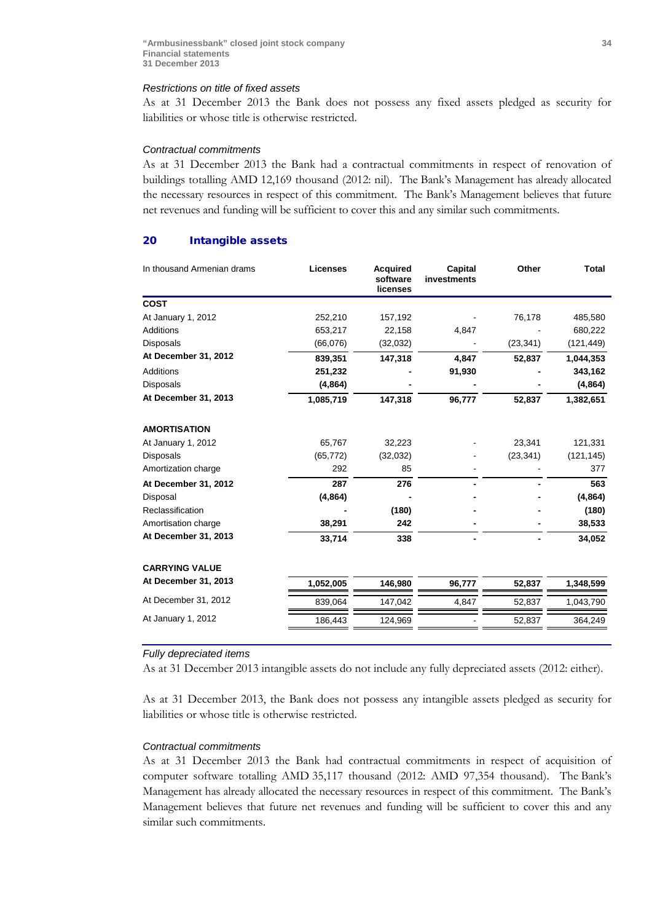*Restrictions on title of fixed assets*

As at 31 December 2013 the Bank does not possess any fixed assets pledged as security for liabilities or whose title is otherwise restricted.

*Contractual commitments*

As at 31 December 2013 the Bank had a contractual commitments in respect of renovation of buildings totalling AMD 12,169 thousand (2012: nil). The Bank's Management has already allocated the necessary resources in respect of this commitment. The Bank's Management believes that future net revenues and funding will be sufficient to cover this and any similar such commitments.

## 20 Intangible assets

| In thousand Armenian drams | Licenses | Acquired software licenses | Capital investments | Other | Total |
|---|---|---|---|---|---|
| **COST** | | | | | |
| At January 1, 2012 | 252,210 | 157,192 | - | 76,178 | 485,580 |
| Additions | 653,217 | 22,158 | 4,847 | - | 680,222 |
| Disposals | (66,076) | (32,032) | - | (23,341) | (121,449) |
| **At December 31, 2012** | **839,351** | **147,318** | **4,847** | **52,837** | **1,044,353** |
| Additions | **251,232** | **-** | **91,930** | **-** | **343,162** |
| Disposals | **(4,864)** | **-** | **-** | **-** | **(4,864)** |
| **At December 31, 2013** | **1,085,719** | **147,318** | **96,777** | **52,837** | **1,382,651** |
| **AMORTISATION** | | | | | |
| At January 1, 2012 | 65,767 | 32,223 | - | 23,341 | 121,331 |
| Disposals | (65,772) | (32,032) | - | (23,341) | (121,145) |
| Amortization charge | 292 | 85 | - | - | 377 |
| **At December 31, 2012** | **287** | **276** | **-** | **-** | **563** |
| Disposal | **(4,864)** | **-** | **-** | **-** | **(4,864)** |
| Reclassification | **-** | **(180)** | **-** | **-** | **(180)** |
| Amortisation charge | **38,291** | **242** | **-** | **-** | **38,533** |
| **At December 31, 2013** | **33,714** | **338** | **-** | **-** | **34,052** |
| **CARRYING VALUE** | | | | | |
| **At December 31, 2013** | **1,052,005** | **146,980** | **96,777** | **52,837** | **1,348,599** |
| At December 31, 2012 | 839,064 | 147,042 | 4,847 | 52,837 | 1,043,790 |
| At January 1, 2012 | 186,443 | 124,969 | - | 52,837 | 364,249 |

*Fully depreciated items*

As at 31 December 2013 intangible assets do not include any fully depreciated assets (2012: either).

As at 31 December 2013, the Bank does not possess any intangible assets pledged as security for liabilities or whose title is otherwise restricted.

*Contractual commitments*

As at 31 December 2013 the Bank had contractual commitments in respect of acquisition of computer software totalling AMD 35,117 thousand (2012: AMD 97,354 thousand). The Bank's Management has already allocated the necessary resources in respect of this commitment. The Bank's Management believes that future net revenues and funding will be sufficient to cover this and any similar such commitments.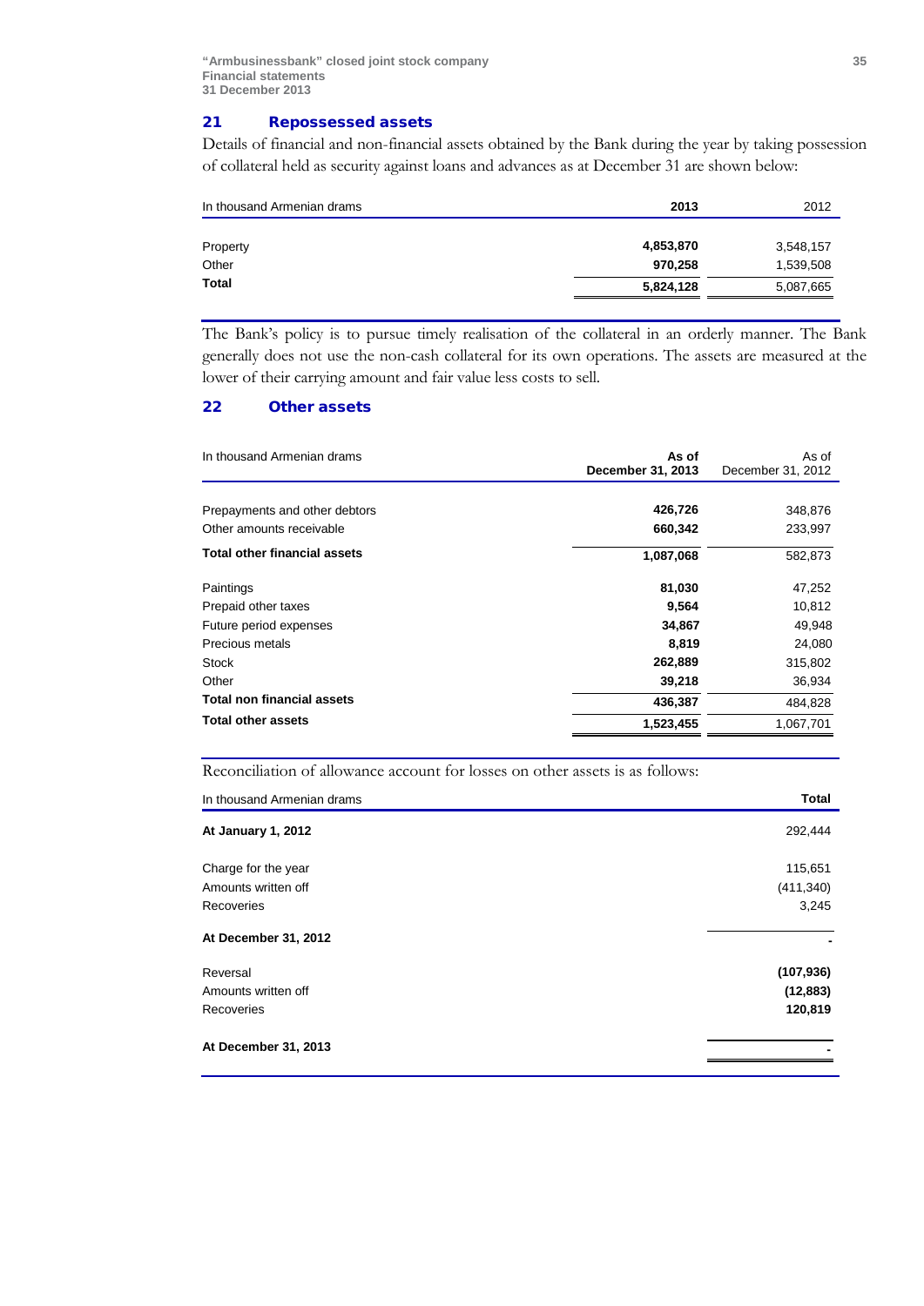## 21 Repossessed assets

Details of financial and non-financial assets obtained by the Bank during the year by taking possession of collateral held as security against loans and advances as at December 31 are shown below:

| In thousand Armenian drams | 2013 | 2012 |
|---|---|---|
| Property | **4,853,870** | 3,548,157 |
| Other | **970,258** | 1,539,508 |
| **Total** | **5,824,128** | 5,087,665 |

The Bank's policy is to pursue timely realisation of the collateral in an orderly manner. The Bank generally does not use the non-cash collateral for its own operations. The assets are measured at the lower of their carrying amount and fair value less costs to sell.

## 22 Other assets

| In thousand Armenian drams | As of December 31, 2013 | As of December 31, 2012 |
|---|---|---|
| Prepayments and other debtors | **426,726** | 348,876 |
| Other amounts receivable | **660,342** | 233,997 |
| **Total other financial assets** | **1,087,068** | 582,873 |
| Paintings | **81,030** | 47,252 |
| Prepaid other taxes | **9,564** | 10,812 |
| Future period expenses | **34,867** | 49,948 |
| Precious metals | **8,819** | 24,080 |
| Stock | **262,889** | 315,802 |
| Other | **39,218** | 36,934 |
| **Total non financial assets** | **436,387** | 484,828 |
| **Total other assets** | **1,523,455** | 1,067,701 |

Reconciliation of allowance account for losses on other assets is as follows:

| In thousand Armenian drams | Total |
|---|---|
| **At January 1, 2012** | 292,444 |
| Charge for the year | 115,651 |
| Amounts written off | (411,340) |
| Recoveries | 3,245 |
| **At December 31, 2012** | - |
| Reversal | **(107,936)** |
| Amounts written off | **(12,883)** |
| Recoveries | **120,819** |
| **At December 31, 2013** | **-** |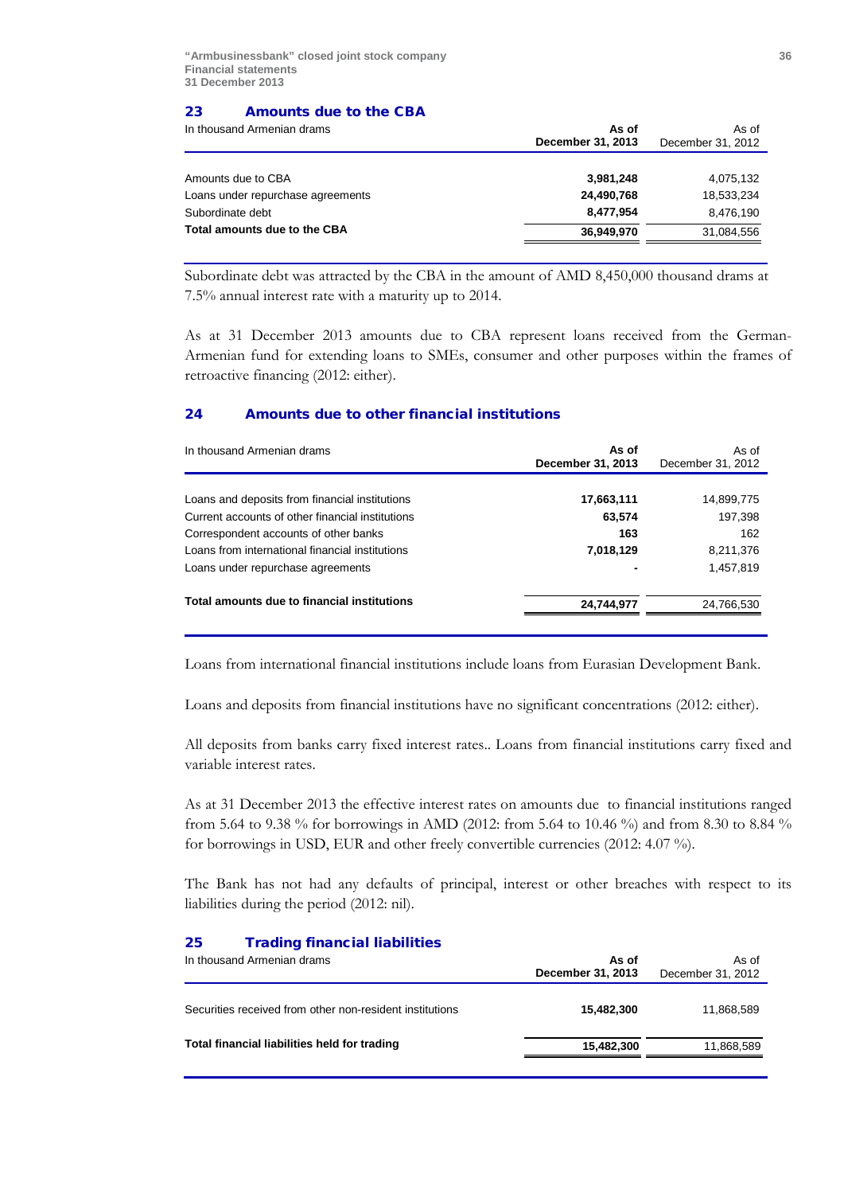## 23 Amounts due to the CBA

| In thousand Armenian drams | As of December 31, 2013 | As of December 31, 2012 |
|---|---|---|
| Amounts due to CBA | **3,981,248** | 4,075,132 |
| Loans under repurchase agreements | **24,490,768** | 18,533,234 |
| Subordinate debt | **8,477,954** | 8,476,190 |
| **Total amounts due to the CBA** | **36,949,970** | 31,084,556 |

Subordinate debt was attracted by the CBA in the amount of AMD 8,450,000 thousand drams at 7.5% annual interest rate with a maturity up to 2014.

As at 31 December 2013 amounts due to CBA represent loans received from the German-Armenian fund for extending loans to SMEs, consumer and other purposes within the frames of retroactive financing (2012: either).

## 24 Amounts due to other financial institutions

| In thousand Armenian drams | As of December 31, 2013 | As of December 31, 2012 |
|---|---|---|
| Loans and deposits from financial institutions | **17,663,111** | 14,899,775 |
| Current accounts of other financial institutions | **63,574** | 197,398 |
| Correspondent accounts of other banks | **163** | 162 |
| Loans from international financial institutions | **7,018,129** | 8,211,376 |
| Loans under repurchase agreements | **-** | 1,457,819 |
| **Total amounts due to financial institutions** | **24,744,977** | 24,766,530 |

Loans from international financial institutions include loans from Eurasian Development Bank.

Loans and deposits from financial institutions have no significant concentrations (2012: either).

All deposits from banks carry fixed interest rates.. Loans from financial institutions carry fixed and variable interest rates.

As at 31 December 2013 the effective interest rates on amounts due to financial institutions ranged from 5.64 to 9.38 % for borrowings in AMD (2012: from 5.64 to 10.46 %) and from 8.30 to 8.84 % for borrowings in USD, EUR and other freely convertible currencies (2012: 4.07 %).

The Bank has not had any defaults of principal, interest or other breaches with respect to its liabilities during the period (2012: nil).

## 25 Trading financial liabilities

| In thousand Armenian drams | As of December 31, 2013 | As of December 31, 2012 |
|---|---|---|
| Securities received from other non-resident institutions | **15,482,300** | 11,868,589 |
| **Total financial liabilities held for trading** | **15,482,300** | 11,868,589 |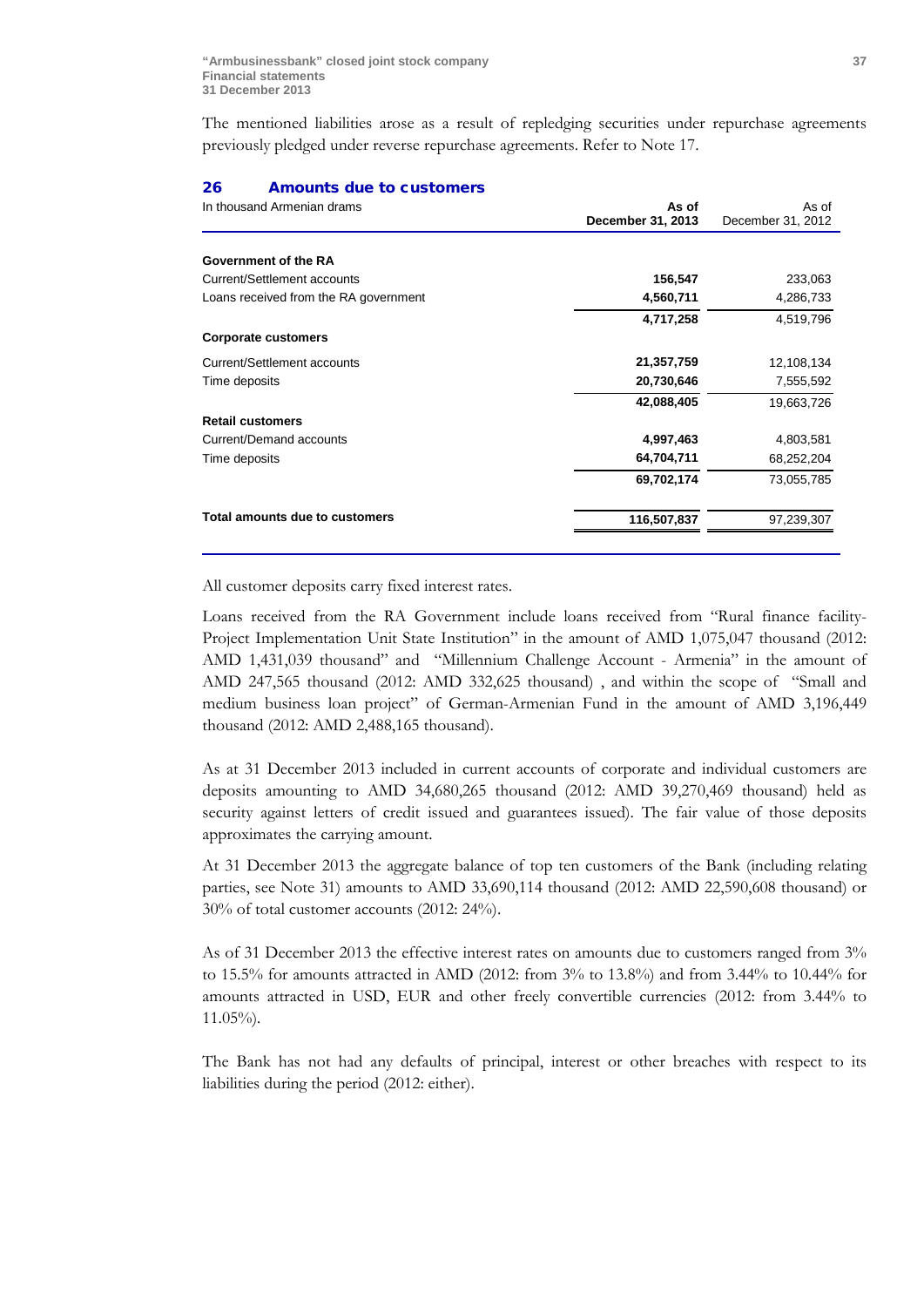The mentioned liabilities arose as a result of repledging securities under repurchase agreements previously pledged under reverse repurchase agreements. Refer to Note 17.

## 26 Amounts due to customers

| In thousand Armenian drams | As of December 31, 2013 | As of December 31, 2012 |
|---|---|---|
| **Government of the RA** | | |
| Current/Settlement accounts | **156,547** | 233,063 |
| Loans received from the RA government | **4,560,711** | 4,286,733 |
| | **4,717,258** | 4,519,796 |
| **Corporate customers** | | |
| Current/Settlement accounts | **21,357,759** | 12,108,134 |
| Time deposits | **20,730,646** | 7,555,592 |
| | **42,088,405** | 19,663,726 |
| **Retail customers** | | |
| Current/Demand accounts | **4,997,463** | 4,803,581 |
| Time deposits | **64,704,711** | 68,252,204 |
| | **69,702,174** | 73,055,785 |
| **Total amounts due to customers** | **116,507,837** | 97,239,307 |

All customer deposits carry fixed interest rates.

Loans received from the RA Government include loans received from "Rural finance facility-Project Implementation Unit State Institution" in the amount of AMD 1,075,047 thousand (2012: AMD 1,431,039 thousand" and "Millennium Challenge Account - Armenia" in the amount of AMD 247,565 thousand (2012: AMD 332,625 thousand) , and within the scope of "Small and medium business loan project" of German-Armenian Fund in the amount of AMD 3,196,449 thousand (2012: AMD 2,488,165 thousand).

As at 31 December 2013 included in current accounts of corporate and individual customers are deposits amounting to AMD 34,680,265 thousand (2012: AMD 39,270,469 thousand) held as security against letters of credit issued and guarantees issued). The fair value of those deposits approximates the carrying amount.

At 31 December 2013 the aggregate balance of top ten customers of the Bank (including relating parties, see Note 31) amounts to AMD 33,690,114 thousand (2012: AMD 22,590,608 thousand) or 30% of total customer accounts (2012: 24%).

As of 31 December 2013 the effective interest rates on amounts due to customers ranged from 3% to 15.5% for amounts attracted in AMD (2012: from 3% to 13.8%) and from 3.44% to 10.44% for amounts attracted in USD, EUR and other freely convertible currencies (2012: from 3.44% to 11.05%).

The Bank has not had any defaults of principal, interest or other breaches with respect to its liabilities during the period (2012: either).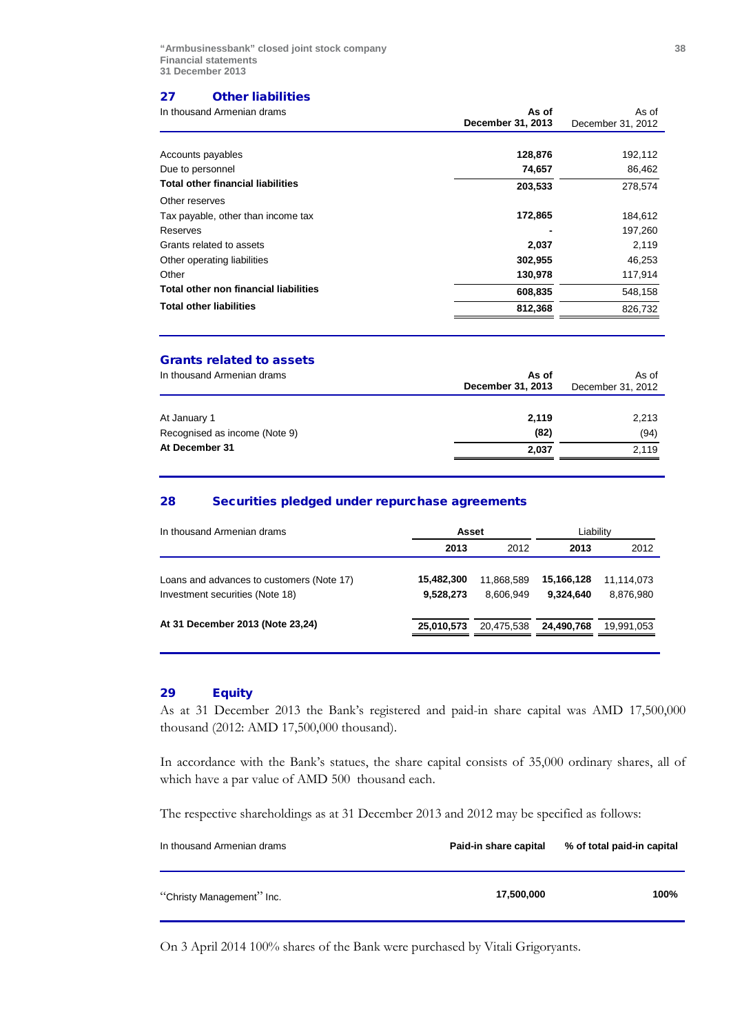## 27 Other liabilities

| In thousand Armenian drams | As of December 31, 2013 | As of December 31, 2012 |
|---|---|---|
| Accounts payables | **128,876** | 192,112 |
| Due to personnel | **74,657** | 86,462 |
| **Total other financial liabilities** | **203,533** | 278,574 |
| Other reserves | | |
| Tax payable, other than income tax | **172,865** | 184,612 |
| Reserves | **-** | 197,260 |
| Grants related to assets | **2,037** | 2,119 |
| Other operating liabilities | **302,955** | 46,253 |
| Other | **130,978** | 117,914 |
| **Total other non financial liabilities** | **608,835** | 548,158 |
| **Total other liabilities** | **812,368** | 826,732 |

### Grants related to assets

| In thousand Armenian drams | As of December 31, 2013 | As of December 31, 2012 |
|---|---|---|
| At January 1 | **2,119** | 2,213 |
| Recognised as income (Note 9) | **(82)** | (94) |
| **At December 31** | **2,037** | 2,119 |

## 28 Securities pledged under repurchase agreements

| In thousand Armenian drams | Asset | | Liability | |
|---|---|---|---|---|
| | **2013** | 2012 | **2013** | 2012 |
| Loans and advances to customers (Note 17) | **15,482,300** | 11,868,589 | **15,166,128** | 11,114,073 |
| Investment securities (Note 18) | **9,528,273** | 8,606,949 | **9,324,640** | 8,876,980 |
| **At 31 December 2013 (Note 23,24)** | **25,010,573** | 20,475,538 | **24,490,768** | 19,991,053 |

## 29 Equity

As at 31 December 2013 the Bank's registered and paid-in share capital was AMD 17,500,000 thousand (2012: AMD 17,500,000 thousand).

In accordance with the Bank's statues, the share capital consists of 35,000 ordinary shares, all of which have a par value of AMD 500 thousand each.

The respective shareholdings as at 31 December 2013 and 2012 may be specified as follows:

| In thousand Armenian drams | Paid-in share capital | % of total paid-in capital |
|---|---|---|
| "Christy Management" Inc. | **17,500,000** | **100%** |

On 3 April 2014 100% shares of the Bank were purchased by Vitali Grigoryants.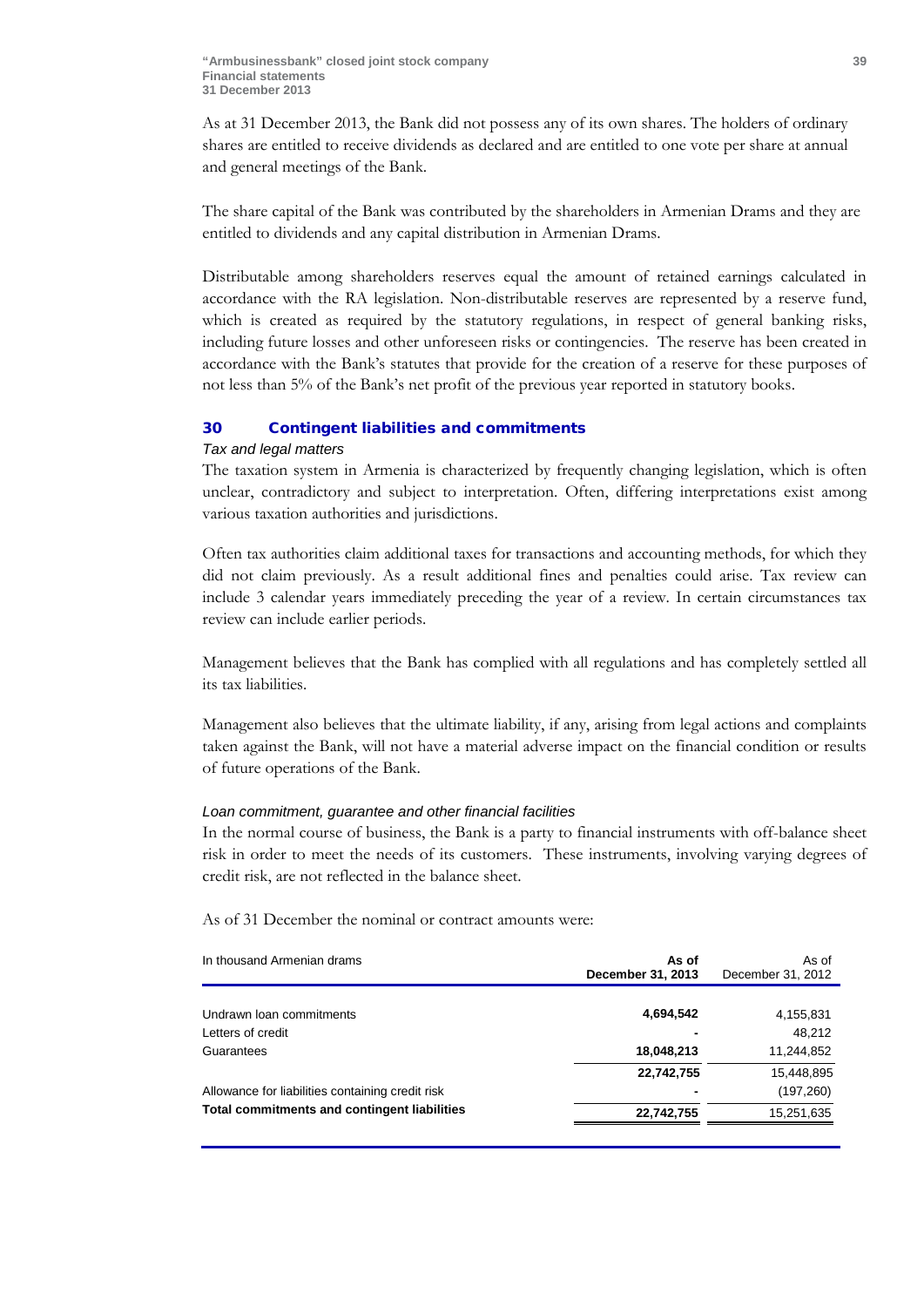As at 31 December 2013, the Bank did not possess any of its own shares. The holders of ordinary shares are entitled to receive dividends as declared and are entitled to one vote per share at annual and general meetings of the Bank.

The share capital of the Bank was contributed by the shareholders in Armenian Drams and they are entitled to dividends and any capital distribution in Armenian Drams.

Distributable among shareholders reserves equal the amount of retained earnings calculated in accordance with the RA legislation. Non-distributable reserves are represented by a reserve fund, which is created as required by the statutory regulations, in respect of general banking risks, including future losses and other unforeseen risks or contingencies. The reserve has been created in accordance with the Bank's statutes that provide for the creation of a reserve for these purposes of not less than 5% of the Bank's net profit of the previous year reported in statutory books.

## 30 Contingent liabilities and commitments

### *Tax and legal matters*

The taxation system in Armenia is characterized by frequently changing legislation, which is often unclear, contradictory and subject to interpretation. Often, differing interpretations exist among various taxation authorities and jurisdictions.

Often tax authorities claim additional taxes for transactions and accounting methods, for which they did not claim previously. As a result additional fines and penalties could arise. Tax review can include 3 calendar years immediately preceding the year of a review. In certain circumstances tax review can include earlier periods.

Management believes that the Bank has complied with all regulations and has completely settled all its tax liabilities.

Management also believes that the ultimate liability, if any, arising from legal actions and complaints taken against the Bank, will not have a material adverse impact on the financial condition or results of future operations of the Bank.

### *Loan commitment, guarantee and other financial facilities*

In the normal course of business, the Bank is a party to financial instruments with off-balance sheet risk in order to meet the needs of its customers. These instruments, involving varying degrees of credit risk, are not reflected in the balance sheet.

As of 31 December the nominal or contract amounts were:

| In thousand Armenian drams | **As of December 31, 2013** | As of December 31, 2012 |
|---|---|---|
| Undrawn loan commitments | **4,694,542** | 4,155,831 |
| Letters of credit | **-** | 48,212 |
| Guarantees | **18,048,213** | 11,244,852 |
| | **22,742,755** | 15,448,895 |
| Allowance for liabilities containing credit risk | **-** | (197,260) |
| **Total commitments and contingent liabilities** | **22,742,755** | 15,251,635 |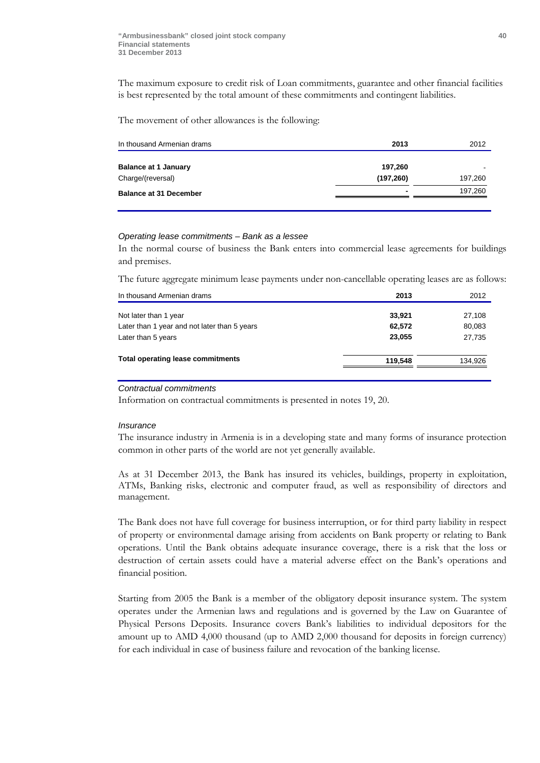The maximum exposure to credit risk of Loan commitments, guarantee and other financial facilities is best represented by the total amount of these commitments and contingent liabilities.

The movement of other allowances is the following:

| In thousand Armenian drams | 2013 | 2012 |
|---|---|---|
| **Balance at 1 January** | **197,260** | - |
| Charge/(reversal) | **(197,260)** | 197,260 |
| **Balance at 31 December** | **-** | 197,260 |

*Operating lease commitments – Bank as a lessee*

In the normal course of business the Bank enters into commercial lease agreements for buildings and premises.

The future aggregate minimum lease payments under non-cancellable operating leases are as follows:

| In thousand Armenian drams | 2013 | 2012 |
|---|---|---|
| Not later than 1 year | **33,921** | 27,108 |
| Later than 1 year and not later than 5 years | **62,572** | 80,083 |
| Later than 5 years | **23,055** | 27,735 |
| **Total operating lease commitments** | **119,548** | 134,926 |

*Contractual commitments*

Information on contractual commitments is presented in notes 19, 20.

*Insurance*

The insurance industry in Armenia is in a developing state and many forms of insurance protection common in other parts of the world are not yet generally available.

As at 31 December 2013, the Bank has insured its vehicles, buildings, property in exploitation, ATMs, Banking risks, electronic and computer fraud, as well as responsibility of directors and management.

The Bank does not have full coverage for business interruption, or for third party liability in respect of property or environmental damage arising from accidents on Bank property or relating to Bank operations. Until the Bank obtains adequate insurance coverage, there is a risk that the loss or destruction of certain assets could have a material adverse effect on the Bank's operations and financial position.

Starting from 2005 the Bank is a member of the obligatory deposit insurance system. The system operates under the Armenian laws and regulations and is governed by the Law on Guarantee of Physical Persons Deposits. Insurance covers Bank's liabilities to individual depositors for the amount up to AMD 4,000 thousand (up to AMD 2,000 thousand for deposits in foreign currency) for each individual in case of business failure and revocation of the banking license.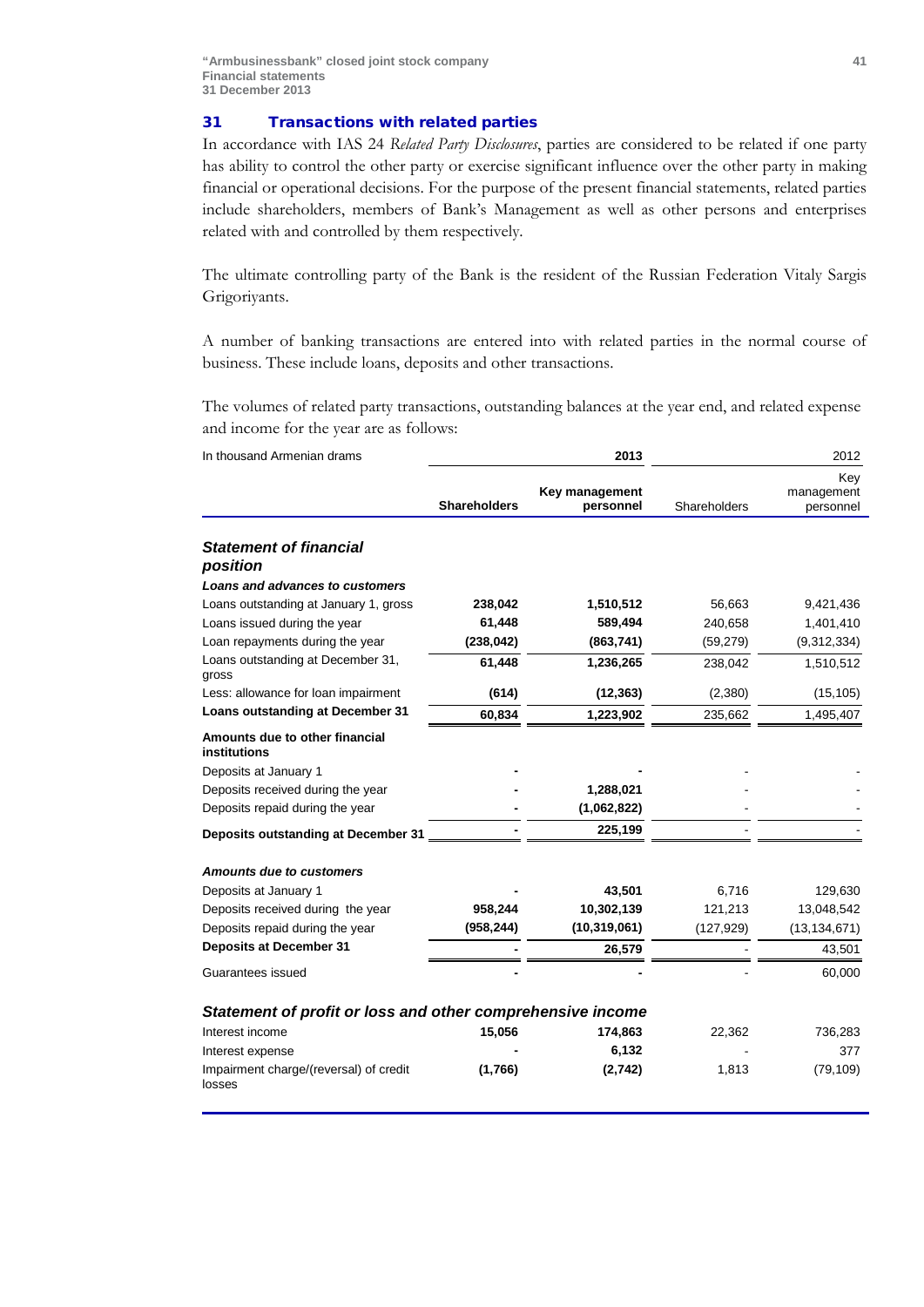## 31 Transactions with related parties

In accordance with IAS 24 *Related Party Disclosures*, parties are considered to be related if one party has ability to control the other party or exercise significant influence over the other party in making financial or operational decisions. For the purpose of the present financial statements, related parties include shareholders, members of Bank's Management as well as other persons and enterprises related with and controlled by them respectively.

The ultimate controlling party of the Bank is the resident of the Russian Federation Vitaly Sargis Grigoriyants.

A number of banking transactions are entered into with related parties in the normal course of business. These include loans, deposits and other transactions.

The volumes of related party transactions, outstanding balances at the year end, and related expense and income for the year are as follows:

| In thousand Armenian drams | 2013 | | 2012 | |
|---|---|---|---|---|
| | **Shareholders** | **Key management personnel** | Shareholders | Key management personnel |
| ***Statement of financial position*** | | | | |
| ***Loans and advances to customers*** | | | | |
| Loans outstanding at January 1, gross | **238,042** | **1,510,512** | 56,663 | 9,421,436 |
| Loans issued during the year | **61,448** | **589,494** | 240,658 | 1,401,410 |
| Loan repayments during the year | **(238,042)** | **(863,741)** | (59,279) | (9,312,334) |
| Loans outstanding at December 31, gross | **61,448** | **1,236,265** | 238,042 | 1,510,512 |
| Less: allowance for loan impairment | **(614)** | **(12,363)** | (2,380) | (15,105) |
| **Loans outstanding at December 31** | **60,834** | **1,223,902** | 235,662 | 1,495,407 |
| **Amounts due to other financial institutions** | | | | |
| Deposits at January 1 | **-** | **-** | - | - |
| Deposits received during the year | **-** | **1,288,021** | - | - |
| Deposits repaid during the year | **-** | **(1,062,822)** | - | - |
| **Deposits outstanding at December 31** | **-** | **225,199** | - | - |
| ***Amounts due to customers*** | | | | |
| Deposits at January 1 | **-** | **43,501** | 6,716 | 129,630 |
| Deposits received during the year | **958,244** | **10,302,139** | 121,213 | 13,048,542 |
| Deposits repaid during the year | **(958,244)** | **(10,319,061)** | (127,929) | (13,134,671) |
| **Deposits at December 31** | **-** | **26,579** | - | 43,501 |
| Guarantees issued | **-** | **-** | - | 60,000 |
| ***Statement of profit or loss and other comprehensive income*** | | | | |
| Interest income | **15,056** | **174,863** | 22,362 | 736,283 |
| Interest expense | **-** | **6,132** | - | 377 |
| Impairment charge/(reversal) of credit losses | **(1,766)** | **(2,742)** | 1,813 | (79,109) |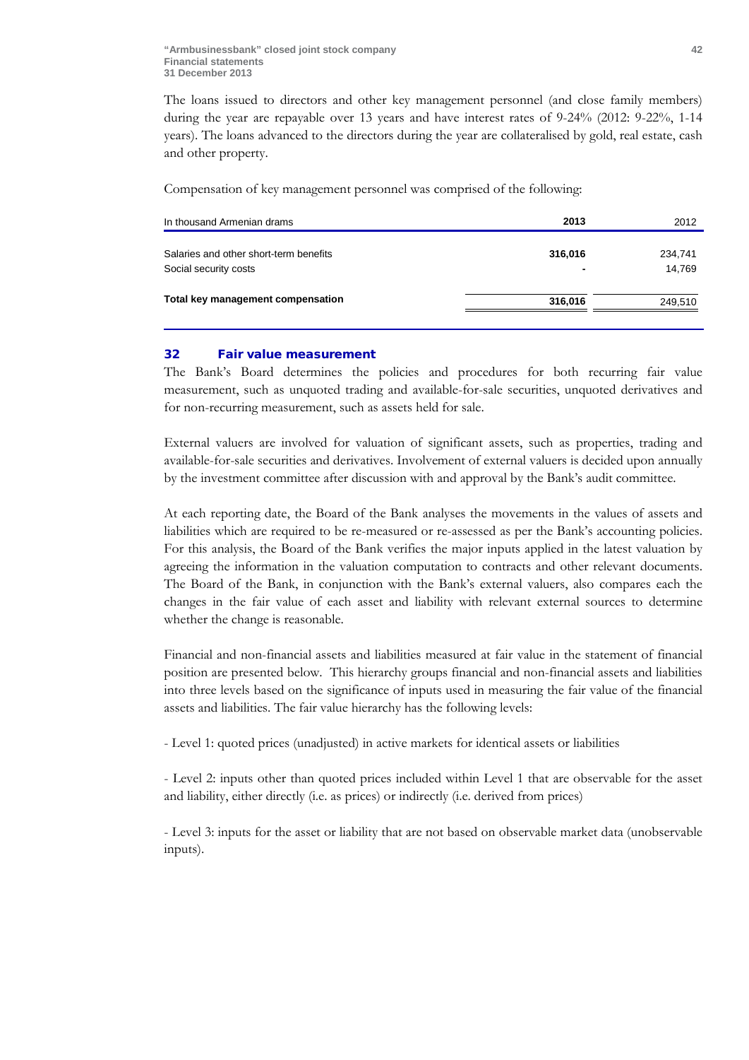The loans issued to directors and other key management personnel (and close family members) during the year are repayable over 13 years and have interest rates of 9-24% (2012: 9-22%, 1-14 years). The loans advanced to the directors during the year are collateralised by gold, real estate, cash and other property.

Compensation of key management personnel was comprised of the following:

| In thousand Armenian drams | 2013 | 2012 |
|---|---|---|
| Salaries and other short-term benefits | **316,016** | 234,741 |
| Social security costs | **-** | 14,769 |
| **Total key management compensation** | **316,016** | 249,510 |

## 32 Fair value measurement

The Bank's Board determines the policies and procedures for both recurring fair value measurement, such as unquoted trading and available-for-sale securities, unquoted derivatives and for non-recurring measurement, such as assets held for sale.

External valuers are involved for valuation of significant assets, such as properties, trading and available-for-sale securities and derivatives. Involvement of external valuers is decided upon annually by the investment committee after discussion with and approval by the Bank's audit committee.

At each reporting date, the Board of the Bank analyses the movements in the values of assets and liabilities which are required to be re-measured or re-assessed as per the Bank's accounting policies. For this analysis, the Board of the Bank verifies the major inputs applied in the latest valuation by agreeing the information in the valuation computation to contracts and other relevant documents. The Board of the Bank, in conjunction with the Bank's external valuers, also compares each the changes in the fair value of each asset and liability with relevant external sources to determine whether the change is reasonable.

Financial and non-financial assets and liabilities measured at fair value in the statement of financial position are presented below. This hierarchy groups financial and non-financial assets and liabilities into three levels based on the significance of inputs used in measuring the fair value of the financial assets and liabilities. The fair value hierarchy has the following levels:

- Level 1: quoted prices (unadjusted) in active markets for identical assets or liabilities

- Level 2: inputs other than quoted prices included within Level 1 that are observable for the asset and liability, either directly (i.e. as prices) or indirectly (i.e. derived from prices)

- Level 3: inputs for the asset or liability that are not based on observable market data (unobservable inputs).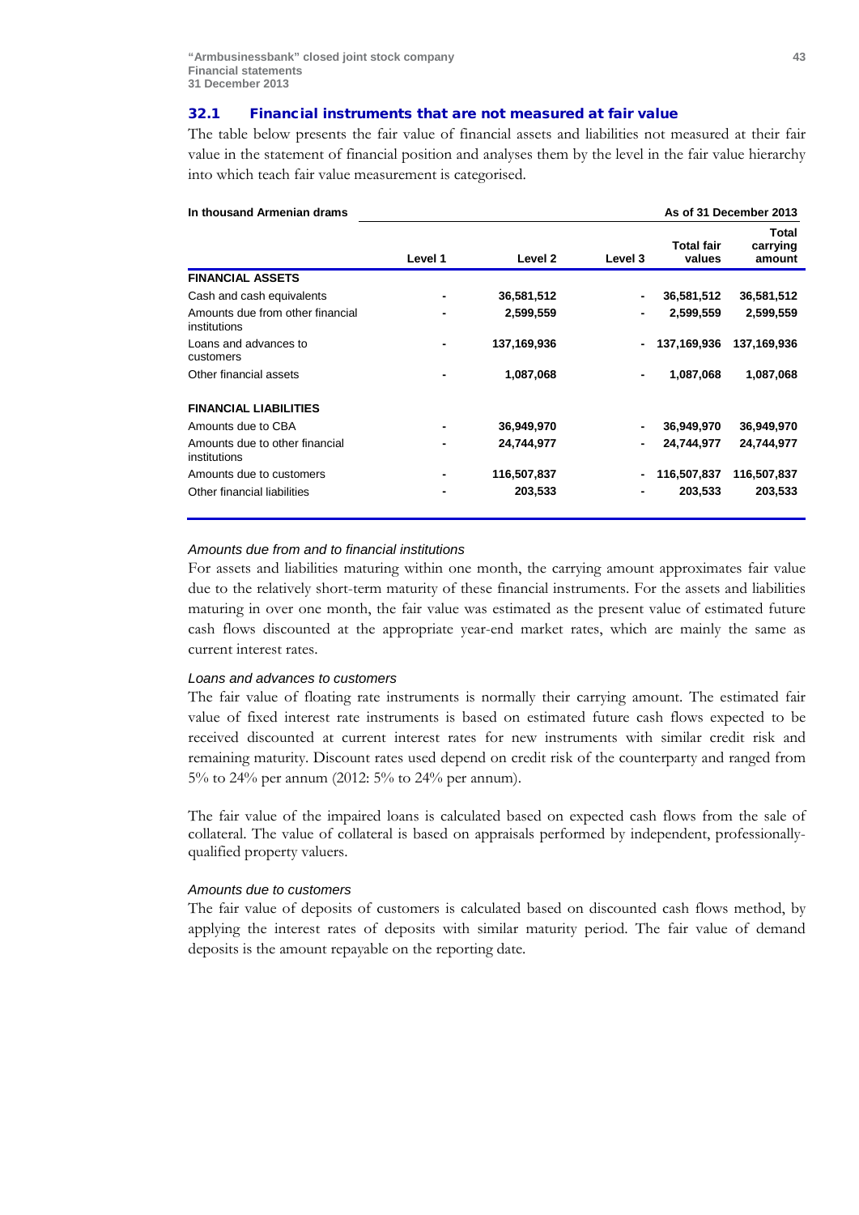## 32.1 Financial instruments that are not measured at fair value

The table below presents the fair value of financial assets and liabilities not measured at their fair value in the statement of financial position and analyses them by the level in the fair value hierarchy into which teach fair value measurement is categorised.

| In thousand Armenian drams | As of 31 December 2013 | | | | |
|---|---|---|---|---|---|
| | Level 1 | Level 2 | Level 3 | Total fair values | Total carrying amount |
| **FINANCIAL ASSETS** | | | | | |
| Cash and cash equivalents | - | 36,581,512 | - | 36,581,512 | 36,581,512 |
| Amounts due from other financial institutions | - | 2,599,559 | - | 2,599,559 | 2,599,559 |
| Loans and advances to customers | - | 137,169,936 | - | 137,169,936 | 137,169,936 |
| Other financial assets | - | 1,087,068 | - | 1,087,068 | 1,087,068 |
| **FINANCIAL LIABILITIES** | | | | | |
| Amounts due to CBA | - | 36,949,970 | - | 36,949,970 | 36,949,970 |
| Amounts due to other financial institutions | - | 24,744,977 | - | 24,744,977 | 24,744,977 |
| Amounts due to customers | - | 116,507,837 | - | 116,507,837 | 116,507,837 |
| Other financial liabilities | - | 203,533 | - | 203,533 | 203,533 |

*Amounts due from and to financial institutions*

For assets and liabilities maturing within one month, the carrying amount approximates fair value due to the relatively short-term maturity of these financial instruments. For the assets and liabilities maturing in over one month, the fair value was estimated as the present value of estimated future cash flows discounted at the appropriate year-end market rates, which are mainly the same as current interest rates.

*Loans and advances to customers*

The fair value of floating rate instruments is normally their carrying amount. The estimated fair value of fixed interest rate instruments is based on estimated future cash flows expected to be received discounted at current interest rates for new instruments with similar credit risk and remaining maturity. Discount rates used depend on credit risk of the counterparty and ranged from 5% to 24% per annum (2012: 5% to 24% per annum).

The fair value of the impaired loans is calculated based on expected cash flows from the sale of collateral. The value of collateral is based on appraisals performed by independent, professionally-qualified property valuers.

*Amounts due to customers*

The fair value of deposits of customers is calculated based on discounted cash flows method, by applying the interest rates of deposits with similar maturity period. The fair value of demand deposits is the amount repayable on the reporting date.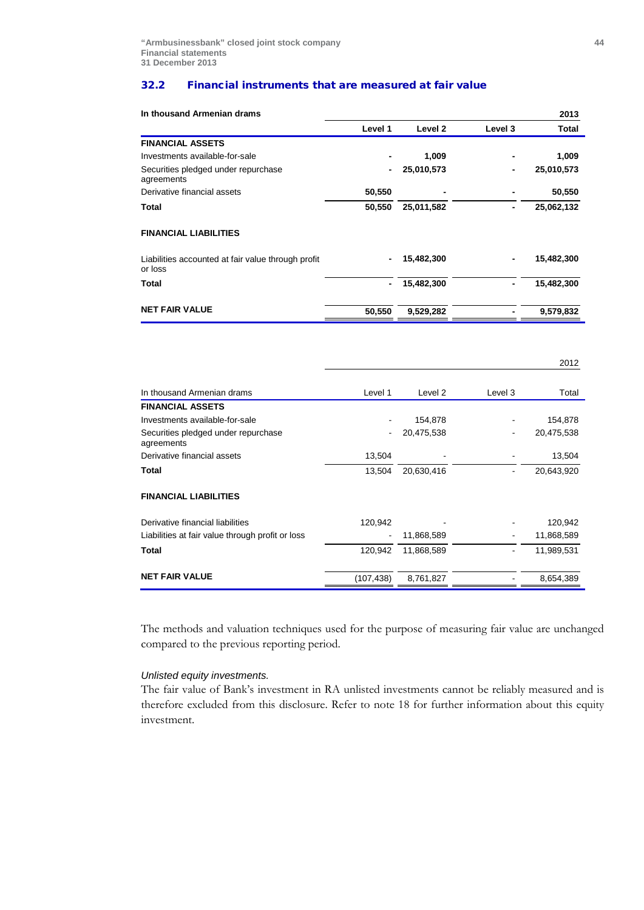## 32.2 Financial instruments that are measured at fair value

| In thousand Armenian drams | | | | 2013 |
|---|---|---|---|---|
| | **Level 1** | **Level 2** | **Level 3** | **Total** |
| **FINANCIAL ASSETS** | | | | |
| Investments available-for-sale | - | 1,009 | - | 1,009 |
| Securities pledged under repurchase agreements | - | 25,010,573 | - | 25,010,573 |
| Derivative financial assets | 50,550 | - | - | 50,550 |
| **Total** | **50,550** | **25,011,582** | **-** | **25,062,132** |
| **FINANCIAL LIABILITIES** | | | | |
| Liabilities accounted at fair value through profit or loss | - | 15,482,300 | - | 15,482,300 |
| **Total** | **-** | **15,482,300** | **-** | **15,482,300** |
| **NET FAIR VALUE** | **50,550** | **9,529,282** | **-** | **9,579,832** |

| | | | | 2012 |
|---|---|---|---|---|
| In thousand Armenian drams | Level 1 | Level 2 | Level 3 | Total |
| **FINANCIAL ASSETS** | | | | |
| Investments available-for-sale | - | 154,878 | - | 154,878 |
| Securities pledged under repurchase agreements | - | 20,475,538 | - | 20,475,538 |
| Derivative financial assets | 13,504 | - | - | 13,504 |
| **Total** | 13,504 | 20,630,416 | - | 20,643,920 |
| **FINANCIAL LIABILITIES** | | | | |
| Derivative financial liabilities | 120,942 | - | - | 120,942 |
| Liabilities at fair value through profit or loss | - | 11,868,589 | - | 11,868,589 |
| **Total** | 120,942 | 11,868,589 | - | 11,989,531 |
| **NET FAIR VALUE** | (107,438) | 8,761,827 | - | 8,654,389 |

The methods and valuation techniques used for the purpose of measuring fair value are unchanged compared to the previous reporting period.

*Unlisted equity investments.*

The fair value of Bank's investment in RA unlisted investments cannot be reliably measured and is therefore excluded from this disclosure. Refer to note 18 for further information about this equity investment.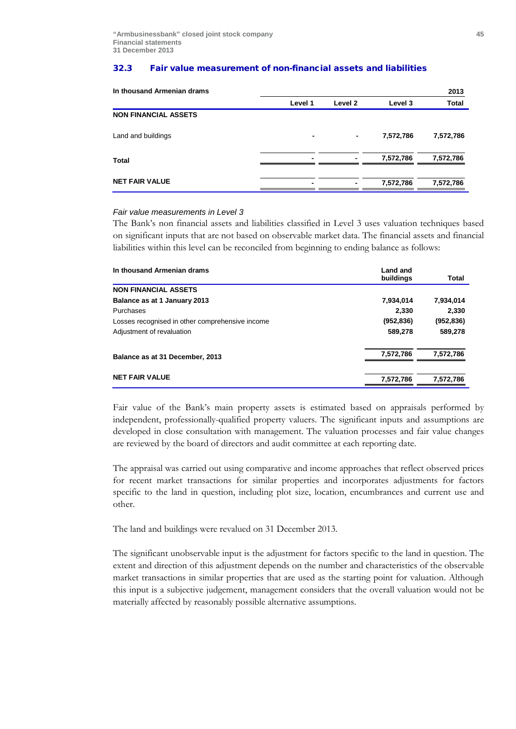### 32.3 Fair value measurement of non-financial assets and liabilities

| In thousand Armenian drams | | | | 2013 |
|---|---|---|---|---|
| | Level 1 | Level 2 | Level 3 | Total |
| **NON FINANCIAL ASSETS** | | | | |
| Land and buildings | - | - | 7,572,786 | 7,572,786 |
| **Total** | - | - | 7,572,786 | 7,572,786 |
| **NET FAIR VALUE** | - | - | 7,572,786 | 7,572,786 |

*Fair value measurements in Level 3*

The Bank's non financial assets and liabilities classified in Level 3 uses valuation techniques based on significant inputs that are not based on observable market data. The financial assets and financial liabilities within this level can be reconciled from beginning to ending balance as follows:

| In thousand Armenian drams | Land and buildings | Total |
|---|---|---|
| **NON FINANCIAL ASSETS** | | |
| **Balance as at 1 January 2013** | **7,934,014** | **7,934,014** |
| Purchases | 2,330 | 2,330 |
| Losses recognised in other comprehensive income | (952,836) | (952,836) |
| Adjustment of revaluation | 589,278 | 589,278 |
| **Balance as at 31 December, 2013** | 7,572,786 | 7,572,786 |
| **NET FAIR VALUE** | 7,572,786 | 7,572,786 |

Fair value of the Bank's main property assets is estimated based on appraisals performed by independent, professionally-qualified property valuers. The significant inputs and assumptions are developed in close consultation with management. The valuation processes and fair value changes are reviewed by the board of directors and audit committee at each reporting date.

The appraisal was carried out using comparative and income approaches that reflect observed prices for recent market transactions for similar properties and incorporates adjustments for factors specific to the land in question, including plot size, location, encumbrances and current use and other.

The land and buildings were revalued on 31 December 2013.

The significant unobservable input is the adjustment for factors specific to the land in question. The extent and direction of this adjustment depends on the number and characteristics of the observable market transactions in similar properties that are used as the starting point for valuation. Although this input is a subjective judgement, management considers that the overall valuation would not be materially affected by reasonably possible alternative assumptions.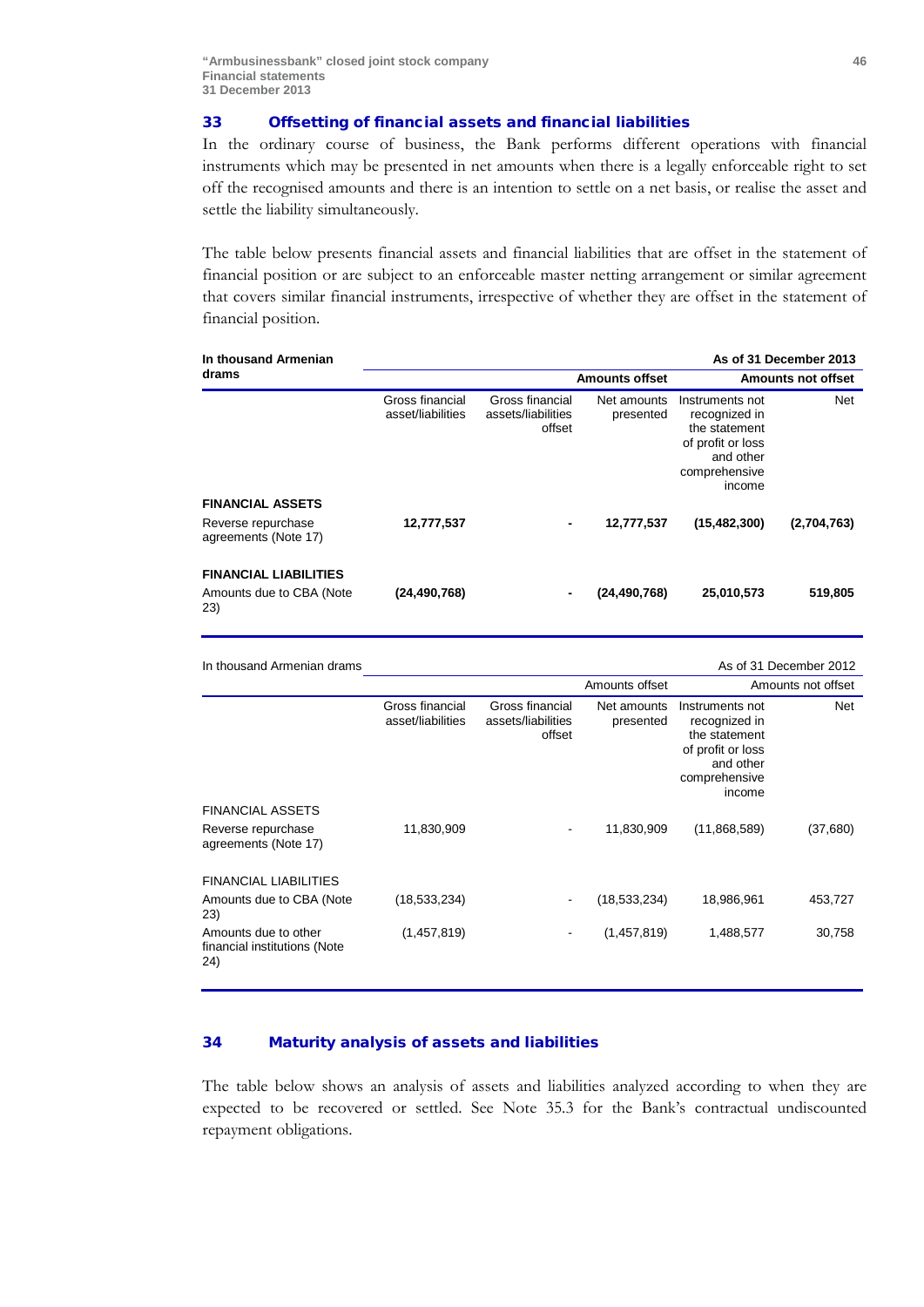## 33 Offsetting of financial assets and financial liabilities

In the ordinary course of business, the Bank performs different operations with financial instruments which may be presented in net amounts when there is a legally enforceable right to set off the recognised amounts and there is an intention to settle on a net basis, or realise the asset and settle the liability simultaneously.

The table below presents financial assets and financial liabilities that are offset in the statement of financial position or are subject to an enforceable master netting arrangement or similar agreement that covers similar financial instruments, irrespective of whether they are offset in the statement of financial position.

| **In thousand Armenian drams** | | | | | **As of 31 December 2013** |
|---|---|---|---|---|---|
| | | | **Amounts offset** | | **Amounts not offset** |
| | Gross financial asset/liabilities | Gross financial assets/liabilities offset | Net amounts presented | Instruments not recognized in the statement of profit or loss and other comprehensive income | Net |
| **FINANCIAL ASSETS** | | | | | |
| Reverse repurchase agreements (Note 17) | **12,777,537** | **-** | **12,777,537** | **(15,482,300)** | **(2,704,763)** |
| **FINANCIAL LIABILITIES** | | | | | |
| Amounts due to CBA (Note 23) | **(24,490,768)** | **-** | **(24,490,768)** | **25,010,573** | **519,805** |

| In thousand Armenian drams | | | | | As of 31 December 2012 |
|---|---|---|---|---|---|
| | | | Amounts offset | | Amounts not offset |
| | Gross financial asset/liabilities | Gross financial assets/liabilities offset | Net amounts presented | Instruments not recognized in the statement of profit or loss and other comprehensive income | Net |
| FINANCIAL ASSETS | | | | | |
| Reverse repurchase agreements (Note 17) | 11,830,909 | - | 11,830,909 | (11,868,589) | (37,680) |
| FINANCIAL LIABILITIES | | | | | |
| Amounts due to CBA (Note 23) | (18,533,234) | - | (18,533,234) | 18,986,961 | 453,727 |
| Amounts due to other financial institutions (Note 24) | (1,457,819) | - | (1,457,819) | 1,488,577 | 30,758 |

## 34 Maturity analysis of assets and liabilities

The table below shows an analysis of assets and liabilities analyzed according to when they are expected to be recovered or settled. See Note 35.3 for the Bank's contractual undiscounted repayment obligations.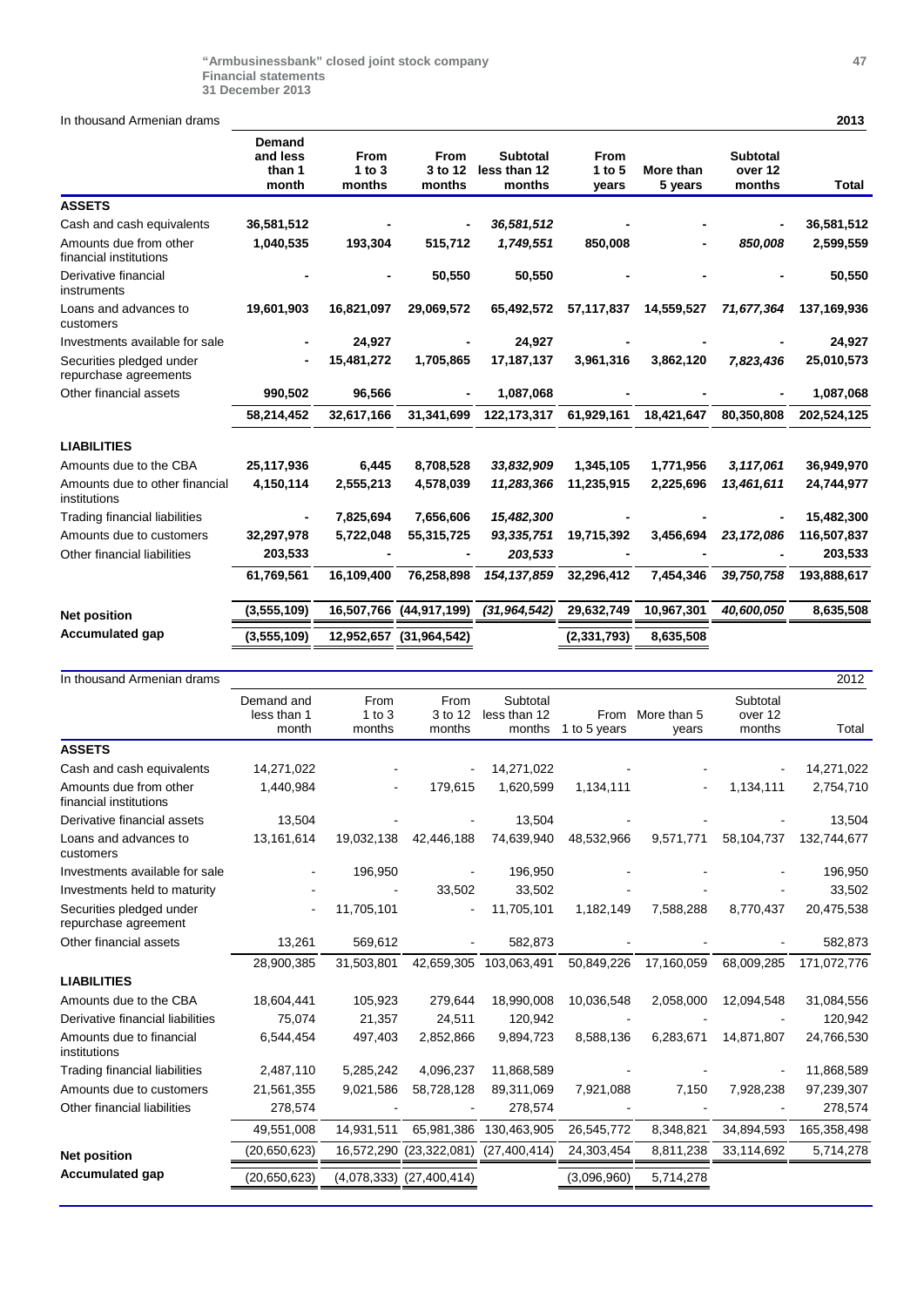In thousand Armenian drams — 2013

| | Demand and less than 1 month | From 1 to 3 months | From 3 to 12 months | Subtotal less than 12 months | From 1 to 5 years | More than 5 years | Subtotal over 12 months | Total |
|---|---|---|---|---|---|---|---|---|
| **ASSETS** | | | | | | | | |
| Cash and cash equivalents | 36,581,512 | - | - | *36,581,512* | - | - | - | 36,581,512 |
| Amounts due from other financial institutions | 1,040,535 | 193,304 | 515,712 | *1,749,551* | 850,008 | - | *850,008* | 2,599,559 |
| Derivative financial instruments | - | - | 50,550 | 50,550 | - | - | - | 50,550 |
| Loans and advances to customers | 19,601,903 | 16,821,097 | 29,069,572 | 65,492,572 | 57,117,837 | 14,559,527 | *71,677,364* | 137,169,936 |
| Investments available for sale | - | 24,927 | - | 24,927 | - | - | - | 24,927 |
| Securities pledged under repurchase agreements | - | 15,481,272 | 1,705,865 | 17,187,137 | 3,961,316 | 3,862,120 | *7,823,436* | 25,010,573 |
| Other financial assets | 990,502 | 96,566 | - | 1,087,068 | - | - | - | 1,087,068 |
| | 58,214,452 | 32,617,166 | 31,341,699 | 122,173,317 | 61,929,161 | 18,421,647 | 80,350,808 | 202,524,125 |
| **LIABILITIES** | | | | | | | | |
| Amounts due to the CBA | 25,117,936 | 6,445 | 8,708,528 | *33,832,909* | 1,345,105 | 1,771,956 | *3,117,061* | 36,949,970 |
| Amounts due to other financial institutions | 4,150,114 | 2,555,213 | 4,578,039 | *11,283,366* | 11,235,915 | 2,225,696 | *13,461,611* | 24,744,977 |
| Trading financial liabilities | - | 7,825,694 | 7,656,606 | *15,482,300* | - | - | - | 15,482,300 |
| Amounts due to customers | 32,297,978 | 5,722,048 | 55,315,725 | *93,335,751* | 19,715,392 | 3,456,694 | *23,172,086* | 116,507,837 |
| Other financial liabilities | 203,533 | - | - | *203,533* | - | - | - | 203,533 |
| | 61,769,561 | 16,109,400 | 76,258,898 | *154,137,859* | 32,296,412 | 7,454,346 | *39,750,758* | 193,888,617 |
| **Net position** | (3,555,109) | 16,507,766 | (44,917,199) | *(31,964,542)* | 29,632,749 | 10,967,301 | *40,600,050* | 8,635,508 |
| **Accumulated gap** | (3,555,109) | 12,952,657 | (31,964,542) | | (2,331,793) | 8,635,508 | | |

In thousand Armenian drams — 2012

| | Demand and less than 1 month | From 1 to 3 months | From 3 to 12 months | Subtotal less than 12 months | From 1 to 5 years | More than 5 years | Subtotal over 12 months | Total |
|---|---|---|---|---|---|---|---|---|
| **ASSETS** | | | | | | | | |
| Cash and cash equivalents | 14,271,022 | - | - | 14,271,022 | - | - | - | 14,271,022 |
| Amounts due from other financial institutions | 1,440,984 | - | 179,615 | 1,620,599 | 1,134,111 | - | 1,134,111 | 2,754,710 |
| Derivative financial assets | 13,504 | - | - | 13,504 | - | - | - | 13,504 |
| Loans and advances to customers | 13,161,614 | 19,032,138 | 42,446,188 | 74,639,940 | 48,532,966 | 9,571,771 | 58,104,737 | 132,744,677 |
| Investments available for sale | - | 196,950 | - | 196,950 | - | - | - | 196,950 |
| Investments held to maturity | - | - | 33,502 | 33,502 | - | - | - | 33,502 |
| Securities pledged under repurchase agreement | - | 11,705,101 | - | 11,705,101 | 1,182,149 | 7,588,288 | 8,770,437 | 20,475,538 |
| Other financial assets | 13,261 | 569,612 | - | 582,873 | - | - | - | 582,873 |
| | 28,900,385 | 31,503,801 | 42,659,305 | 103,063,491 | 50,849,226 | 17,160,059 | 68,009,285 | 171,072,776 |
| **LIABILITIES** | | | | | | | | |
| Amounts due to the CBA | 18,604,441 | 105,923 | 279,644 | 18,990,008 | 10,036,548 | 2,058,000 | 12,094,548 | 31,084,556 |
| Derivative financial liabilities | 75,074 | 21,357 | 24,511 | 120,942 | - | - | - | 120,942 |
| Amounts due to financial institutions | 6,544,454 | 497,403 | 2,852,866 | 9,894,723 | 8,588,136 | 6,283,671 | 14,871,807 | 24,766,530 |
| Trading financial liabilities | 2,487,110 | 5,285,242 | 4,096,237 | 11,868,589 | - | - | - | 11,868,589 |
| Amounts due to customers | 21,561,355 | 9,021,586 | 58,728,128 | 89,311,069 | 7,921,088 | 7,150 | 7,928,238 | 97,239,307 |
| Other financial liabilities | 278,574 | - | - | 278,574 | - | - | - | 278,574 |
| | 49,551,008 | 14,931,511 | 65,981,386 | 130,463,905 | 26,545,772 | 8,348,821 | 34,894,593 | 165,358,498 |
| **Net position** | (20,650,623) | 16,572,290 | (23,322,081) | (27,400,414) | 24,303,454 | 8,811,238 | 33,114,692 | 5,714,278 |
| **Accumulated gap** | (20,650,623) | (4,078,333) | (27,400,414) | | (3,096,960) | 5,714,278 | | |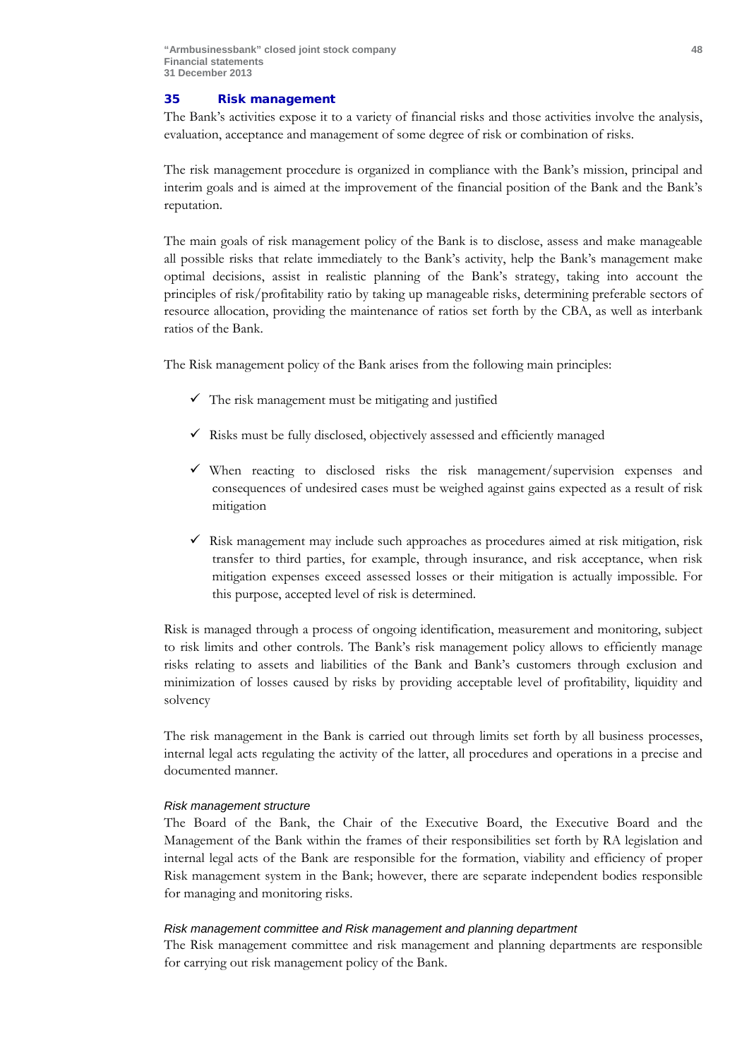## 35 Risk management

The Bank's activities expose it to a variety of financial risks and those activities involve the analysis, evaluation, acceptance and management of some degree of risk or combination of risks.

The risk management procedure is organized in compliance with the Bank's mission, principal and interim goals and is aimed at the improvement of the financial position of the Bank and the Bank's reputation.

The main goals of risk management policy of the Bank is to disclose, assess and make manageable all possible risks that relate immediately to the Bank's activity, help the Bank's management make optimal decisions, assist in realistic planning of the Bank's strategy, taking into account the principles of risk/profitability ratio by taking up manageable risks, determining preferable sectors of resource allocation, providing the maintenance of ratios set forth by the CBA, as well as interbank ratios of the Bank.

The Risk management policy of the Bank arises from the following main principles:

- ✓ The risk management must be mitigating and justified
- ✓ Risks must be fully disclosed, objectively assessed and efficiently managed
- ✓ When reacting to disclosed risks the risk management/supervision expenses and consequences of undesired cases must be weighed against gains expected as a result of risk mitigation
- ✓ Risk management may include such approaches as procedures aimed at risk mitigation, risk transfer to third parties, for example, through insurance, and risk acceptance, when risk mitigation expenses exceed assessed losses or their mitigation is actually impossible. For this purpose, accepted level of risk is determined.

Risk is managed through a process of ongoing identification, measurement and monitoring, subject to risk limits and other controls. The Bank's risk management policy allows to efficiently manage risks relating to assets and liabilities of the Bank and Bank's customers through exclusion and minimization of losses caused by risks by providing acceptable level of profitability, liquidity and solvency

The risk management in the Bank is carried out through limits set forth by all business processes, internal legal acts regulating the activity of the latter, all procedures and operations in a precise and documented manner.

*Risk management structure*

The Board of the Bank, the Chair of the Executive Board, the Executive Board and the Management of the Bank within the frames of their responsibilities set forth by RA legislation and internal legal acts of the Bank are responsible for the formation, viability and efficiency of proper Risk management system in the Bank; however, there are separate independent bodies responsible for managing and monitoring risks.

*Risk management committee and Risk management and planning department*

The Risk management committee and risk management and planning departments are responsible for carrying out risk management policy of the Bank.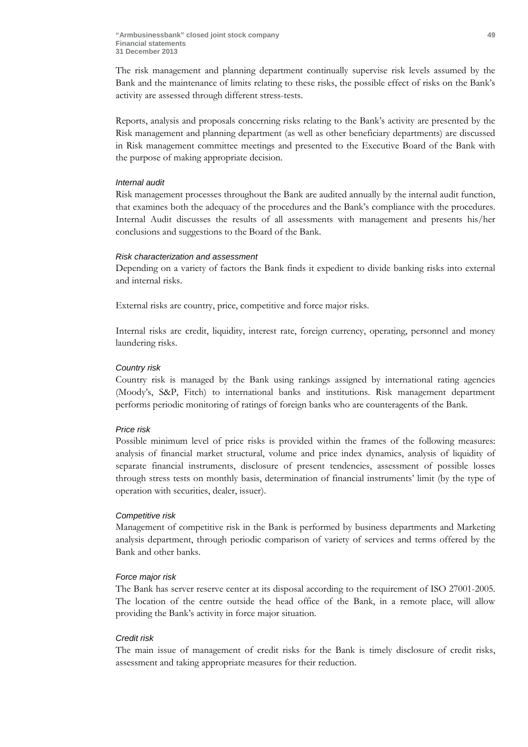The risk management and planning department continually supervise risk levels assumed by the Bank and the maintenance of limits relating to these risks, the possible effect of risks on the Bank's activity are assessed through different stress-tests.

Reports, analysis and proposals concerning risks relating to the Bank's activity are presented by the Risk management and planning department (as well as other beneficiary departments) are discussed in Risk management committee meetings and presented to the Executive Board of the Bank with the purpose of making appropriate decision.

*Internal audit*

Risk management processes throughout the Bank are audited annually by the internal audit function, that examines both the adequacy of the procedures and the Bank's compliance with the procedures. Internal Audit discusses the results of all assessments with management and presents his/her conclusions and suggestions to the Board of the Bank.

*Risk characterization and assessment*

Depending on a variety of factors the Bank finds it expedient to divide banking risks into external and internal risks.

External risks are country, price, competitive and force major risks.

Internal risks are credit, liquidity, interest rate, foreign currency, operating, personnel and money laundering risks.

*Country risk*

Country risk is managed by the Bank using rankings assigned by international rating agencies (Moody's, S&P, Fitch) to international banks and institutions. Risk management department performs periodic monitoring of ratings of foreign banks who are counteragents of the Bank.

*Price risk*

Possible minimum level of price risks is provided within the frames of the following measures: analysis of financial market structural, volume and price index dynamics, analysis of liquidity of separate financial instruments, disclosure of present tendencies, assessment of possible losses through stress tests on monthly basis, determination of financial instruments' limit (by the type of operation with securities, dealer, issuer).

*Competitive risk*

Management of competitive risk in the Bank is performed by business departments and Marketing analysis department, through periodic comparison of variety of services and terms offered by the Bank and other banks.

*Force major risk*

The Bank has server reserve center at its disposal according to the requirement of ISO 27001-2005. The location of the centre outside the head office of the Bank, in a remote place, will allow providing the Bank's activity in force major situation.

*Credit risk*

The main issue of management of credit risks for the Bank is timely disclosure of credit risks, assessment and taking appropriate measures for their reduction.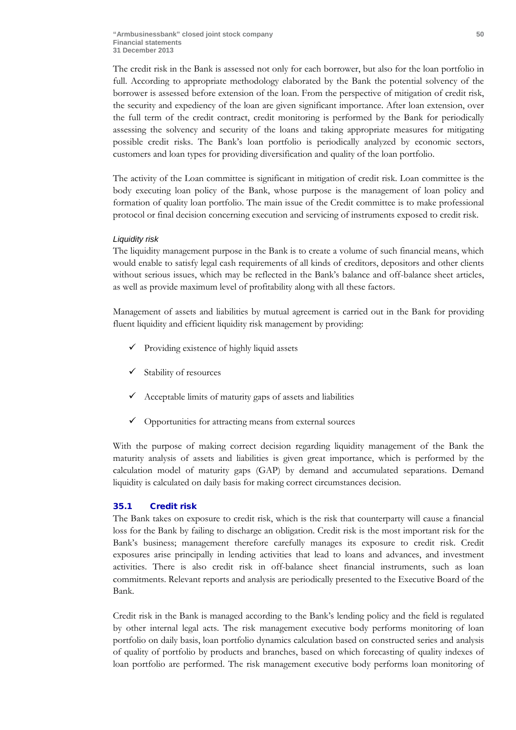The credit risk in the Bank is assessed not only for each borrower, but also for the loan portfolio in full. According to appropriate methodology elaborated by the Bank the potential solvency of the borrower is assessed before extension of the loan. From the perspective of mitigation of credit risk, the security and expediency of the loan are given significant importance. After loan extension, over the full term of the credit contract, credit monitoring is performed by the Bank for periodically assessing the solvency and security of the loans and taking appropriate measures for mitigating possible credit risks. The Bank's loan portfolio is periodically analyzed by economic sectors, customers and loan types for providing diversification and quality of the loan portfolio.

The activity of the Loan committee is significant in mitigation of credit risk. Loan committee is the body executing loan policy of the Bank, whose purpose is the management of loan policy and formation of quality loan portfolio. The main issue of the Credit committee is to make professional protocol or final decision concerning execution and servicing of instruments exposed to credit risk.

*Liquidity risk*

The liquidity management purpose in the Bank is to create a volume of such financial means, which would enable to satisfy legal cash requirements of all kinds of creditors, depositors and other clients without serious issues, which may be reflected in the Bank's balance and off-balance sheet articles, as well as provide maximum level of profitability along with all these factors.

Management of assets and liabilities by mutual agreement is carried out in the Bank for providing fluent liquidity and efficient liquidity risk management by providing:

- ✓ Providing existence of highly liquid assets
- ✓ Stability of resources
- ✓ Acceptable limits of maturity gaps of assets and liabilities
- ✓ Opportunities for attracting means from external sources

With the purpose of making correct decision regarding liquidity management of the Bank the maturity analysis of assets and liabilities is given great importance, which is performed by the calculation model of maturity gaps (GAP) by demand and accumulated separations. Demand liquidity is calculated on daily basis for making correct circumstances decision.

## 35.1 Credit risk

The Bank takes on exposure to credit risk, which is the risk that counterparty will cause a financial loss for the Bank by failing to discharge an obligation. Credit risk is the most important risk for the Bank's business; management therefore carefully manages its exposure to credit risk. Credit exposures arise principally in lending activities that lead to loans and advances, and investment activities. There is also credit risk in off-balance sheet financial instruments, such as loan commitments. Relevant reports and analysis are periodically presented to the Executive Board of the Bank.

Credit risk in the Bank is managed according to the Bank's lending policy and the field is regulated by other internal legal acts. The risk management executive body performs monitoring of loan portfolio on daily basis, loan portfolio dynamics calculation based on constructed series and analysis of quality of portfolio by products and branches, based on which forecasting of quality indexes of loan portfolio are performed. The risk management executive body performs loan monitoring of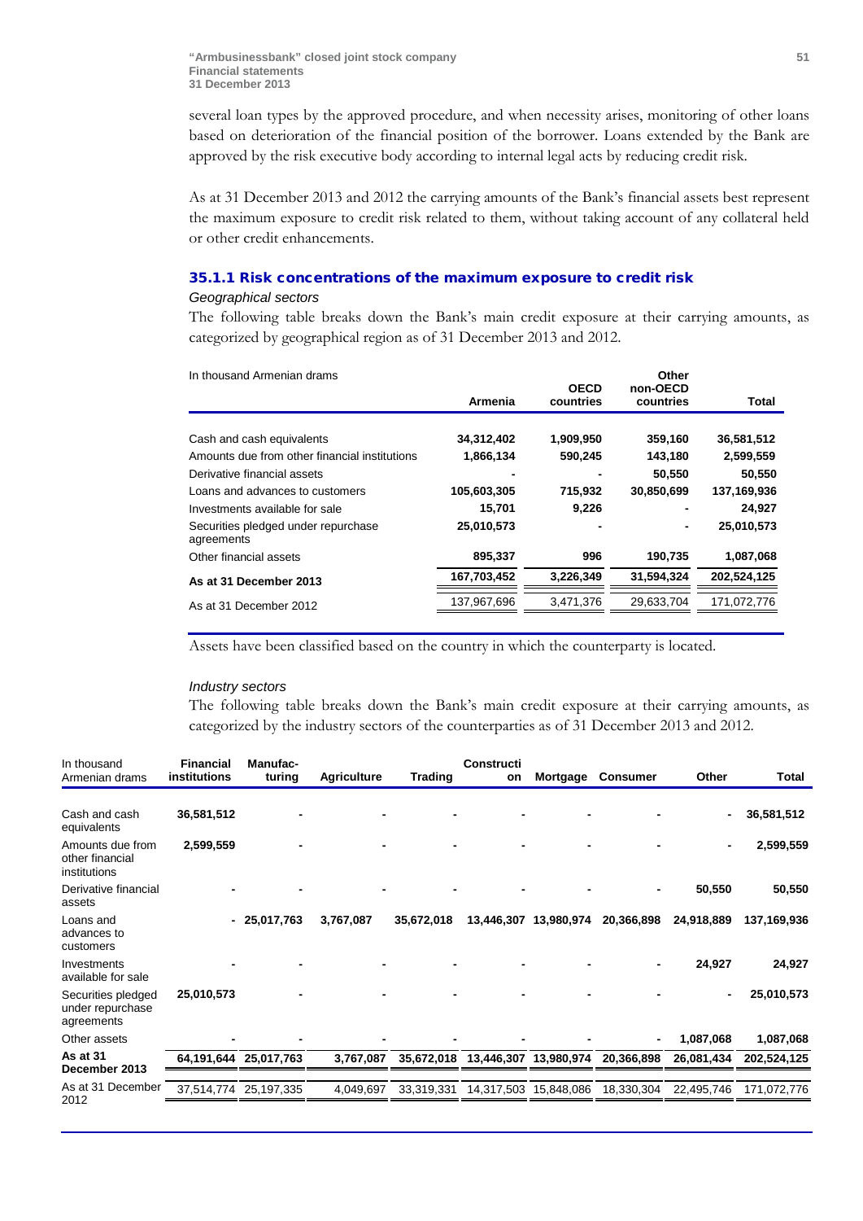several loan types by the approved procedure, and when necessity arises, monitoring of other loans based on deterioration of the financial position of the borrower. Loans extended by the Bank are approved by the risk executive body according to internal legal acts by reducing credit risk.

As at 31 December 2013 and 2012 the carrying amounts of the Bank's financial assets best represent the maximum exposure to credit risk related to them, without taking account of any collateral held or other credit enhancements.

### 35.1.1 Risk concentrations of the maximum exposure to credit risk

*Geographical sectors*

The following table breaks down the Bank's main credit exposure at their carrying amounts, as categorized by geographical region as of 31 December 2013 and 2012.

| In thousand Armenian drams | Armenia | OECD countries | Other non-OECD countries | Total |
|---|---|---|---|---|
| Cash and cash equivalents | **34,312,402** | **1,909,950** | **359,160** | **36,581,512** |
| Amounts due from other financial institutions | **1,866,134** | **590,245** | **143,180** | **2,599,559** |
| Derivative financial assets | **-** | **-** | **50,550** | **50,550** |
| Loans and advances to customers | **105,603,305** | **715,932** | **30,850,699** | **137,169,936** |
| Investments available for sale | **15,701** | **9,226** | **-** | **24,927** |
| Securities pledged under repurchase agreements | **25,010,573** | **-** | **-** | **25,010,573** |
| Other financial assets | **895,337** | **996** | **190,735** | **1,087,068** |
| **As at 31 December 2013** | **167,703,452** | **3,226,349** | **31,594,324** | **202,524,125** |
| As at 31 December 2012 | 137,967,696 | 3,471,376 | 29,633,704 | 171,072,776 |

Assets have been classified based on the country in which the counterparty is located.

*Industry sectors*

The following table breaks down the Bank's main credit exposure at their carrying amounts, as categorized by the industry sectors of the counterparties as of 31 December 2013 and 2012.

| In thousand Armenian drams | Financial institutions | Manufacturing | Agriculture | Trading | Construction | Mortgage | Consumer | Other | Total |
|---|---|---|---|---|---|---|---|---|---|
| Cash and cash equivalents | **36,581,512** | **-** | **-** | **-** | **-** | **-** | **-** | **-** | **36,581,512** |
| Amounts due from other financial institutions | **2,599,559** | **-** | **-** | **-** | **-** | **-** | **-** | **-** | **2,599,559** |
| Derivative financial assets | **-** | **-** | **-** | **-** | **-** | **-** | **-** | **50,550** | **50,550** |
| Loans and advances to customers | **-** | **25,017,763** | **3,767,087** | **35,672,018** | **13,446,307** | **13,980,974** | **20,366,898** | **24,918,889** | **137,169,936** |
| Investments available for sale | **-** | **-** | **-** | **-** | **-** | **-** | **-** | **24,927** | **24,927** |
| Securities pledged under repurchase agreements | **25,010,573** | **-** | **-** | **-** | **-** | **-** | **-** | **-** | **25,010,573** |
| Other assets | **-** | **-** | **-** | **-** | **-** | **-** | **-** | **1,087,068** | **1,087,068** |
| **As at 31 December 2013** | **64,191,644** | **25,017,763** | **3,767,087** | **35,672,018** | **13,446,307** | **13,980,974** | **20,366,898** | **26,081,434** | **202,524,125** |
| As at 31 December 2012 | 37,514,774 | 25,197,335 | 4,049,697 | 33,319,331 | 14,317,503 | 15,848,086 | 18,330,304 | 22,495,746 | 171,072,776 |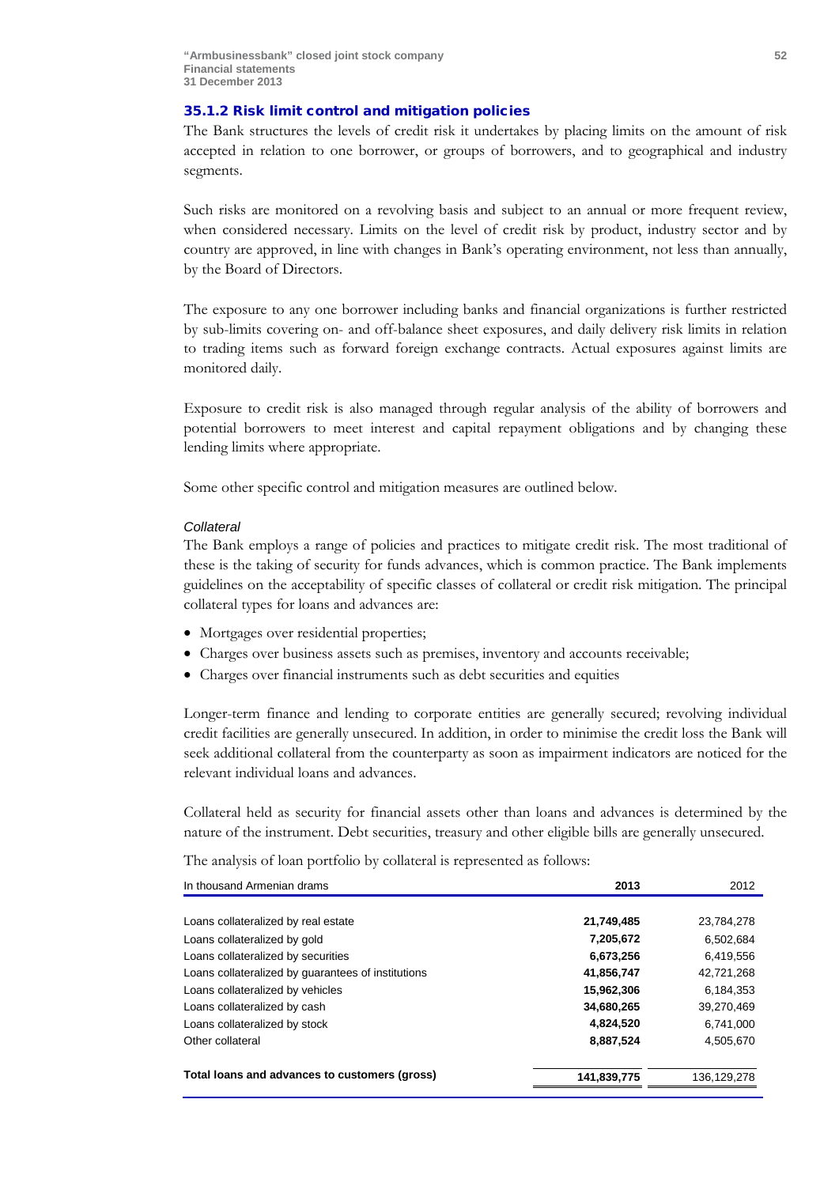### 35.1.2 Risk limit control and mitigation policies

The Bank structures the levels of credit risk it undertakes by placing limits on the amount of risk accepted in relation to one borrower, or groups of borrowers, and to geographical and industry segments.

Such risks are monitored on a revolving basis and subject to an annual or more frequent review, when considered necessary. Limits on the level of credit risk by product, industry sector and by country are approved, in line with changes in Bank's operating environment, not less than annually, by the Board of Directors.

The exposure to any one borrower including banks and financial organizations is further restricted by sub-limits covering on- and off-balance sheet exposures, and daily delivery risk limits in relation to trading items such as forward foreign exchange contracts. Actual exposures against limits are monitored daily.

Exposure to credit risk is also managed through regular analysis of the ability of borrowers and potential borrowers to meet interest and capital repayment obligations and by changing these lending limits where appropriate.

Some other specific control and mitigation measures are outlined below.

*Collateral*

The Bank employs a range of policies and practices to mitigate credit risk. The most traditional of these is the taking of security for funds advances, which is common practice. The Bank implements guidelines on the acceptability of specific classes of collateral or credit risk mitigation. The principal collateral types for loans and advances are:

- Mortgages over residential properties;
- Charges over business assets such as premises, inventory and accounts receivable;
- Charges over financial instruments such as debt securities and equities

Longer-term finance and lending to corporate entities are generally secured; revolving individual credit facilities are generally unsecured. In addition, in order to minimise the credit loss the Bank will seek additional collateral from the counterparty as soon as impairment indicators are noticed for the relevant individual loans and advances.

Collateral held as security for financial assets other than loans and advances is determined by the nature of the instrument. Debt securities, treasury and other eligible bills are generally unsecured.

The analysis of loan portfolio by collateral is represented as follows:

| In thousand Armenian drams | 2013 | 2012 |
|---|---|---|
| Loans collateralized by real estate | **21,749,485** | 23,784,278 |
| Loans collateralized by gold | **7,205,672** | 6,502,684 |
| Loans collateralized by securities | **6,673,256** | 6,419,556 |
| Loans collateralized by guarantees of institutions | **41,856,747** | 42,721,268 |
| Loans collateralized by vehicles | **15,962,306** | 6,184,353 |
| Loans collateralized by cash | **34,680,265** | 39,270,469 |
| Loans collateralized by stock | **4,824,520** | 6,741,000 |
| Other collateral | **8,887,524** | 4,505,670 |
| **Total loans and advances to customers (gross)** | **141,839,775** | 136,129,278 |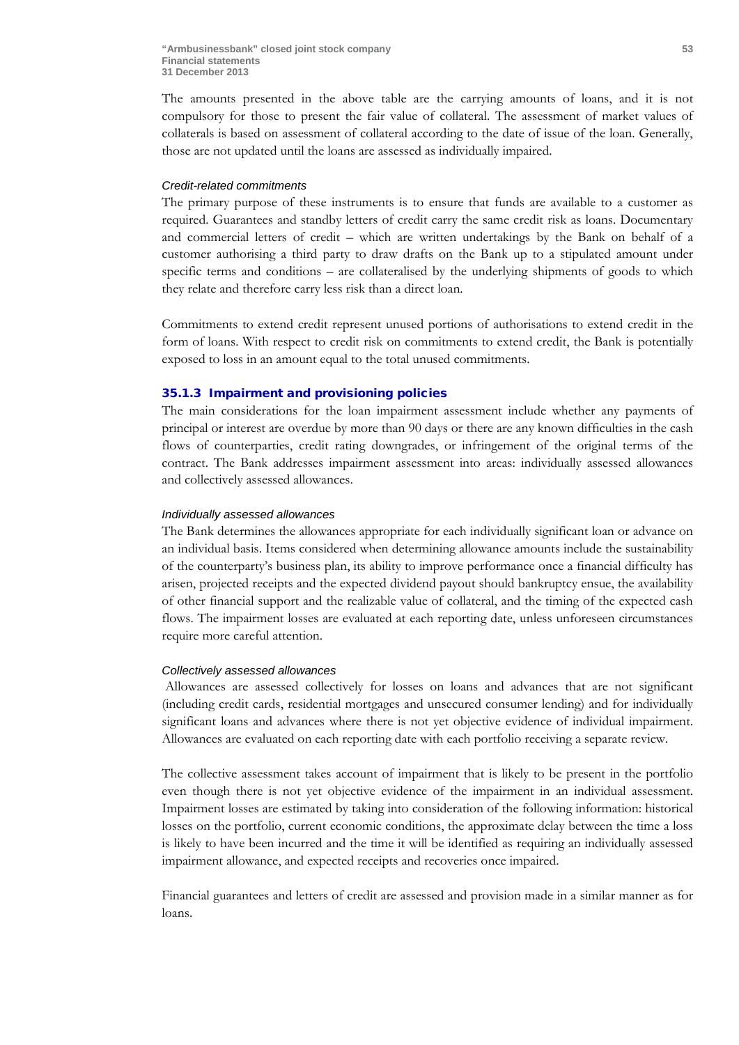The amounts presented in the above table are the carrying amounts of loans, and it is not compulsory for those to present the fair value of collateral. The assessment of market values of collaterals is based on assessment of collateral according to the date of issue of the loan. Generally, those are not updated until the loans are assessed as individually impaired.

*Credit-related commitments*

The primary purpose of these instruments is to ensure that funds are available to a customer as required. Guarantees and standby letters of credit carry the same credit risk as loans. Documentary and commercial letters of credit – which are written undertakings by the Bank on behalf of a customer authorising a third party to draw drafts on the Bank up to a stipulated amount under specific terms and conditions – are collateralised by the underlying shipments of goods to which they relate and therefore carry less risk than a direct loan.

Commitments to extend credit represent unused portions of authorisations to extend credit in the form of loans. With respect to credit risk on commitments to extend credit, the Bank is potentially exposed to loss in an amount equal to the total unused commitments.

### 35.1.3 Impairment and provisioning policies

The main considerations for the loan impairment assessment include whether any payments of principal or interest are overdue by more than 90 days or there are any known difficulties in the cash flows of counterparties, credit rating downgrades, or infringement of the original terms of the contract. The Bank addresses impairment assessment into areas: individually assessed allowances and collectively assessed allowances.

*Individually assessed allowances*

The Bank determines the allowances appropriate for each individually significant loan or advance on an individual basis. Items considered when determining allowance amounts include the sustainability of the counterparty's business plan, its ability to improve performance once a financial difficulty has arisen, projected receipts and the expected dividend payout should bankruptcy ensue, the availability of other financial support and the realizable value of collateral, and the timing of the expected cash flows. The impairment losses are evaluated at each reporting date, unless unforeseen circumstances require more careful attention.

*Collectively assessed allowances*

Allowances are assessed collectively for losses on loans and advances that are not significant (including credit cards, residential mortgages and unsecured consumer lending) and for individually significant loans and advances where there is not yet objective evidence of individual impairment. Allowances are evaluated on each reporting date with each portfolio receiving a separate review.

The collective assessment takes account of impairment that is likely to be present in the portfolio even though there is not yet objective evidence of the impairment in an individual assessment. Impairment losses are estimated by taking into consideration of the following information: historical losses on the portfolio, current economic conditions, the approximate delay between the time a loss is likely to have been incurred and the time it will be identified as requiring an individually assessed impairment allowance, and expected receipts and recoveries once impaired.

Financial guarantees and letters of credit are assessed and provision made in a similar manner as for loans.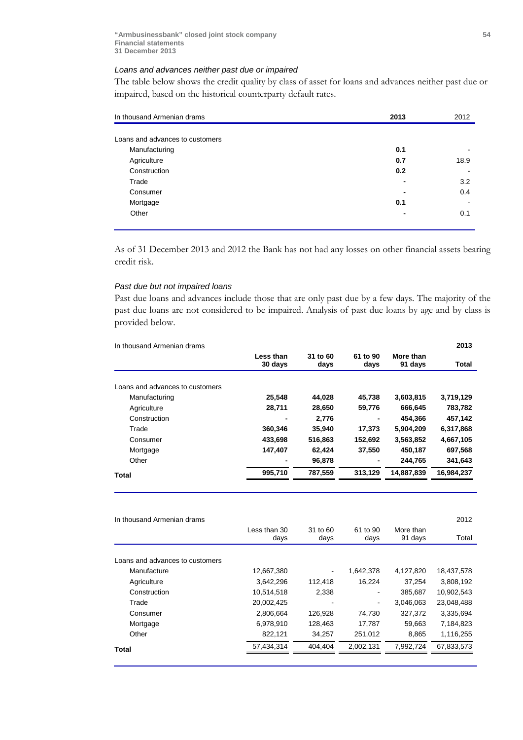*Loans and advances neither past due or impaired*

The table below shows the credit quality by class of asset for loans and advances neither past due or impaired, based on the historical counterparty default rates.

| In thousand Armenian drams | 2013 | 2012 |
|---|---|---|
| Loans and advances to customers | | |
| Manufacturing | **0.1** | - |
| Agriculture | **0.7** | 18.9 |
| Construction | **0.2** | - |
| Trade | **-** | 3.2 |
| Consumer | **-** | 0.4 |
| Mortgage | **0.1** | - |
| Other | **-** | 0.1 |

As of 31 December 2013 and 2012 the Bank has not had any losses on other financial assets bearing credit risk.

*Past due but not impaired loans*

Past due loans and advances include those that are only past due by a few days. The majority of the past due loans are not considered to be impaired. Analysis of past due loans by age and by class is provided below.

| In thousand Armenian drams | | | | | **2013** |
|---|---|---|---|---|---|
| | **Less than 30 days** | **31 to 60 days** | **61 to 90 days** | **More than 91 days** | **Total** |
| Loans and advances to customers | | | | | |
| Manufacturing | **25,548** | **44,028** | **45,738** | **3,603,815** | **3,719,129** |
| Agriculture | **28,711** | **28,650** | **59,776** | **666,645** | **783,782** |
| Construction | **-** | **2,776** | **-** | **454,366** | **457,142** |
| Trade | **360,346** | **35,940** | **17,373** | **5,904,209** | **6,317,868** |
| Consumer | **433,698** | **516,863** | **152,692** | **3,563,852** | **4,667,105** |
| Mortgage | **147,407** | **62,424** | **37,550** | **450,187** | **697,568** |
| Other | **-** | **96,878** | **-** | **244,765** | **341,643** |
| **Total** | **995,710** | **787,559** | **313,129** | **14,887,839** | **16,984,237** |

| In thousand Armenian drams | | | | | 2012 |
|---|---|---|---|---|---|
| | Less than 30 days | 31 to 60 days | 61 to 90 days | More than 91 days | Total |
| Loans and advances to customers | | | | | |
| Manufacture | 12,667,380 | - | 1,642,378 | 4,127,820 | 18,437,578 |
| Agriculture | 3,642,296 | 112,418 | 16,224 | 37,254 | 3,808,192 |
| Construction | 10,514,518 | 2,338 | - | 385,687 | 10,902,543 |
| Trade | 20,002,425 | - | - | 3,046,063 | 23,048,488 |
| Consumer | 2,806,664 | 126,928 | 74,730 | 327,372 | 3,335,694 |
| Mortgage | 6,978,910 | 128,463 | 17,787 | 59,663 | 7,184,823 |
| Other | 822,121 | 34,257 | 251,012 | 8,865 | 1,116,255 |
| **Total** | 57,434,314 | 404,404 | 2,002,131 | 7,992,724 | 67,833,573 |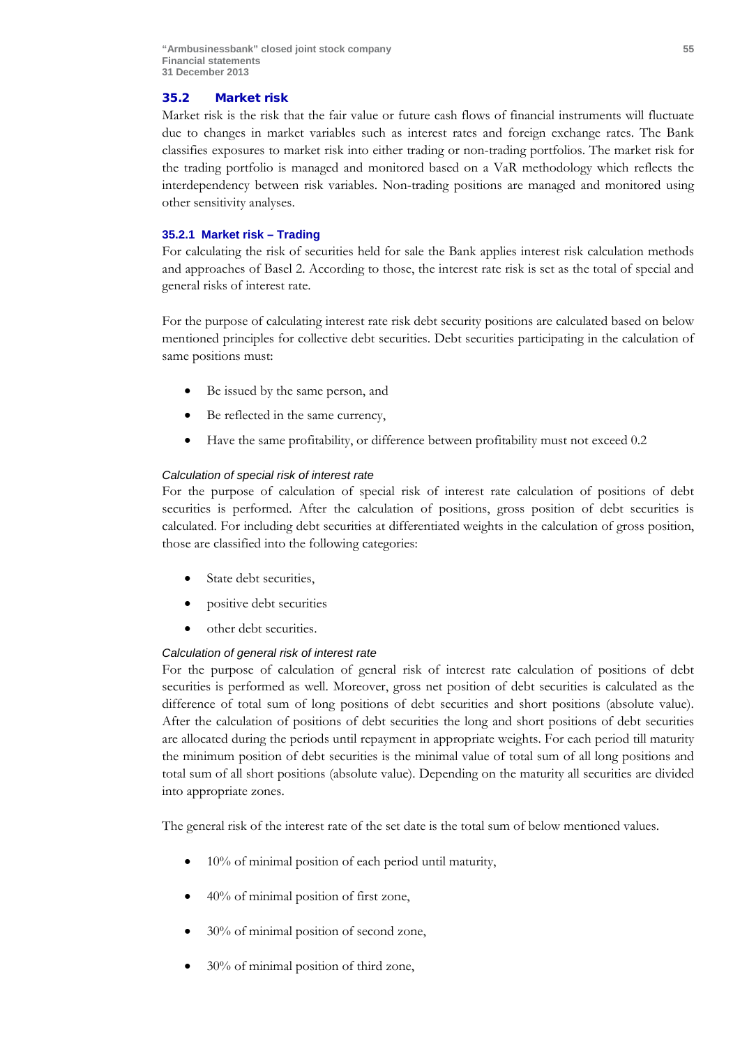## 35.2 Market risk

Market risk is the risk that the fair value or future cash flows of financial instruments will fluctuate due to changes in market variables such as interest rates and foreign exchange rates. The Bank classifies exposures to market risk into either trading or non-trading portfolios. The market risk for the trading portfolio is managed and monitored based on a VaR methodology which reflects the interdependency between risk variables. Non-trading positions are managed and monitored using other sensitivity analyses.

### 35.2.1 Market risk – Trading

For calculating the risk of securities held for sale the Bank applies interest risk calculation methods and approaches of Basel 2. According to those, the interest rate risk is set as the total of special and general risks of interest rate.

For the purpose of calculating interest rate risk debt security positions are calculated based on below mentioned principles for collective debt securities. Debt securities participating in the calculation of same positions must:

- Be issued by the same person, and
- Be reflected in the same currency,
- Have the same profitability, or difference between profitability must not exceed 0.2

*Calculation of special risk of interest rate*

For the purpose of calculation of special risk of interest rate calculation of positions of debt securities is performed. After the calculation of positions, gross position of debt securities is calculated. For including debt securities at differentiated weights in the calculation of gross position, those are classified into the following categories:

- State debt securities,
- positive debt securities
- other debt securities.

*Calculation of general risk of interest rate*

For the purpose of calculation of general risk of interest rate calculation of positions of debt securities is performed as well. Moreover, gross net position of debt securities is calculated as the difference of total sum of long positions of debt securities and short positions (absolute value). After the calculation of positions of debt securities the long and short positions of debt securities are allocated during the periods until repayment in appropriate weights. For each period till maturity the minimum position of debt securities is the minimal value of total sum of all long positions and total sum of all short positions (absolute value). Depending on the maturity all securities are divided into appropriate zones.

The general risk of the interest rate of the set date is the total sum of below mentioned values.

- 10% of minimal position of each period until maturity,
- 40% of minimal position of first zone,
- 30% of minimal position of second zone,
- 30% of minimal position of third zone,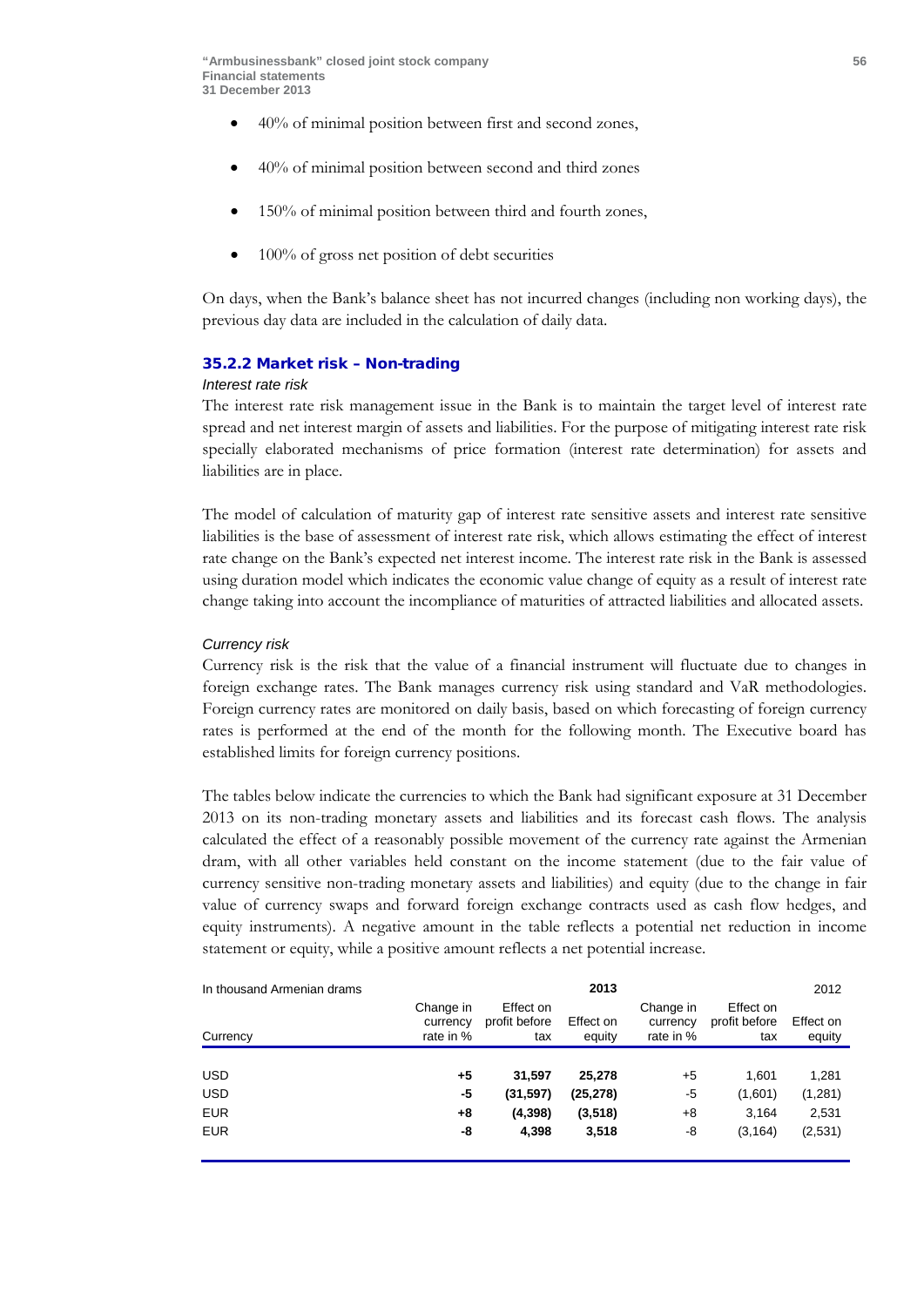- 40% of minimal position between first and second zones,
- 40% of minimal position between second and third zones
- 150% of minimal position between third and fourth zones,
- 100% of gross net position of debt securities

On days, when the Bank's balance sheet has not incurred changes (including non working days), the previous day data are included in the calculation of daily data.

### 35.2.2 Market risk – Non-trading

*Interest rate risk*

The interest rate risk management issue in the Bank is to maintain the target level of interest rate spread and net interest margin of assets and liabilities. For the purpose of mitigating interest rate risk specially elaborated mechanisms of price formation (interest rate determination) for assets and liabilities are in place.

The model of calculation of maturity gap of interest rate sensitive assets and interest rate sensitive liabilities is the base of assessment of interest rate risk, which allows estimating the effect of interest rate change on the Bank's expected net interest income. The interest rate risk in the Bank is assessed using duration model which indicates the economic value change of equity as a result of interest rate change taking into account the incompliance of maturities of attracted liabilities and allocated assets.

*Currency risk*

Currency risk is the risk that the value of a financial instrument will fluctuate due to changes in foreign exchange rates. The Bank manages currency risk using standard and VaR methodologies. Foreign currency rates are monitored on daily basis, based on which forecasting of foreign currency rates is performed at the end of the month for the following month. The Executive board has established limits for foreign currency positions.

The tables below indicate the currencies to which the Bank had significant exposure at 31 December 2013 on its non-trading monetary assets and liabilities and its forecast cash flows. The analysis calculated the effect of a reasonably possible movement of the currency rate against the Armenian dram, with all other variables held constant on the income statement (due to the fair value of currency sensitive non-trading monetary assets and liabilities) and equity (due to the change in fair value of currency swaps and forward foreign exchange contracts used as cash flow hedges, and equity instruments). A negative amount in the table reflects a potential net reduction in income statement or equity, while a positive amount reflects a net potential increase.

| In thousand Armenian drams | | 2013 | | | 2012 | |
|---|---|---|---|---|---|---|
| Currency | Change in currency rate in % | Effect on profit before tax | Effect on equity | Change in currency rate in % | Effect on profit before tax | Effect on equity |
| USD | **+5** | **31,597** | **25,278** | +5 | 1,601 | 1,281 |
| USD | **-5** | **(31,597)** | **(25,278)** | -5 | (1,601) | (1,281) |
| EUR | **+8** | **(4,398)** | **(3,518)** | +8 | 3,164 | 2,531 |
| EUR | **-8** | **4,398** | **3,518** | -8 | (3,164) | (2,531) |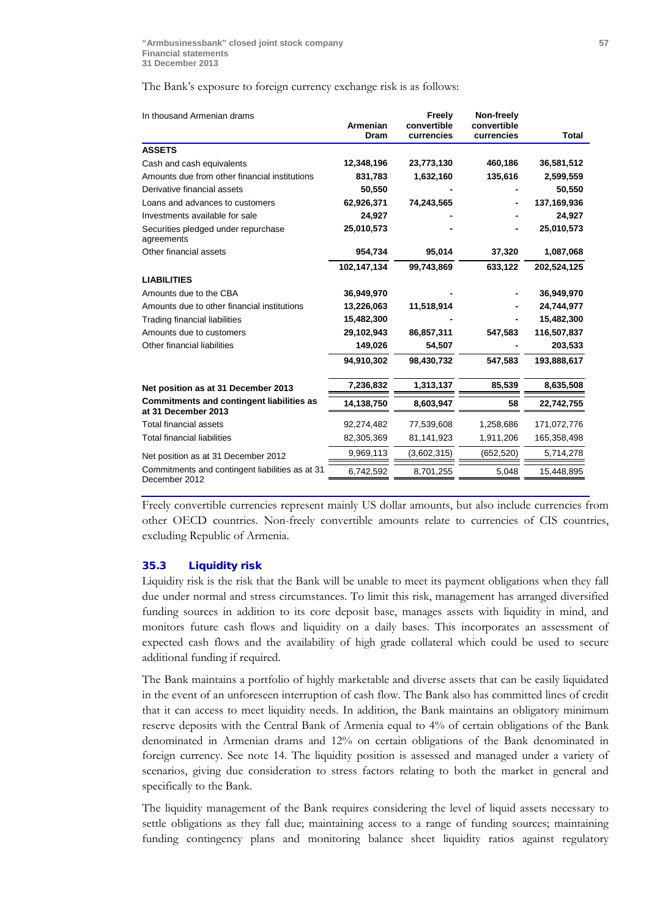The Bank's exposure to foreign currency exchange risk is as follows:

| In thousand Armenian drams | Armenian Dram | Freely convertible currencies | Non-freely convertible currencies | Total |
|---|---|---|---|---|
| **ASSETS** | | | | |
| Cash and cash equivalents | **12,348,196** | **23,773,130** | **460,186** | **36,581,512** |
| Amounts due from other financial institutions | **831,783** | **1,632,160** | **135,616** | **2,599,559** |
| Derivative financial assets | **50,550** | **-** | **-** | **50,550** |
| Loans and advances to customers | **62,926,371** | **74,243,565** | **-** | **137,169,936** |
| Investments available for sale | **24,927** | **-** | **-** | **24,927** |
| Securities pledged under repurchase agreements | **25,010,573** | **-** | **-** | **25,010,573** |
| Other financial assets | **954,734** | **95,014** | **37,320** | **1,087,068** |
| | **102,147,134** | **99,743,869** | **633,122** | **202,524,125** |
| **LIABILITIES** | | | | |
| Amounts due to the CBA | **36,949,970** | **-** | **-** | **36,949,970** |
| Amounts due to other financial institutions | **13,226,063** | **11,518,914** | **-** | **24,744,977** |
| Trading financial liabilities | **15,482,300** | **-** | **-** | **15,482,300** |
| Amounts due to customers | **29,102,943** | **86,857,311** | **547,583** | **116,507,837** |
| Other financial liabilities | **149,026** | **54,507** | **-** | **203,533** |
| | **94,910,302** | **98,430,732** | **547,583** | **193,888,617** |
| **Net position as at 31 December 2013** | **7,236,832** | **1,313,137** | **85,539** | **8,635,508** |
| **Commitments and contingent liabilities as at 31 December 2013** | **14,138,750** | **8,603,947** | **58** | **22,742,755** |
| Total financial assets | 92,274,482 | 77,539,608 | 1,258,686 | 171,072,776 |
| Total financial liabilities | 82,305,369 | 81,141,923 | 1,911,206 | 165,358,498 |
| Net position as at 31 December 2012 | 9,969,113 | (3,602,315) | (652,520) | 5,714,278 |
| Commitments and contingent liabilities as at 31 December 2012 | 6,742,592 | 8,701,255 | 5,048 | 15,448,895 |

Freely convertible currencies represent mainly US dollar amounts, but also include currencies from other OECD countries. Non-freely convertible amounts relate to currencies of CIS countries, excluding Republic of Armenia.

### 35.3 Liquidity risk

Liquidity risk is the risk that the Bank will be unable to meet its payment obligations when they fall due under normal and stress circumstances. To limit this risk, management has arranged diversified funding sources in addition to its core deposit base, manages assets with liquidity in mind, and monitors future cash flows and liquidity on a daily bases. This incorporates an assessment of expected cash flows and the availability of high grade collateral which could be used to secure additional funding if required.

The Bank maintains a portfolio of highly marketable and diverse assets that can be easily liquidated in the event of an unforeseen interruption of cash flow. The Bank also has committed lines of credit that it can access to meet liquidity needs. In addition, the Bank maintains an obligatory minimum reserve deposits with the Central Bank of Armenia equal to 4% of certain obligations of the Bank denominated in Armenian drams and 12% on certain obligations of the Bank denominated in foreign currency. See note 14. The liquidity position is assessed and managed under a variety of scenarios, giving due consideration to stress factors relating to both the market in general and specifically to the Bank.

The liquidity management of the Bank requires considering the level of liquid assets necessary to settle obligations as they fall due; maintaining access to a range of funding sources; maintaining funding contingency plans and monitoring balance sheet liquidity ratios against regulatory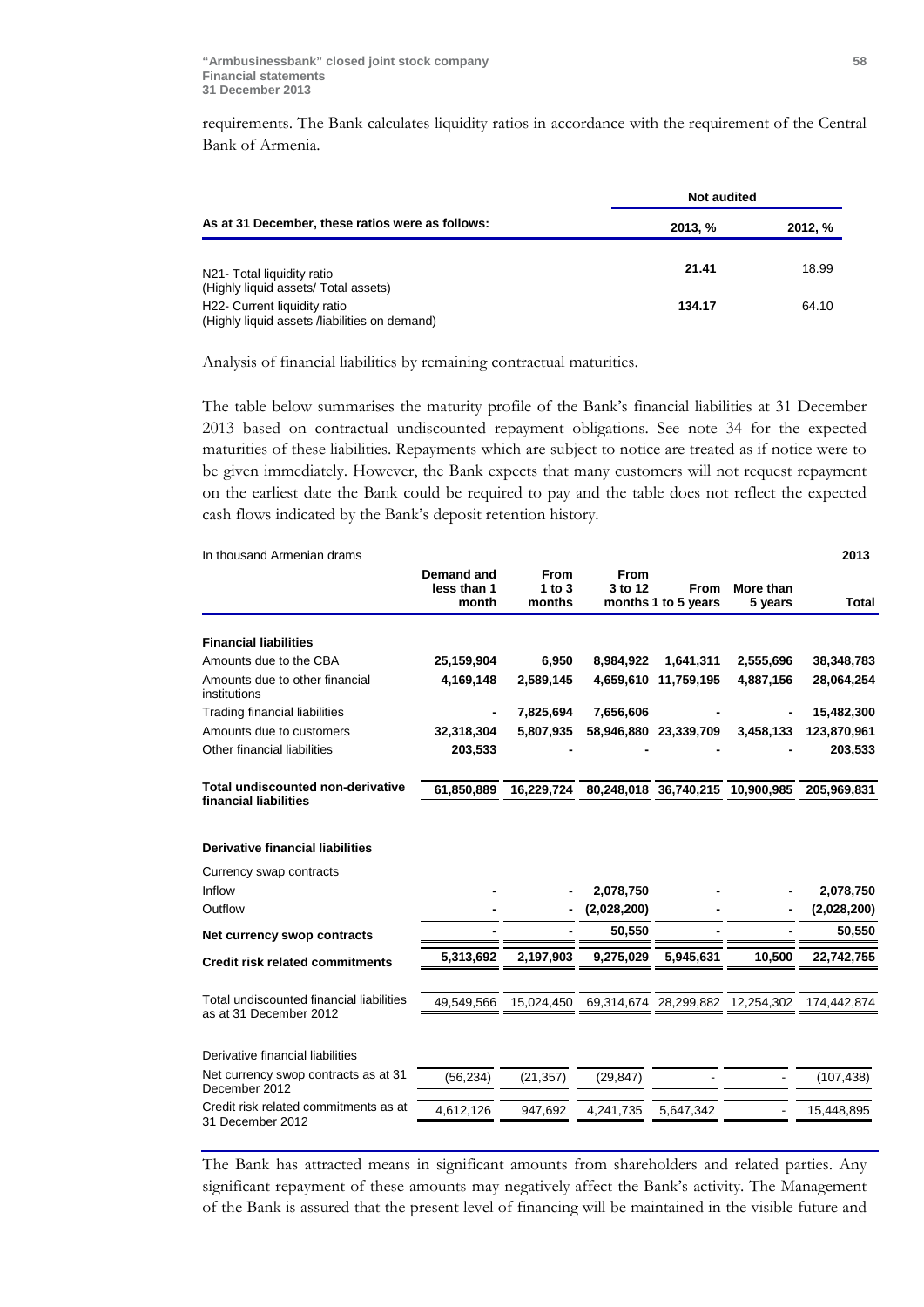requirements. The Bank calculates liquidity ratios in accordance with the requirement of the Central Bank of Armenia.

| As at 31 December, these ratios were as follows: | Not audited | |
|---|---|---|
| | **2013, %** | **2012, %** |
| N21- Total liquidity ratio (Highly liquid assets/ Total assets) | **21.41** | 18.99 |
| H22- Current liquidity ratio (Highly liquid assets /liabilities on demand) | **134.17** | 64.10 |

Analysis of financial liabilities by remaining contractual maturities.

The table below summarises the maturity profile of the Bank's financial liabilities at 31 December 2013 based on contractual undiscounted repayment obligations. See note 34 for the expected maturities of these liabilities. Repayments which are subject to notice are treated as if notice were to be given immediately. However, the Bank expects that many customers will not request repayment on the earliest date the Bank could be required to pay and the table does not reflect the expected cash flows indicated by the Bank's deposit retention history.

In thousand Armenian drams

| 2013 | Demand and less than 1 month | From 1 to 3 months | From 3 to 12 months | From 1 to 5 years | More than 5 years | Total |
|---|---|---|---|---|---|---|
| **Financial liabilities** | | | | | | |
| Amounts due to the CBA | **25,159,904** | **6,950** | **8,984,922** | **1,641,311** | **2,555,696** | **38,348,783** |
| Amounts due to other financial institutions | **4,169,148** | **2,589,145** | **4,659,610** | **11,759,195** | **4,887,156** | **28,064,254** |
| Trading financial liabilities | **-** | **7,825,694** | **7,656,606** | **-** | **-** | **15,482,300** |
| Amounts due to customers | **32,318,304** | **5,807,935** | **58,946,880** | **23,339,709** | **3,458,133** | **123,870,961** |
| Other financial liabilities | **203,533** | **-** | **-** | **-** | **-** | **203,533** |
| **Total undiscounted non-derivative financial liabilities** | **61,850,889** | **16,229,724** | **80,248,018** | **36,740,215** | **10,900,985** | **205,969,831** |
| **Derivative financial liabilities** | | | | | | |
| Currency swap contracts | | | | | | |
| Inflow | **-** | **-** | **2,078,750** | **-** | **-** | **2,078,750** |
| Outflow | **-** | **-** | **(2,028,200)** | **-** | **-** | **(2,028,200)** |
| **Net currency swop contracts** | **-** | **-** | **50,550** | **-** | **-** | **50,550** |
| **Credit risk related commitments** | **5,313,692** | **2,197,903** | **9,275,029** | **5,945,631** | **10,500** | **22,742,755** |
| Total undiscounted financial liabilities as at 31 December 2012 | 49,549,566 | 15,024,450 | 69,314,674 | 28,299,882 | 12,254,302 | 174,442,874 |
| Derivative financial liabilities | | | | | | |
| Net currency swop contracts as at 31 December 2012 | (56,234) | (21,357) | (29,847) | - | - | (107,438) |
| Credit risk related commitments as at 31 December 2012 | 4,612,126 | 947,692 | 4,241,735 | 5,647,342 | - | 15,448,895 |

The Bank has attracted means in significant amounts from shareholders and related parties. Any significant repayment of these amounts may negatively affect the Bank's activity. The Management of the Bank is assured that the present level of financing will be maintained in the visible future and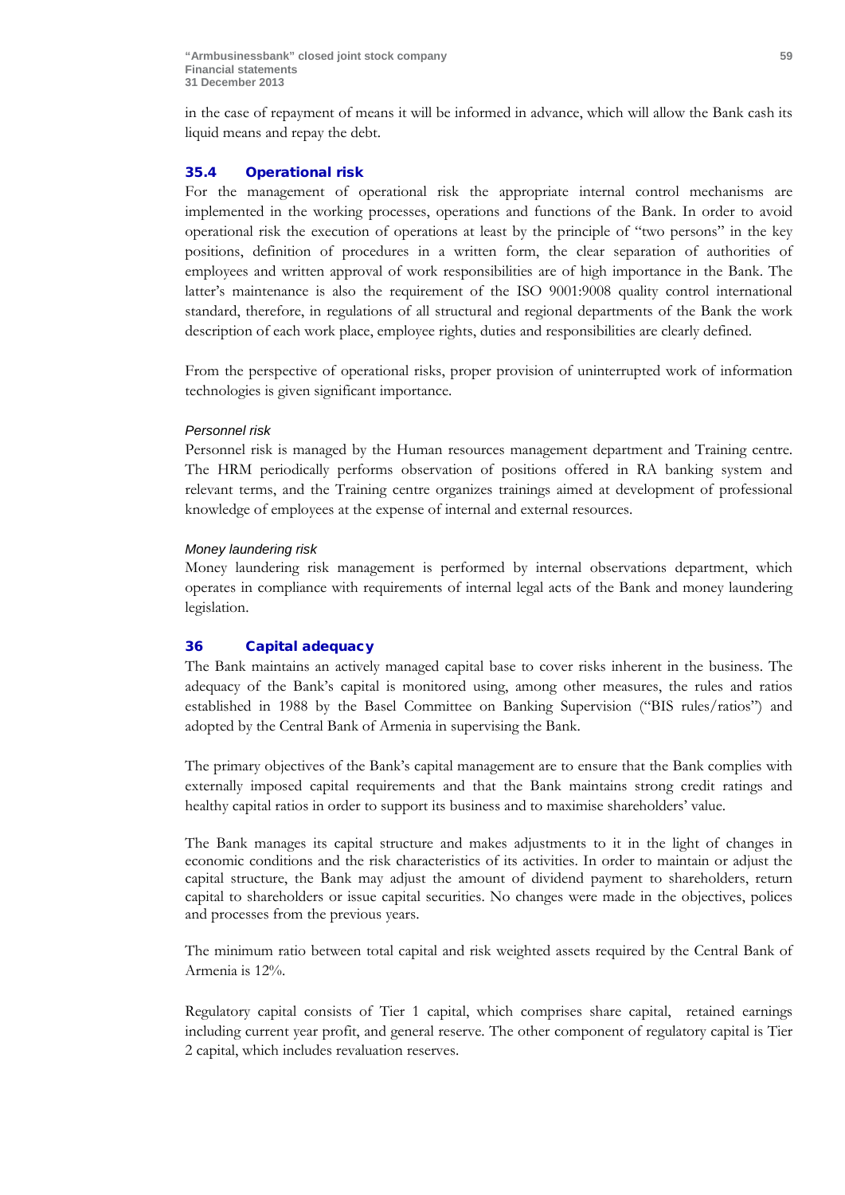in the case of repayment of means it will be informed in advance, which will allow the Bank cash its liquid means and repay the debt.

### 35.4 Operational risk

For the management of operational risk the appropriate internal control mechanisms are implemented in the working processes, operations and functions of the Bank. In order to avoid operational risk the execution of operations at least by the principle of "two persons" in the key positions, definition of procedures in a written form, the clear separation of authorities of employees and written approval of work responsibilities are of high importance in the Bank. The latter's maintenance is also the requirement of the ISO 9001:9008 quality control international standard, therefore, in regulations of all structural and regional departments of the Bank the work description of each work place, employee rights, duties and responsibilities are clearly defined.

From the perspective of operational risks, proper provision of uninterrupted work of information technologies is given significant importance.

*Personnel risk*

Personnel risk is managed by the Human resources management department and Training centre. The HRM periodically performs observation of positions offered in RA banking system and relevant terms, and the Training centre organizes trainings aimed at development of professional knowledge of employees at the expense of internal and external resources.

*Money laundering risk*

Money laundering risk management is performed by internal observations department, which operates in compliance with requirements of internal legal acts of the Bank and money laundering legislation.

## 36 Capital adequacy

The Bank maintains an actively managed capital base to cover risks inherent in the business. The adequacy of the Bank's capital is monitored using, among other measures, the rules and ratios established in 1988 by the Basel Committee on Banking Supervision ("BIS rules/ratios") and adopted by the Central Bank of Armenia in supervising the Bank.

The primary objectives of the Bank's capital management are to ensure that the Bank complies with externally imposed capital requirements and that the Bank maintains strong credit ratings and healthy capital ratios in order to support its business and to maximise shareholders' value.

The Bank manages its capital structure and makes adjustments to it in the light of changes in economic conditions and the risk characteristics of its activities. In order to maintain or adjust the capital structure, the Bank may adjust the amount of dividend payment to shareholders, return capital to shareholders or issue capital securities. No changes were made in the objectives, polices and processes from the previous years.

The minimum ratio between total capital and risk weighted assets required by the Central Bank of Armenia is 12%.

Regulatory capital consists of Tier 1 capital, which comprises share capital, retained earnings including current year profit, and general reserve. The other component of regulatory capital is Tier 2 capital, which includes revaluation reserves.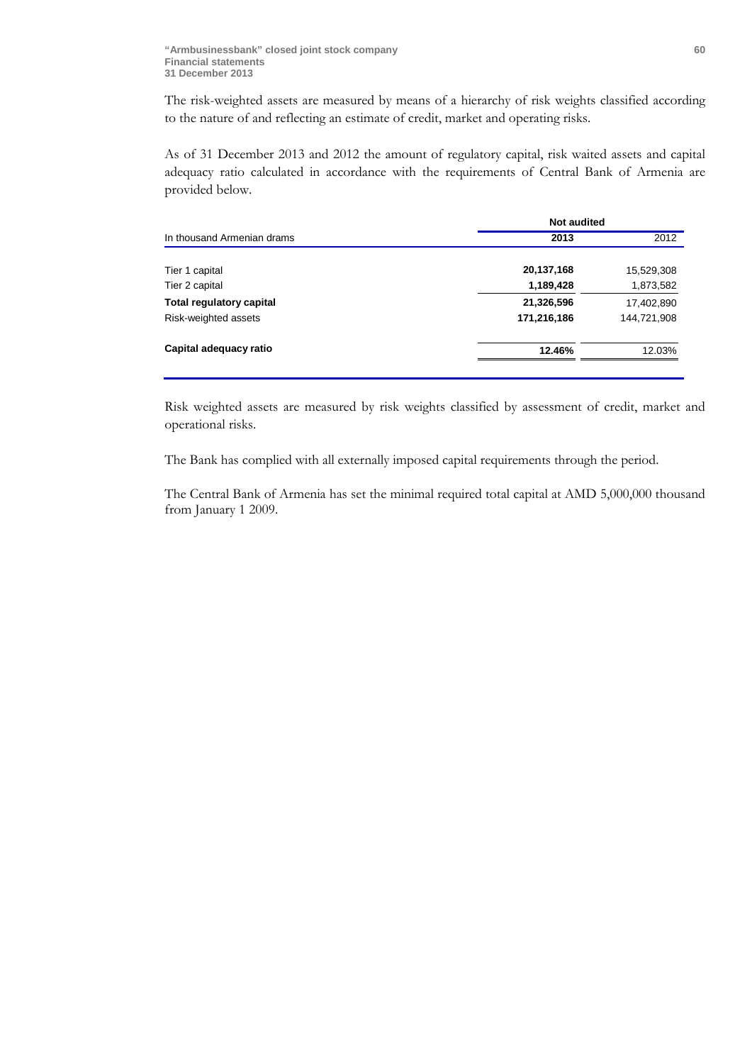The risk-weighted assets are measured by means of a hierarchy of risk weights classified according to the nature of and reflecting an estimate of credit, market and operating risks.

As of 31 December 2013 and 2012 the amount of regulatory capital, risk waited assets and capital adequacy ratio calculated in accordance with the requirements of Central Bank of Armenia are provided below.

| | Not audited | |
|---|---|---|
| In thousand Armenian drams | **2013** | 2012 |
| Tier 1 capital | **20,137,168** | 15,529,308 |
| Tier 2 capital | **1,189,428** | 1,873,582 |
| **Total regulatory capital** | **21,326,596** | 17,402,890 |
| Risk-weighted assets | **171,216,186** | 144,721,908 |
| **Capital adequacy ratio** | **12.46%** | 12.03% |

Risk weighted assets are measured by risk weights classified by assessment of credit, market and operational risks.

The Bank has complied with all externally imposed capital requirements through the period.

The Central Bank of Armenia has set the minimal required total capital at AMD 5,000,000 thousand from January 1 2009.